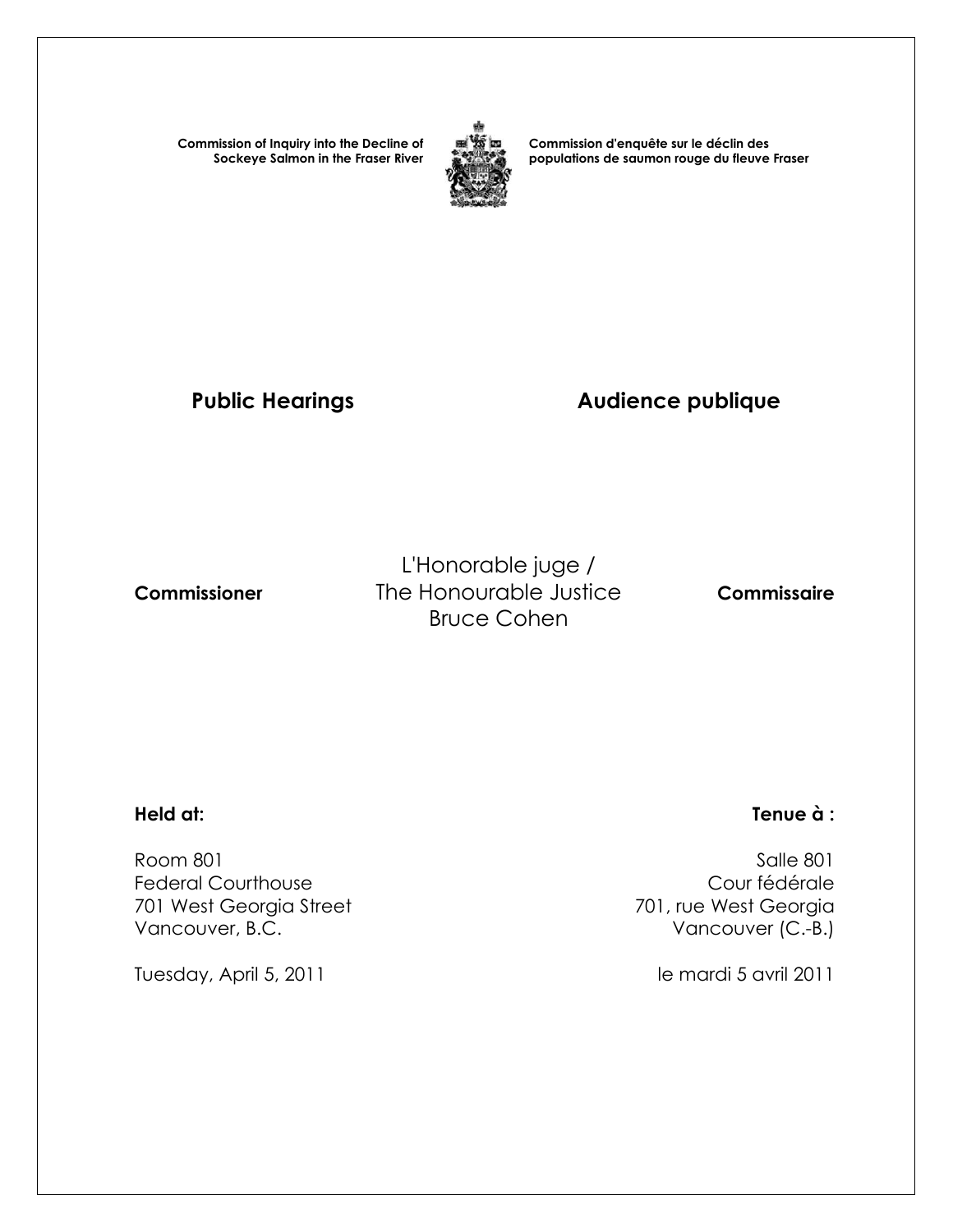**Commission of Inquiry into the Decline of Sockeye Salmon in the Fraser River**

**Commission d'enquête sur le déclin des populations de saumon rouge du fleuve Fraser**

## Public Hearings

## Audience publique

**Commissioner**

L'Honorable juge /
The Honourable Justice
Bruce Cohen

**Commissaire**

**Held at:**

Room 801
Federal Courthouse
701 West Georgia Street
Vancouver, B.C.

Tuesday, April 5, 2011

**Tenue à :**

Salle 801
Cour fédérale
701, rue West Georgia
Vancouver (C.-B.)

le mardi 5 avril 2011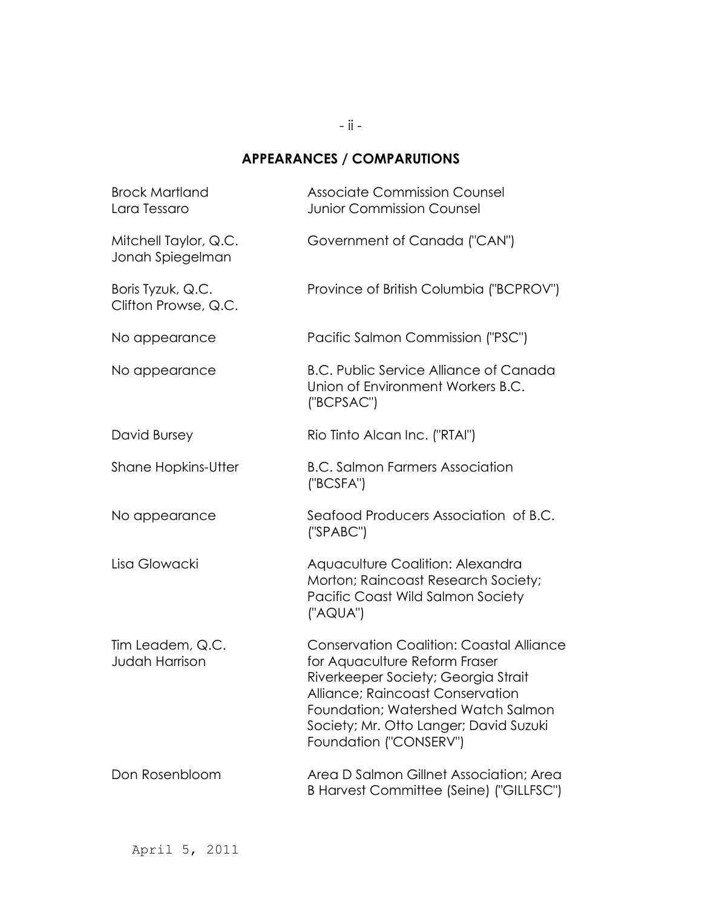## APPEARANCES / COMPARUTIONS

| | |
|---|---|
| Brock Martland<br>Lara Tessaro | Associate Commission Counsel<br>Junior Commission Counsel |
| Mitchell Taylor, Q.C.<br>Jonah Spiegelman | Government of Canada ("CAN") |
| Boris Tyzuk, Q.C.<br>Clifton Prowse, Q.C. | Province of British Columbia ("BCPROV") |
| No appearance | Pacific Salmon Commission ("PSC") |
| No appearance | B.C. Public Service Alliance of Canada Union of Environment Workers B.C. ("BCPSAC") |
| David Bursey | Rio Tinto Alcan Inc. ("RTAI") |
| Shane Hopkins-Utter | B.C. Salmon Farmers Association ("BCSFA") |
| No appearance | Seafood Producers Association of B.C. ("SPABC") |
| Lisa Glowacki | Aquaculture Coalition: Alexandra Morton; Raincoast Research Society; Pacific Coast Wild Salmon Society ("AQUA") |
| Tim Leadem, Q.C.<br>Judah Harrison | Conservation Coalition: Coastal Alliance for Aquaculture Reform Fraser Riverkeeper Society; Georgia Strait Alliance; Raincoast Conservation Foundation; Watershed Watch Salmon Society; Mr. Otto Langer; David Suzuki Foundation ("CONSERV") |
| Don Rosenbloom | Area D Salmon Gillnet Association; Area B Harvest Committee (Seine) ("GILLFSC") |

April 5, 2011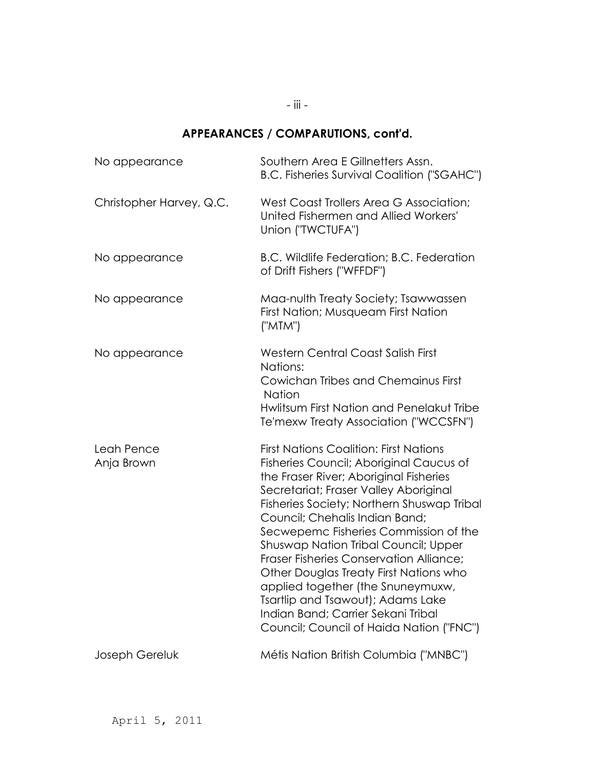**APPEARANCES / COMPARUTIONS, cont'd.**

| | |
|---|---|
| No appearance | Southern Area E Gillnetters Assn. B.C. Fisheries Survival Coalition ("SGAHC") |
| Christopher Harvey, Q.C. | West Coast Trollers Area G Association; United Fishermen and Allied Workers' Union ("TWCTUFA") |
| No appearance | B.C. Wildlife Federation; B.C. Federation of Drift Fishers ("WFFDF") |
| No appearance | Maa-nulth Treaty Society; Tsawwassen First Nation; Musqueam First Nation ("MTM") |
| No appearance | Western Central Coast Salish First Nations: Cowichan Tribes and Chemainus First Nation Hwlitsum First Nation and Penelakut Tribe Te'mexw Treaty Association ("WCCSFN") |
| Leah Pence<br>Anja Brown | First Nations Coalition: First Nations Fisheries Council; Aboriginal Caucus of the Fraser River; Aboriginal Fisheries Secretariat; Fraser Valley Aboriginal Fisheries Society; Northern Shuswap Tribal Council; Chehalis Indian Band; Secwepemc Fisheries Commission of the Shuswap Nation Tribal Council; Upper Fraser Fisheries Conservation Alliance; Other Douglas Treaty First Nations who applied together (the Snuneymuxw, Tsartlip and Tsawout); Adams Lake Indian Band; Carrier Sekani Tribal Council; Council of Haida Nation ("FNC") |
| Joseph Gereluk | Métis Nation British Columbia ("MNBC") |

April 5, 2011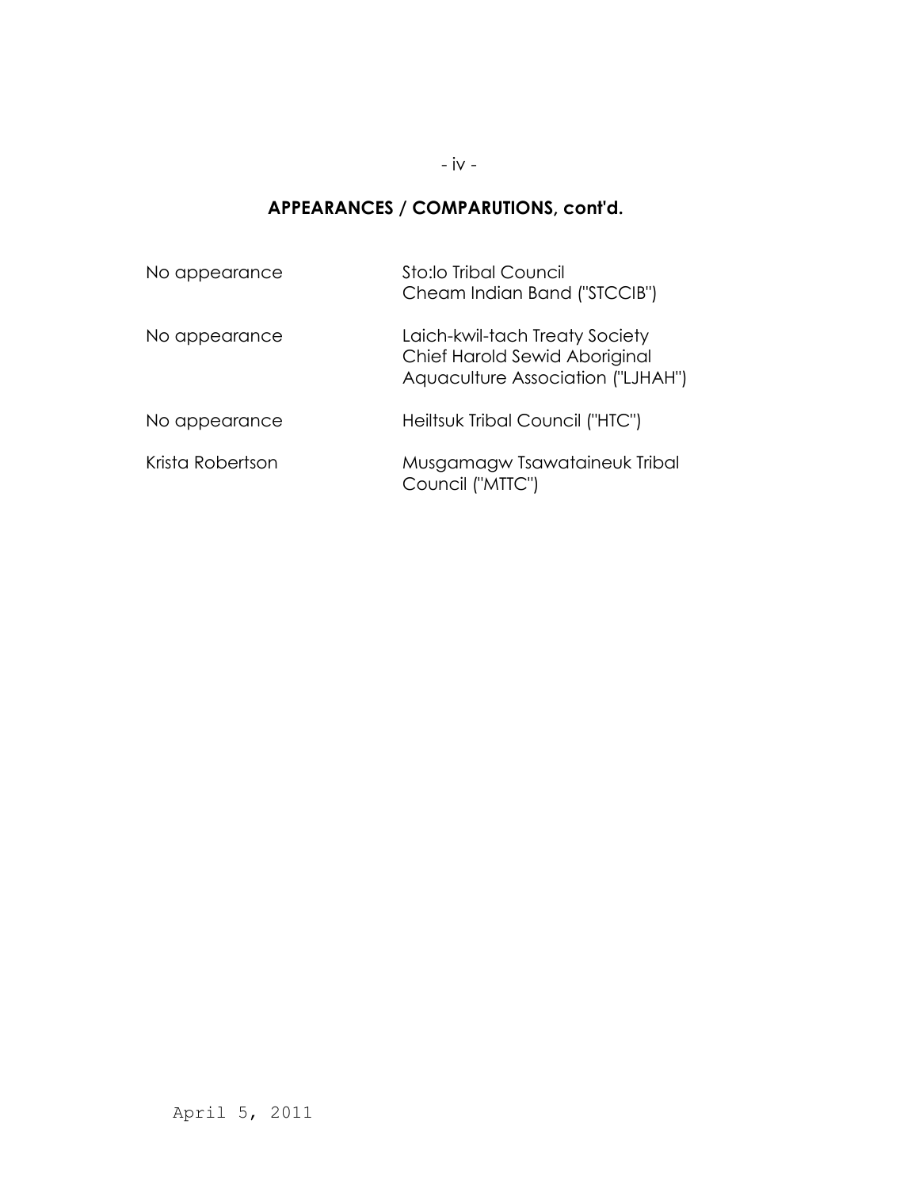## APPEARANCES / COMPARUTIONS, cont'd.

| | |
|---|---|
| No appearance | Sto:lo Tribal Council<br>Cheam Indian Band ("STCCIB") |
| No appearance | Laich-kwil-tach Treaty Society<br>Chief Harold Sewid Aboriginal<br>Aquaculture Association ("LJHAH") |
| No appearance | Heiltsuk Tribal Council ("HTC") |
| Krista Robertson | Musgamagw Tsawataineuk Tribal<br>Council ("MTTC") |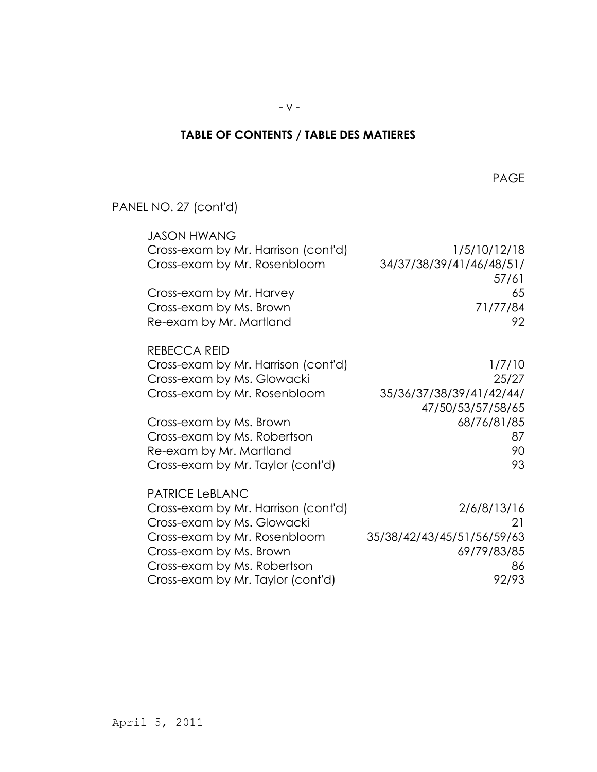## TABLE OF CONTENTS / TABLE DES MATIERES

| | PAGE |
|---|---|
| PANEL NO. 27 (cont'd) | |
| **JASON HWANG** | |
| Cross-exam by Mr. Harrison (cont'd) | 1/5/10/12/18 |
| Cross-exam by Mr. Rosenbloom | 34/37/38/39/41/46/48/51/57/61 |
| Cross-exam by Mr. Harvey | 65 |
| Cross-exam by Ms. Brown | 71/77/84 |
| Re-exam by Mr. Martland | 92 |
| **REBECCA REID** | |
| Cross-exam by Mr. Harrison (cont'd) | 1/7/10 |
| Cross-exam by Ms. Glowacki | 25/27 |
| Cross-exam by Mr. Rosenbloom | 35/36/37/38/39/41/42/44/47/50/53/57/58/65 |
| Cross-exam by Ms. Brown | 68/76/81/85 |
| Cross-exam by Ms. Robertson | 87 |
| Re-exam by Mr. Martland | 90 |
| Cross-exam by Mr. Taylor (cont'd) | 93 |
| **PATRICE LeBLANC** | |
| Cross-exam by Mr. Harrison (cont'd) | 2/6/8/13/16 |
| Cross-exam by Ms. Glowacki | 21 |
| Cross-exam by Mr. Rosenbloom | 35/38/42/43/45/51/56/59/63 |
| Cross-exam by Ms. Brown | 69/79/83/85 |
| Cross-exam by Ms. Robertson | 86 |
| Cross-exam by Mr. Taylor (cont'd) | 92/93 |

April 5, 2011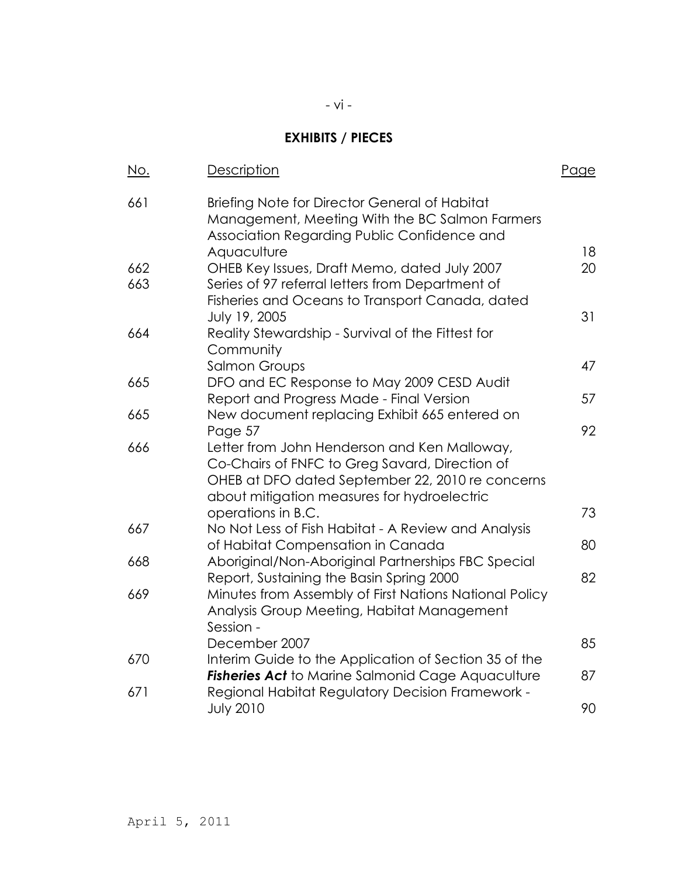## EXHIBITS / PIECES

| No. | Description | Page |
|---|---|---|
| 661 | Briefing Note for Director General of Habitat Management, Meeting With the BC Salmon Farmers Association Regarding Public Confidence and Aquaculture | 18 |
| 662 | OHEB Key Issues, Draft Memo, dated July 2007 | 20 |
| 663 | Series of 97 referral letters from Department of Fisheries and Oceans to Transport Canada, dated July 19, 2005 | 31 |
| 664 | Reality Stewardship - Survival of the Fittest for Community Salmon Groups | 47 |
| 665 | DFO and EC Response to May 2009 CESD Audit Report and Progress Made - Final Version | 57 |
| 665 | New document replacing Exhibit 665 entered on Page 57 | 92 |
| 666 | Letter from John Henderson and Ken Malloway, Co-Chairs of FNFC to Greg Savard, Direction of OHEB at DFO dated September 22, 2010 re concerns about mitigation measures for hydroelectric operations in B.C. | 73 |
| 667 | No Not Less of Fish Habitat - A Review and Analysis of Habitat Compensation in Canada | 80 |
| 668 | Aboriginal/Non-Aboriginal Partnerships FBC Special Report, Sustaining the Basin Spring 2000 | 82 |
| 669 | Minutes from Assembly of First Nations National Policy Analysis Group Meeting, Habitat Management Session - December 2007 | 85 |
| 670 | Interim Guide to the Application of Section 35 of the ***Fisheries Act*** to Marine Salmonid Cage Aquaculture | 87 |
| 671 | Regional Habitat Regulatory Decision Framework - July 2010 | 90 |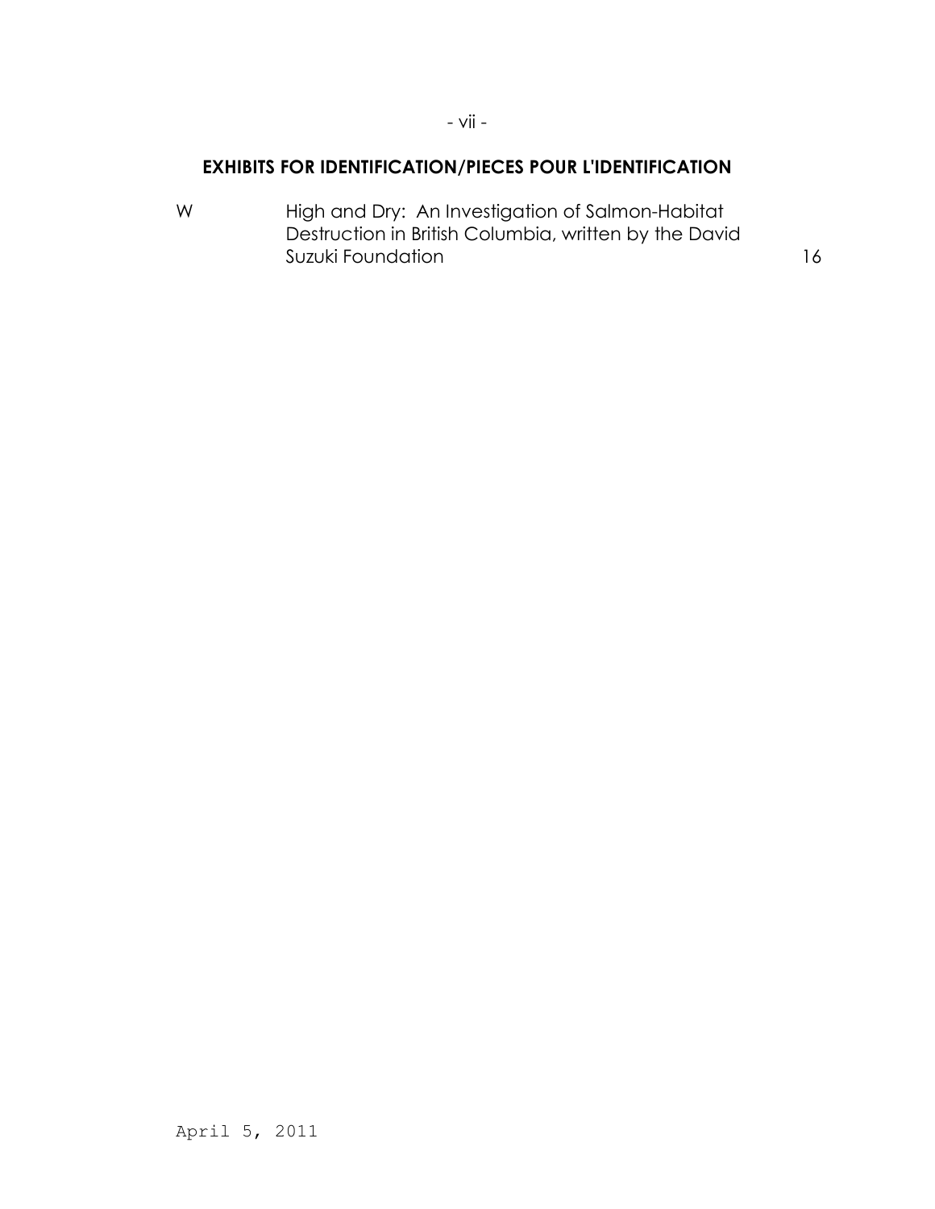## EXHIBITS FOR IDENTIFICATION/PIECES POUR L'IDENTIFICATION

| | | |
|---|---|---|
| W | High and Dry: An Investigation of Salmon-Habitat Destruction in British Columbia, written by the David Suzuki Foundation | 16 |

April 5, 2011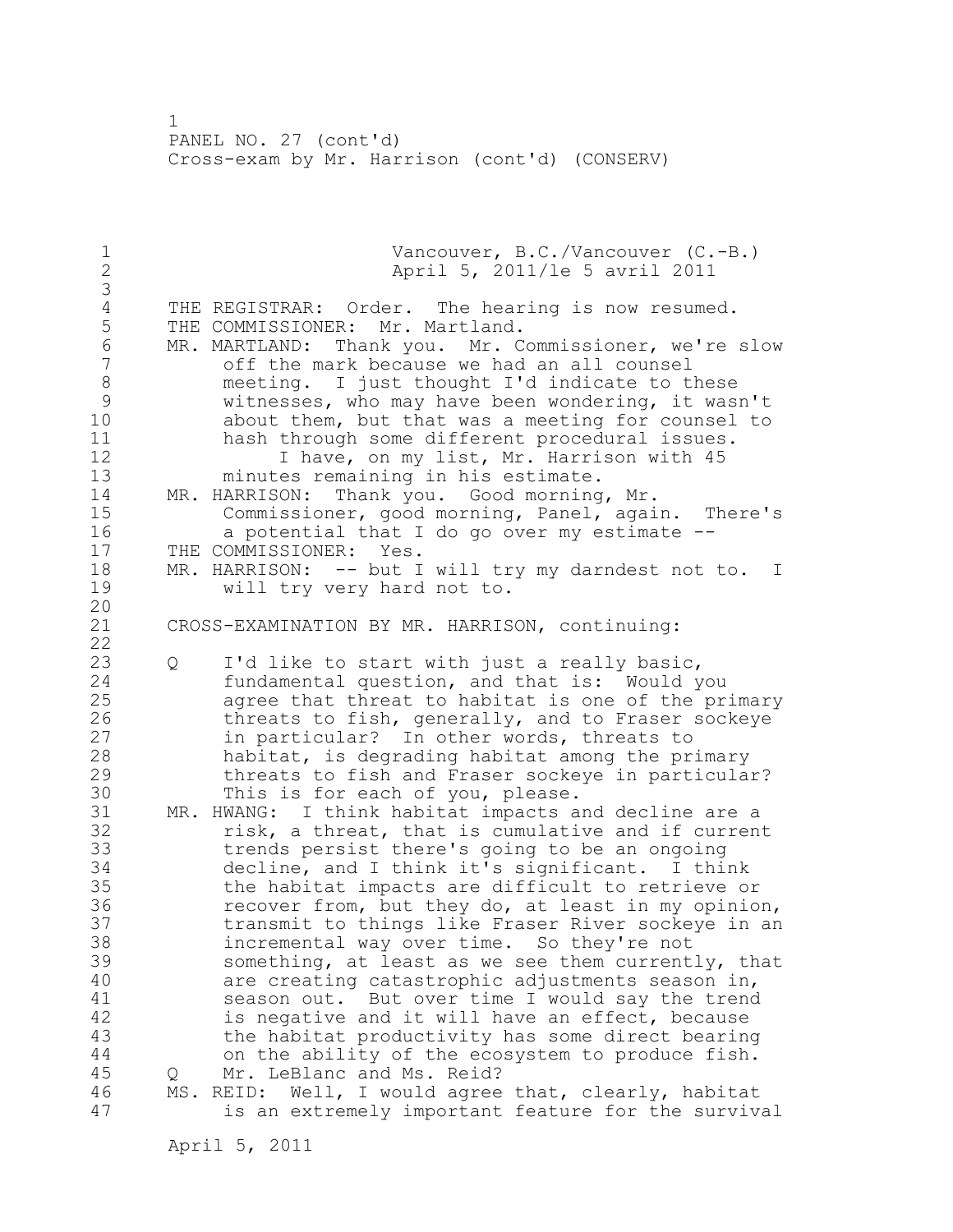Vancouver, B.C./Vancouver (C.-B.)
April 5, 2011/le 5 avril 2011

THE REGISTRAR: Order. The hearing is now resumed.

THE COMMISSIONER: Mr. Martland.

MR. MARTLAND: Thank you. Mr. Commissioner, we're slow off the mark because we had an all counsel meeting. I just thought I'd indicate to these witnesses, who may have been wondering, it wasn't about them, but that was a meeting for counsel to hash through some different procedural issues.

I have, on my list, Mr. Harrison with 45 minutes remaining in his estimate.

MR. HARRISON: Thank you. Good morning, Mr. Commissioner, good morning, Panel, again. There's a potential that I do go over my estimate --

THE COMMISSIONER: Yes.

MR. HARRISON: -- but I will try my darndest not to. I will try very hard not to.

CROSS-EXAMINATION BY MR. HARRISON, continuing:

Q I'd like to start with just a really basic, fundamental question, and that is: Would you agree that threat to habitat is one of the primary threats to fish, generally, and to Fraser sockeye in particular? In other words, threats to habitat, is degrading habitat among the primary threats to fish and Fraser sockeye in particular? This is for each of you, please.

MR. HWANG: I think habitat impacts and decline are a risk, a threat, that is cumulative and if current trends persist there's going to be an ongoing decline, and I think it's significant. I think the habitat impacts are difficult to retrieve or recover from, but they do, at least in my opinion, transmit to things like Fraser River sockeye in an incremental way over time. So they're not something, at least as we see them currently, that are creating catastrophic adjustments season in, season out. But over time I would say the trend is negative and it will have an effect, because the habitat productivity has some direct bearing on the ability of the ecosystem to produce fish.

Q Mr. LeBlanc and Ms. Reid?

MS. REID: Well, I would agree that, clearly, habitat is an extremely important feature for the survival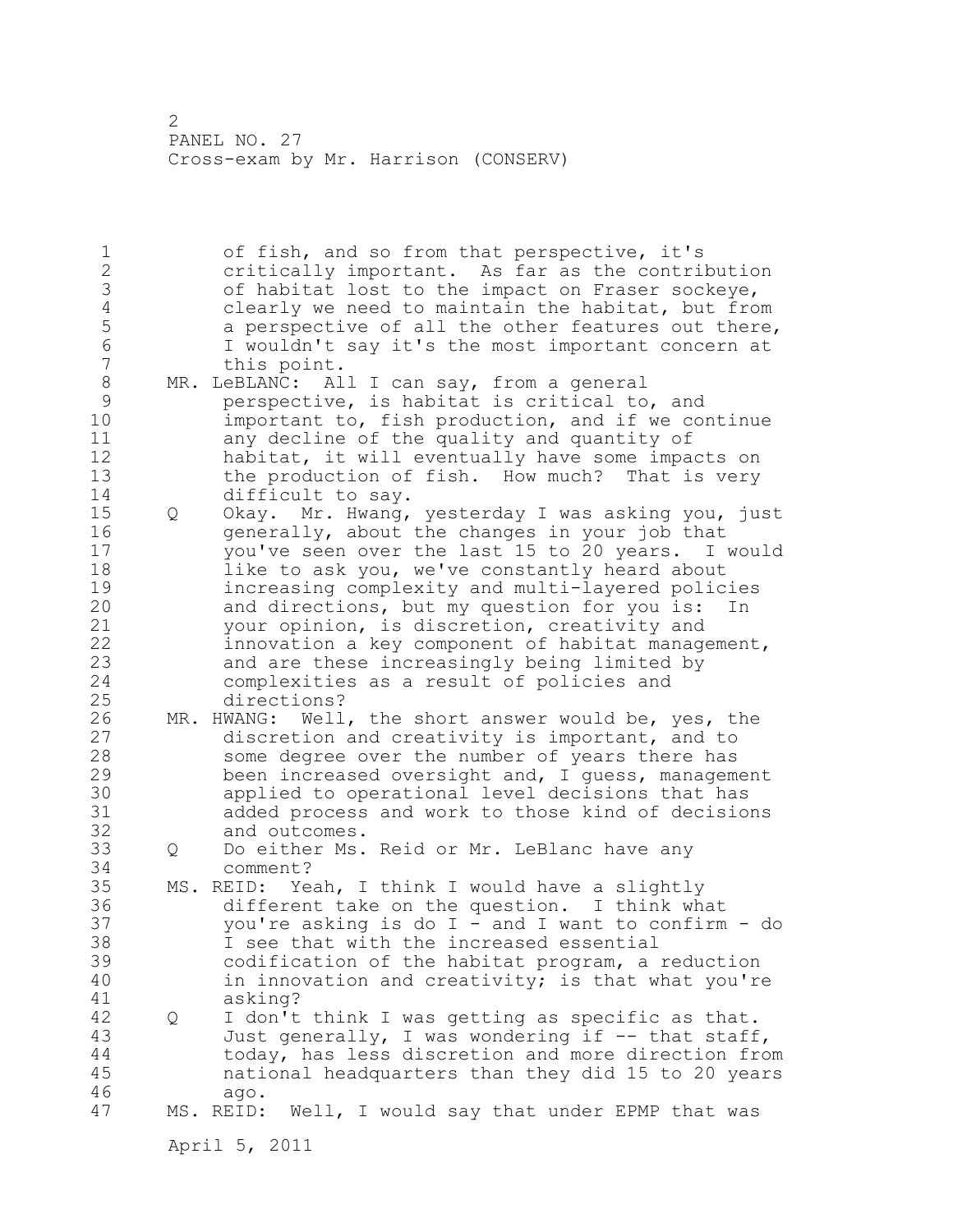PANEL NO. 27
Cross-exam by Mr. Harrison (CONSERV)

of fish, and so from that perspective, it's critically important. As far as the contribution of habitat lost to the impact on Fraser sockeye, clearly we need to maintain the habitat, but from a perspective of all the other features out there, I wouldn't say it's the most important concern at this point.

MR. LeBLANC: All I can say, from a general perspective, is habitat is critical to, and important to, fish production, and if we continue any decline of the quality and quantity of habitat, it will eventually have some impacts on the production of fish. How much? That is very difficult to say.

Q Okay. Mr. Hwang, yesterday I was asking you, just generally, about the changes in your job that you've seen over the last 15 to 20 years. I would like to ask you, we've constantly heard about increasing complexity and multi-layered policies and directions, but my question for you is: In your opinion, is discretion, creativity and innovation a key component of habitat management, and are these increasingly being limited by complexities as a result of policies and directions?

MR. HWANG: Well, the short answer would be, yes, the discretion and creativity is important, and to some degree over the number of years there has been increased oversight and, I guess, management applied to operational level decisions that has added process and work to those kind of decisions and outcomes.

Q Do either Ms. Reid or Mr. LeBlanc have any comment?

MS. REID: Yeah, I think I would have a slightly different take on the question. I think what you're asking is do I - and I want to confirm - do I see that with the increased essential codification of the habitat program, a reduction in innovation and creativity; is that what you're asking?

Q I don't think I was getting as specific as that. Just generally, I was wondering if -- that staff, today, has less discretion and more direction from national headquarters than they did 15 to 20 years ago.

MS. REID: Well, I would say that under EPMP that was

April 5, 2011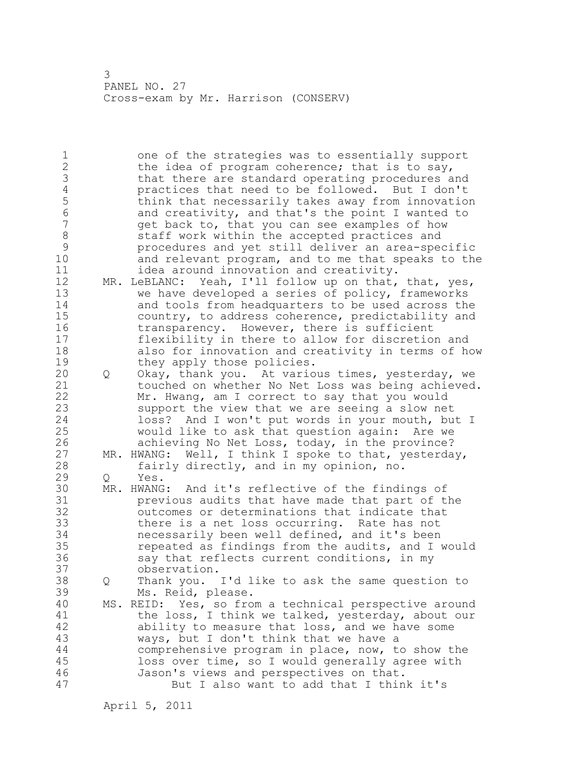one of the strategies was to essentially support the idea of program coherence; that is to say, that there are standard operating procedures and practices that need to be followed. But I don't think that necessarily takes away from innovation and creativity, and that's the point I wanted to get back to, that you can see examples of how staff work within the accepted practices and procedures and yet still deliver an area-specific and relevant program, and to me that speaks to the idea around innovation and creativity.

MR. LeBLANC: Yeah, I'll follow up on that, that, yes, we have developed a series of policy, frameworks and tools from headquarters to be used across the country, to address coherence, predictability and transparency. However, there is sufficient flexibility in there to allow for discretion and also for innovation and creativity in terms of how they apply those policies.

Q Okay, thank you. At various times, yesterday, we touched on whether No Net Loss was being achieved. Mr. Hwang, am I correct to say that you would support the view that we are seeing a slow net loss? And I won't put words in your mouth, but I would like to ask that question again: Are we achieving No Net Loss, today, in the province?

MR. HWANG: Well, I think I spoke to that, yesterday, fairly directly, and in my opinion, no.

Q Yes.

MR. HWANG: And it's reflective of the findings of previous audits that have made that part of the outcomes or determinations that indicate that there is a net loss occurring. Rate has not necessarily been well defined, and it's been repeated as findings from the audits, and I would say that reflects current conditions, in my observation.

Q Thank you. I'd like to ask the same question to Ms. Reid, please.

MS. REID: Yes, so from a technical perspective around the loss, I think we talked, yesterday, about our ability to measure that loss, and we have some ways, but I don't think that we have a comprehensive program in place, now, to show the loss over time, so I would generally agree with Jason's views and perspectives on that.

But I also want to add that I think it's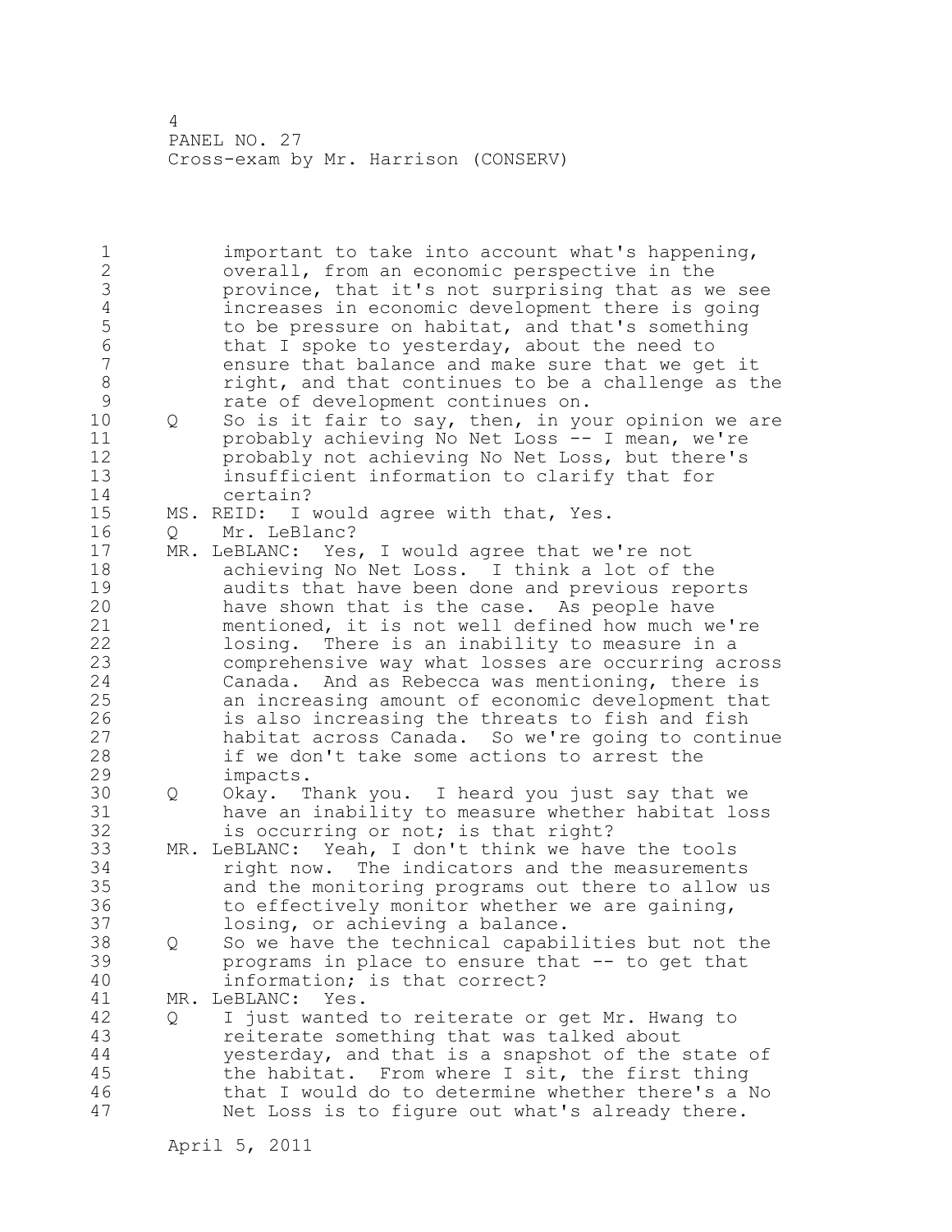important to take into account what's happening, overall, from an economic perspective in the province, that it's not surprising that as we see increases in economic development there is going to be pressure on habitat, and that's something that I spoke to yesterday, about the need to ensure that balance and make sure that we get it right, and that continues to be a challenge as the rate of development continues on.

Q So is it fair to say, then, in your opinion we are probably achieving No Net Loss -- I mean, we're probably not achieving No Net Loss, but there's insufficient information to clarify that for certain?

MS. REID: I would agree with that, Yes.

Q Mr. LeBlanc?

MR. LeBLANC: Yes, I would agree that we're not achieving No Net Loss. I think a lot of the audits that have been done and previous reports have shown that is the case. As people have mentioned, it is not well defined how much we're losing. There is an inability to measure in a comprehensive way what losses are occurring across Canada. And as Rebecca was mentioning, there is an increasing amount of economic development that is also increasing the threats to fish and fish habitat across Canada. So we're going to continue if we don't take some actions to arrest the impacts.

Q Okay. Thank you. I heard you just say that we have an inability to measure whether habitat loss is occurring or not; is that right?

MR. LeBLANC: Yeah, I don't think we have the tools right now. The indicators and the measurements and the monitoring programs out there to allow us to effectively monitor whether we are gaining, losing, or achieving a balance.

Q So we have the technical capabilities but not the programs in place to ensure that -- to get that information; is that correct?

MR. LeBLANC: Yes.

Q I just wanted to reiterate or get Mr. Hwang to reiterate something that was talked about yesterday, and that is a snapshot of the state of the habitat. From where I sit, the first thing that I would do to determine whether there's a No Net Loss is to figure out what's already there.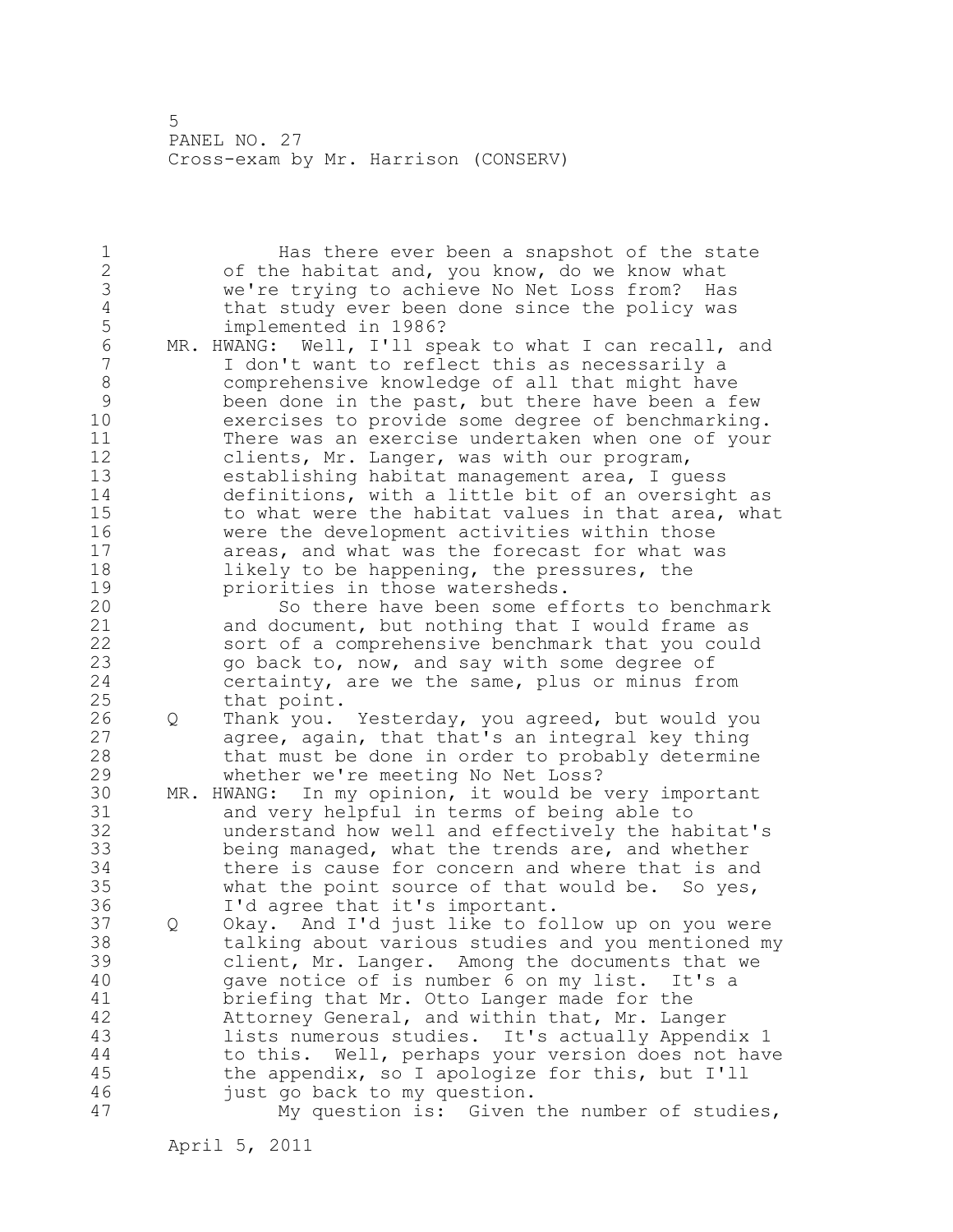Has there ever been a snapshot of the state of the habitat and, you know, do we know what we're trying to achieve No Net Loss from? Has that study ever been done since the policy was implemented in 1986?

MR. HWANG: Well, I'll speak to what I can recall, and I don't want to reflect this as necessarily a comprehensive knowledge of all that might have been done in the past, but there have been a few exercises to provide some degree of benchmarking. There was an exercise undertaken when one of your clients, Mr. Langer, was with our program, establishing habitat management area, I guess definitions, with a little bit of an oversight as to what were the habitat values in that area, what were the development activities within those areas, and what was the forecast for what was likely to be happening, the pressures, the priorities in those watersheds.

So there have been some efforts to benchmark and document, but nothing that I would frame as sort of a comprehensive benchmark that you could go back to, now, and say with some degree of certainty, are we the same, plus or minus from that point.

Q Thank you. Yesterday, you agreed, but would you agree, again, that that's an integral key thing that must be done in order to probably determine whether we're meeting No Net Loss?

MR. HWANG: In my opinion, it would be very important and very helpful in terms of being able to understand how well and effectively the habitat's being managed, what the trends are, and whether there is cause for concern and where that is and what the point source of that would be. So yes, I'd agree that it's important.

Q Okay. And I'd just like to follow up on you were talking about various studies and you mentioned my client, Mr. Langer. Among the documents that we gave notice of is number 6 on my list. It's a briefing that Mr. Otto Langer made for the Attorney General, and within that, Mr. Langer lists numerous studies. It's actually Appendix 1 to this. Well, perhaps your version does not have the appendix, so I apologize for this, but I'll just go back to my question.

My question is: Given the number of studies,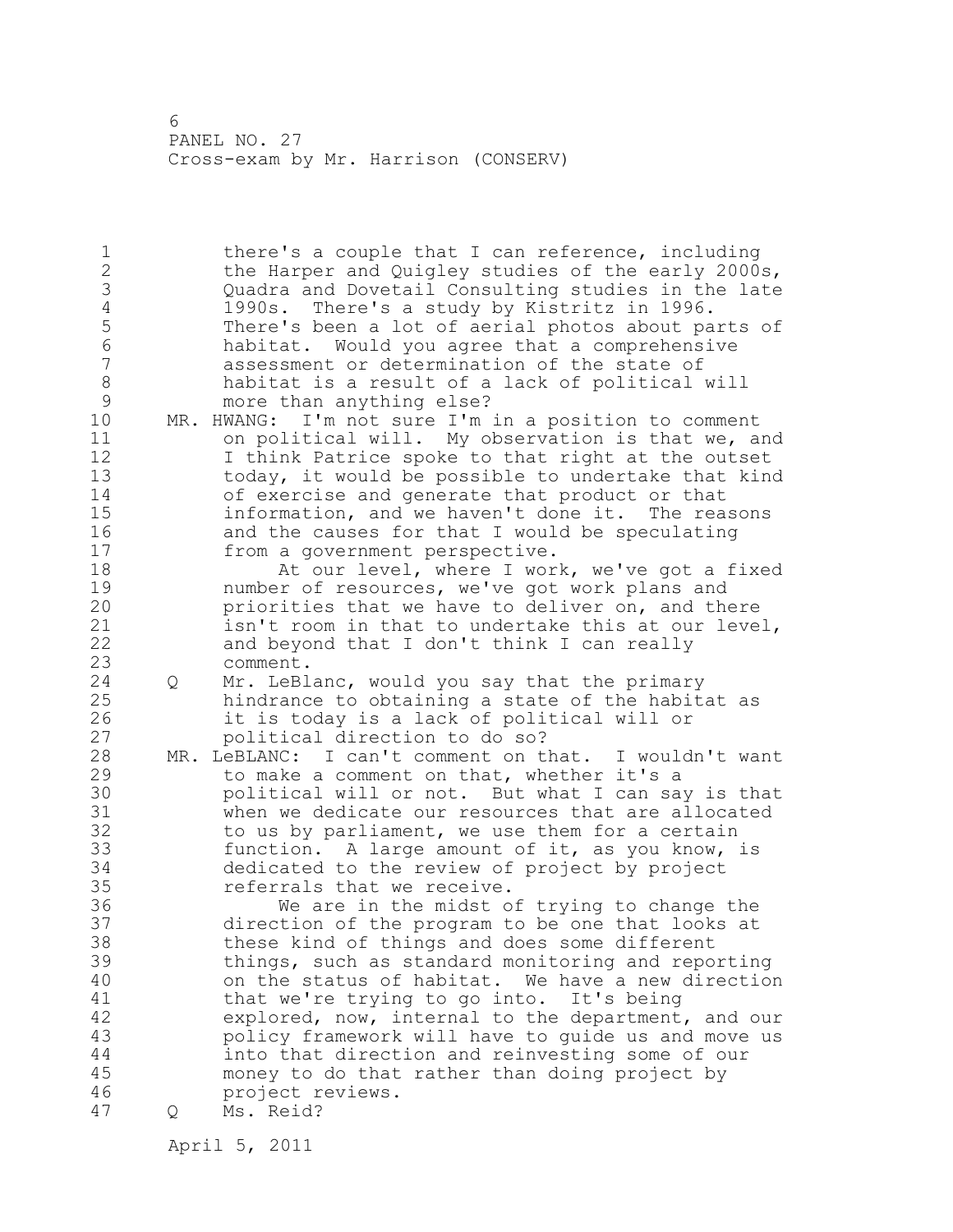there's a couple that I can reference, including the Harper and Quigley studies of the early 2000s, Quadra and Dovetail Consulting studies in the late 1990s. There's a study by Kistritz in 1996. There's been a lot of aerial photos about parts of habitat. Would you agree that a comprehensive assessment or determination of the state of habitat is a result of a lack of political will more than anything else?

MR. HWANG: I'm not sure I'm in a position to comment on political will. My observation is that we, and I think Patrice spoke to that right at the outset today, it would be possible to undertake that kind of exercise and generate that product or that information, and we haven't done it. The reasons and the causes for that I would be speculating from a government perspective.

At our level, where I work, we've got a fixed number of resources, we've got work plans and priorities that we have to deliver on, and there isn't room in that to undertake this at our level, and beyond that I don't think I can really comment.

Q Mr. LeBlanc, would you say that the primary hindrance to obtaining a state of the habitat as it is today is a lack of political will or political direction to do so?

MR. LeBLANC: I can't comment on that. I wouldn't want to make a comment on that, whether it's a political will or not. But what I can say is that when we dedicate our resources that are allocated to us by parliament, we use them for a certain function. A large amount of it, as you know, is dedicated to the review of project by project referrals that we receive.

We are in the midst of trying to change the direction of the program to be one that looks at these kind of things and does some different things, such as standard monitoring and reporting on the status of habitat. We have a new direction that we're trying to go into. It's being explored, now, internal to the department, and our policy framework will have to guide us and move us into that direction and reinvesting some of our money to do that rather than doing project by project reviews.

Q Ms. Reid?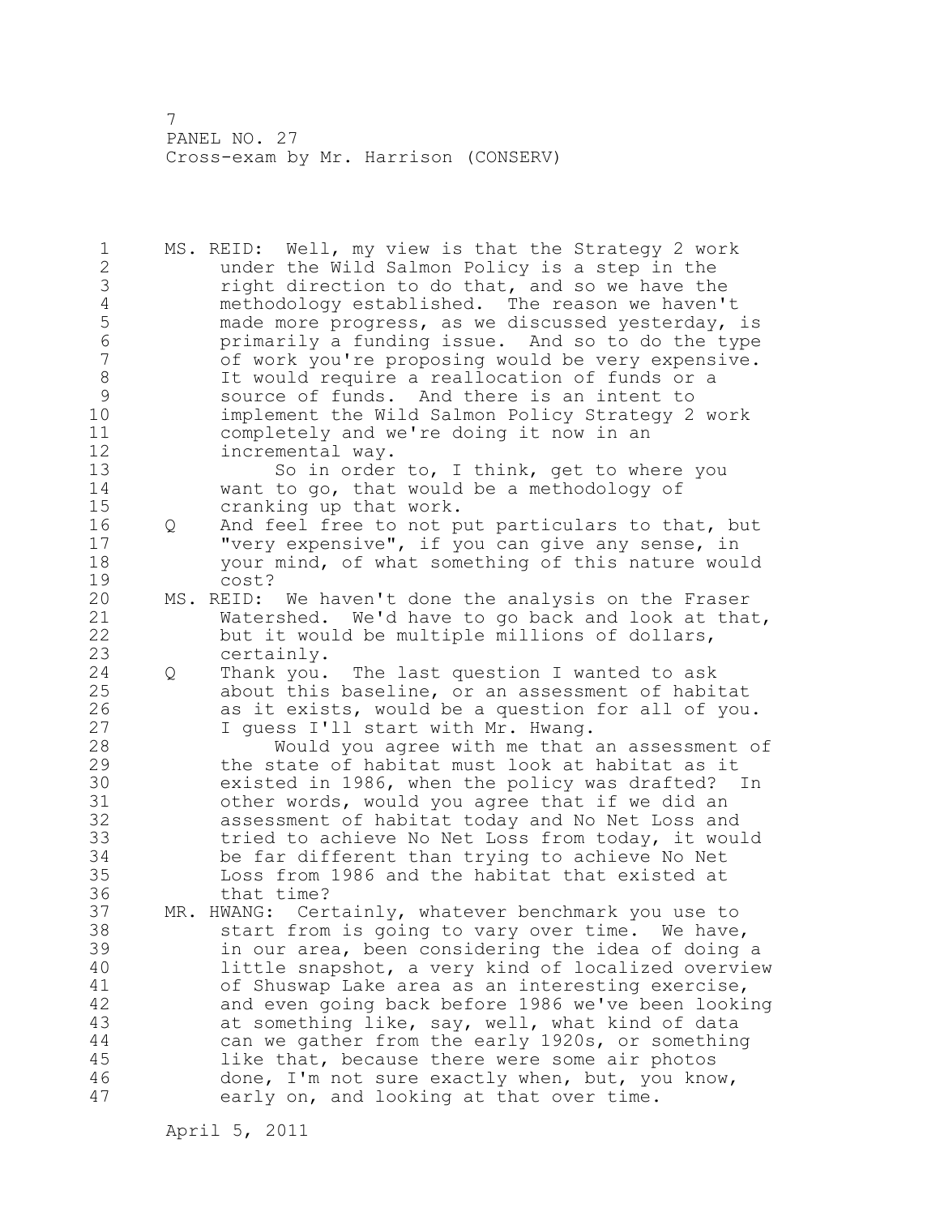MS. REID: Well, my view is that the Strategy 2 work under the Wild Salmon Policy is a step in the right direction to do that, and so we have the methodology established. The reason we haven't made more progress, as we discussed yesterday, is primarily a funding issue. And so to do the type of work you're proposing would be very expensive. It would require a reallocation of funds or a source of funds. And there is an intent to implement the Wild Salmon Policy Strategy 2 work completely and we're doing it now in an incremental way.

So in order to, I think, get to where you want to go, that would be a methodology of cranking up that work.

Q And feel free to not put particulars to that, but "very expensive", if you can give any sense, in your mind, of what something of this nature would cost?

MS. REID: We haven't done the analysis on the Fraser Watershed. We'd have to go back and look at that, but it would be multiple millions of dollars, certainly.

Q Thank you. The last question I wanted to ask about this baseline, or an assessment of habitat as it exists, would be a question for all of you. I guess I'll start with Mr. Hwang.

Would you agree with me that an assessment of the state of habitat must look at habitat as it existed in 1986, when the policy was drafted? In other words, would you agree that if we did an assessment of habitat today and No Net Loss and tried to achieve No Net Loss from today, it would be far different than trying to achieve No Net Loss from 1986 and the habitat that existed at that time?

MR. HWANG: Certainly, whatever benchmark you use to start from is going to vary over time. We have, in our area, been considering the idea of doing a little snapshot, a very kind of localized overview of Shuswap Lake area as an interesting exercise, and even going back before 1986 we've been looking at something like, say, well, what kind of data can we gather from the early 1920s, or something like that, because there were some air photos done, I'm not sure exactly when, but, you know, early on, and looking at that over time.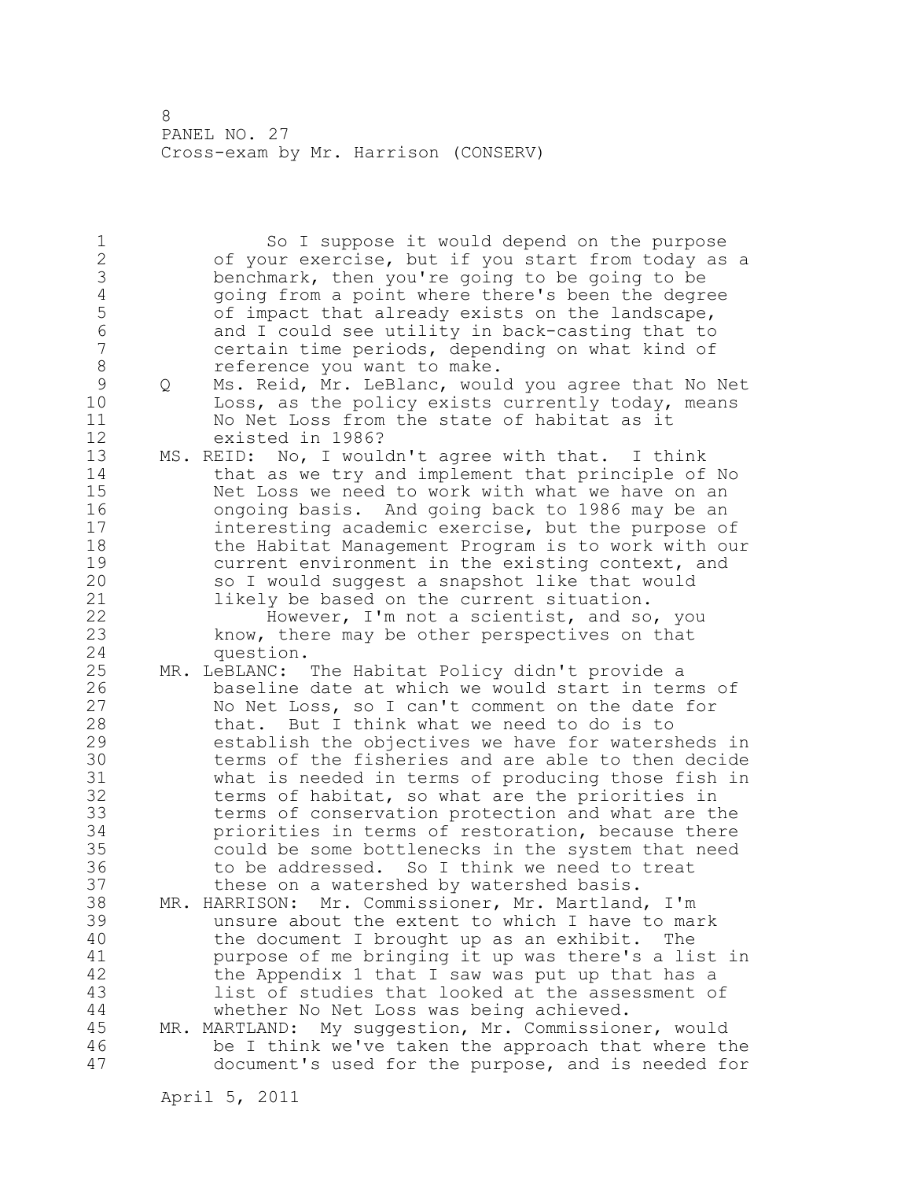So I suppose it would depend on the purpose of your exercise, but if you start from today as a benchmark, then you're going to be going to be going from a point where there's been the degree of impact that already exists on the landscape, and I could see utility in back-casting that to certain time periods, depending on what kind of reference you want to make.

Q Ms. Reid, Mr. LeBlanc, would you agree that No Net Loss, as the policy exists currently today, means No Net Loss from the state of habitat as it existed in 1986?

MS. REID: No, I wouldn't agree with that. I think that as we try and implement that principle of No Net Loss we need to work with what we have on an ongoing basis. And going back to 1986 may be an interesting academic exercise, but the purpose of the Habitat Management Program is to work with our current environment in the existing context, and so I would suggest a snapshot like that would likely be based on the current situation.

However, I'm not a scientist, and so, you know, there may be other perspectives on that question.

MR. LeBLANC: The Habitat Policy didn't provide a baseline date at which we would start in terms of No Net Loss, so I can't comment on the date for that. But I think what we need to do is to establish the objectives we have for watersheds in terms of the fisheries and are able to then decide what is needed in terms of producing those fish in terms of habitat, so what are the priorities in terms of conservation protection and what are the priorities in terms of restoration, because there could be some bottlenecks in the system that need to be addressed. So I think we need to treat these on a watershed by watershed basis.

MR. HARRISON: Mr. Commissioner, Mr. Martland, I'm unsure about the extent to which I have to mark the document I brought up as an exhibit. The purpose of me bringing it up was there's a list in the Appendix 1 that I saw was put up that has a list of studies that looked at the assessment of whether No Net Loss was being achieved.

MR. MARTLAND: My suggestion, Mr. Commissioner, would be I think we've taken the approach that where the document's used for the purpose, and is needed for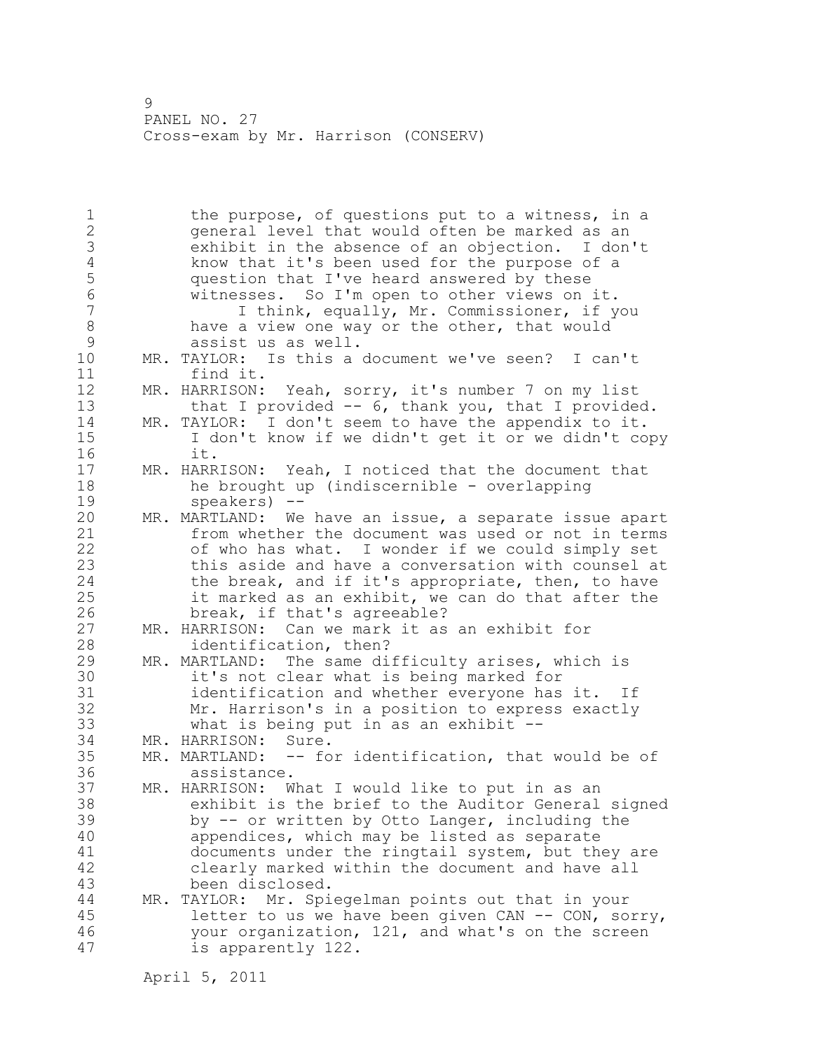the purpose, of questions put to a witness, in a general level that would often be marked as an exhibit in the absence of an objection. I don't know that it's been used for the purpose of a question that I've heard answered by these witnesses. So I'm open to other views on it.

I think, equally, Mr. Commissioner, if you have a view one way or the other, that would assist us as well.

MR. TAYLOR: Is this a document we've seen? I can't find it.

MR. HARRISON: Yeah, sorry, it's number 7 on my list that I provided -- 6, thank you, that I provided.

MR. TAYLOR: I don't seem to have the appendix to it. I don't know if we didn't get it or we didn't copy it.

MR. HARRISON: Yeah, I noticed that the document that he brought up (indiscernible - overlapping speakers) --

MR. MARTLAND: We have an issue, a separate issue apart from whether the document was used or not in terms of who has what. I wonder if we could simply set this aside and have a conversation with counsel at the break, and if it's appropriate, then, to have it marked as an exhibit, we can do that after the break, if that's agreeable?

MR. HARRISON: Can we mark it as an exhibit for identification, then?

MR. MARTLAND: The same difficulty arises, which is it's not clear what is being marked for identification and whether everyone has it. If Mr. Harrison's in a position to express exactly what is being put in as an exhibit --

MR. HARRISON: Sure.

MR. MARTLAND: -- for identification, that would be of assistance.

MR. HARRISON: What I would like to put in as an exhibit is the brief to the Auditor General signed by -- or written by Otto Langer, including the appendices, which may be listed as separate documents under the ringtail system, but they are clearly marked within the document and have all been disclosed.

MR. TAYLOR: Mr. Spiegelman points out that in your letter to us we have been given CAN -- CON, sorry, your organization, 121, and what's on the screen is apparently 122.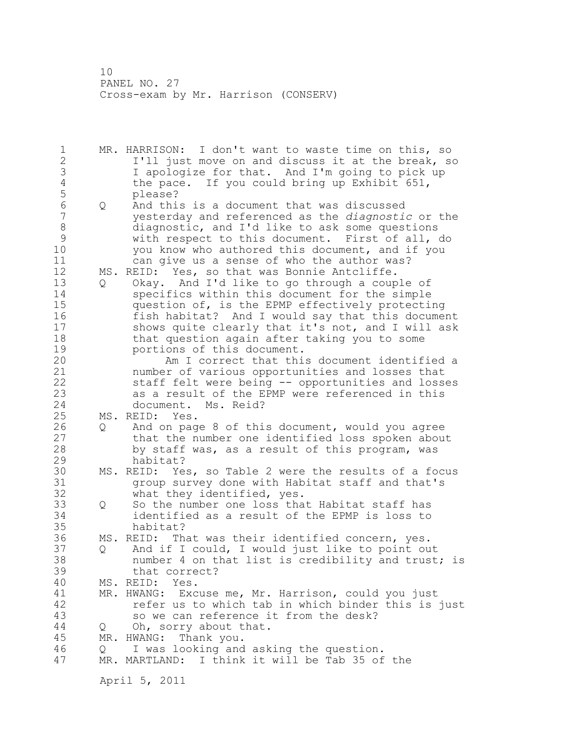MR. HARRISON: I don't want to waste time on this, so I'll just move on and discuss it at the break, so I apologize for that. And I'm going to pick up the pace. If you could bring up Exhibit 651, please?

Q And this is a document that was discussed yesterday and referenced as the *diagnostic* or the diagnostic, and I'd like to ask some questions with respect to this document. First of all, do you know who authored this document, and if you can give us a sense of who the author was?

MS. REID: Yes, so that was Bonnie Antcliffe.

Q Okay. And I'd like to go through a couple of specifics within this document for the simple question of, is the EPMP effectively protecting fish habitat? And I would say that this document shows quite clearly that it's not, and I will ask that question again after taking you to some portions of this document.

Am I correct that this document identified a number of various opportunities and losses that staff felt were being -- opportunities and losses as a result of the EPMP were referenced in this document. Ms. Reid?

MS. REID: Yes.

Q And on page 8 of this document, would you agree that the number one identified loss spoken about by staff was, as a result of this program, was habitat?

MS. REID: Yes, so Table 2 were the results of a focus group survey done with Habitat staff and that's what they identified, yes.

Q So the number one loss that Habitat staff has identified as a result of the EPMP is loss to habitat?

MS. REID: That was their identified concern, yes.

Q And if I could, I would just like to point out number 4 on that list is credibility and trust; is that correct?

MS. REID: Yes.

MR. HWANG: Excuse me, Mr. Harrison, could you just refer us to which tab in which binder this is just so we can reference it from the desk?

Q Oh, sorry about that.

MR. HWANG: Thank you.

Q I was looking and asking the question.

MR. MARTLAND: I think it will be Tab 35 of the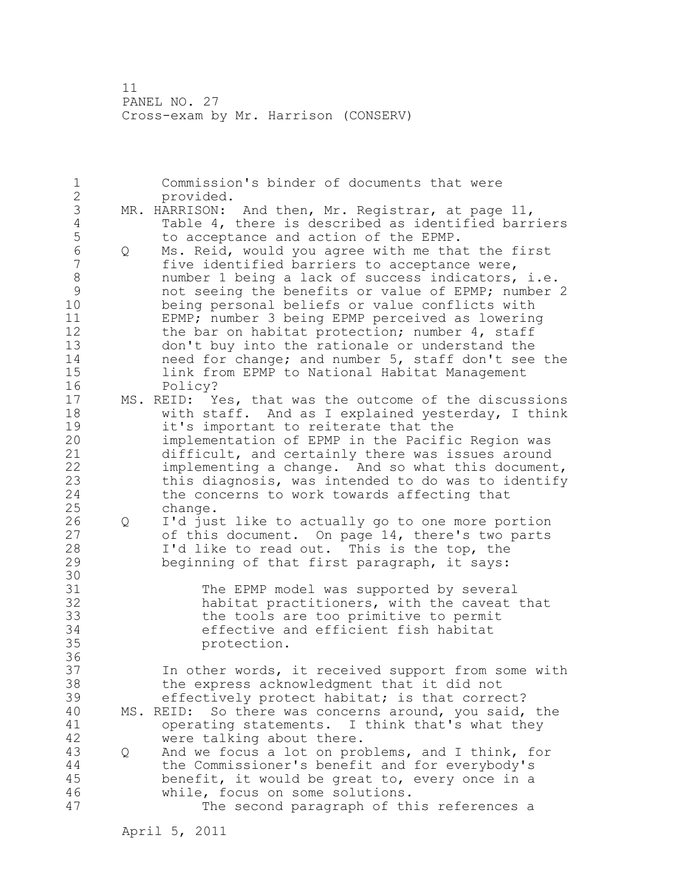Commission's binder of documents that were provided.

MR. HARRISON: And then, Mr. Registrar, at page 11, Table 4, there is described as identified barriers to acceptance and action of the EPMP.

Q Ms. Reid, would you agree with me that the first five identified barriers to acceptance were, number 1 being a lack of success indicators, i.e. not seeing the benefits or value of EPMP; number 2 being personal beliefs or value conflicts with EPMP; number 3 being EPMP perceived as lowering the bar on habitat protection; number 4, staff don't buy into the rationale or understand the need for change; and number 5, staff don't see the link from EPMP to National Habitat Management Policy?

MS. REID: Yes, that was the outcome of the discussions with staff. And as I explained yesterday, I think it's important to reiterate that the implementation of EPMP in the Pacific Region was difficult, and certainly there was issues around implementing a change. And so what this document, this diagnosis, was intended to do was to identify the concerns to work towards affecting that change.

Q I'd just like to actually go to one more portion of this document. On page 14, there's two parts I'd like to read out. This is the top, the beginning of that first paragraph, it says:

> The EPMP model was supported by several habitat practitioners, with the caveat that the tools are too primitive to permit effective and efficient fish habitat protection.

In other words, it received support from some with the express acknowledgment that it did not effectively protect habitat; is that correct?

MS. REID: So there was concerns around, you said, the operating statements. I think that's what they were talking about there.

Q And we focus a lot on problems, and I think, for the Commissioner's benefit and for everybody's benefit, it would be great to, every once in a while, focus on some solutions.

The second paragraph of this references a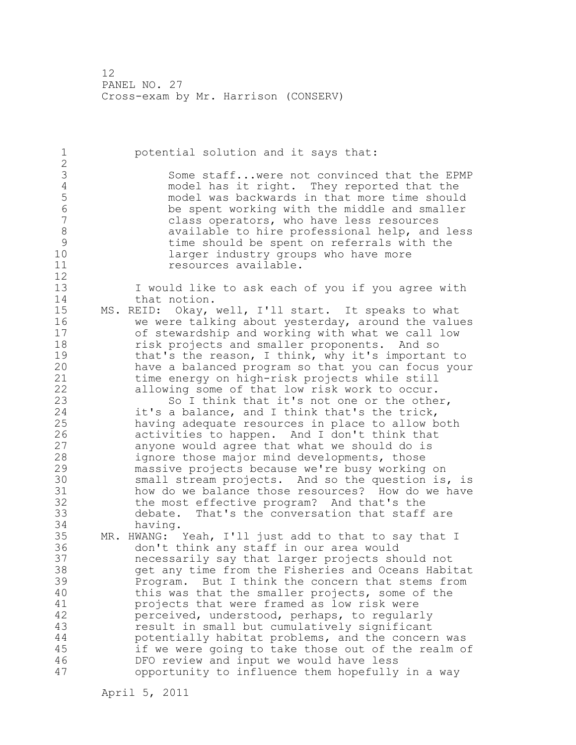potential solution and it says that:

> Some staff...were not convinced that the EPMP model has it right. They reported that the model was backwards in that more time should be spent working with the middle and smaller class operators, who have less resources available to hire professional help, and less time should be spent on referrals with the larger industry groups who have more resources available.

I would like to ask each of you if you agree with that notion.

MS. REID: Okay, well, I'll start. It speaks to what we were talking about yesterday, around the values of stewardship and working with what we call low risk projects and smaller proponents. And so that's the reason, I think, why it's important to have a balanced program so that you can focus your time energy on high-risk projects while still allowing some of that low risk work to occur.

So I think that it's not one or the other, it's a balance, and I think that's the trick, having adequate resources in place to allow both activities to happen. And I don't think that anyone would agree that what we should do is ignore those major mind developments, those massive projects because we're busy working on small stream projects. And so the question is, is how do we balance those resources? How do we have the most effective program? And that's the debate. That's the conversation that staff are having.

MR. HWANG: Yeah, I'll just add to that to say that I don't think any staff in our area would necessarily say that larger projects should not get any time from the Fisheries and Oceans Habitat Program. But I think the concern that stems from this was that the smaller projects, some of the projects that were framed as low risk were perceived, understood, perhaps, to regularly result in small but cumulatively significant potentially habitat problems, and the concern was if we were going to take those out of the realm of DFO review and input we would have less opportunity to influence them hopefully in a way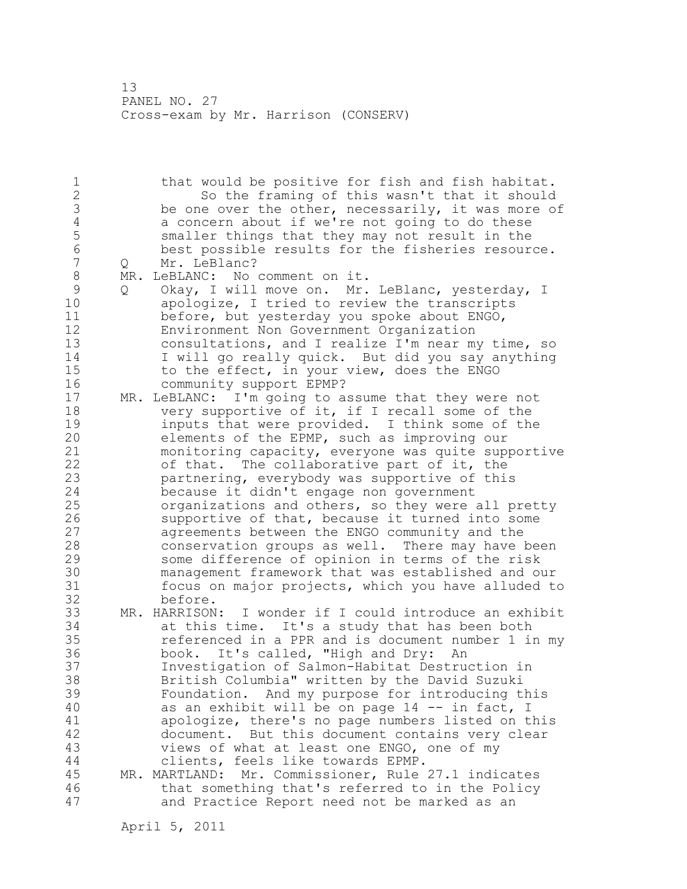that would be positive for fish and fish habitat.

So the framing of this wasn't that it should be one over the other, necessarily, it was more of a concern about if we're not going to do these smaller things that they may not result in the best possible results for the fisheries resource.

Q Mr. LeBlanc?

MR. LeBLANC: No comment on it.

Q Okay, I will move on. Mr. LeBlanc, yesterday, I apologize, I tried to review the transcripts before, but yesterday you spoke about ENGO, Environment Non Government Organization consultations, and I realize I'm near my time, so I will go really quick. But did you say anything to the effect, in your view, does the ENGO community support EPMP?

MR. LeBLANC: I'm going to assume that they were not very supportive of it, if I recall some of the inputs that were provided. I think some of the elements of the EPMP, such as improving our monitoring capacity, everyone was quite supportive of that. The collaborative part of it, the partnering, everybody was supportive of this because it didn't engage non government organizations and others, so they were all pretty supportive of that, because it turned into some agreements between the ENGO community and the conservation groups as well. There may have been some difference of opinion in terms of the risk management framework that was established and our focus on major projects, which you have alluded to before.

MR. HARRISON: I wonder if I could introduce an exhibit at this time. It's a study that has been both referenced in a PPR and is document number 1 in my book. It's called, "High and Dry: An Investigation of Salmon-Habitat Destruction in British Columbia" written by the David Suzuki Foundation. And my purpose for introducing this as an exhibit will be on page 14 -- in fact, I apologize, there's no page numbers listed on this document. But this document contains very clear views of what at least one ENGO, one of my clients, feels like towards EPMP.

MR. MARTLAND: Mr. Commissioner, Rule 27.1 indicates that something that's referred to in the Policy and Practice Report need not be marked as an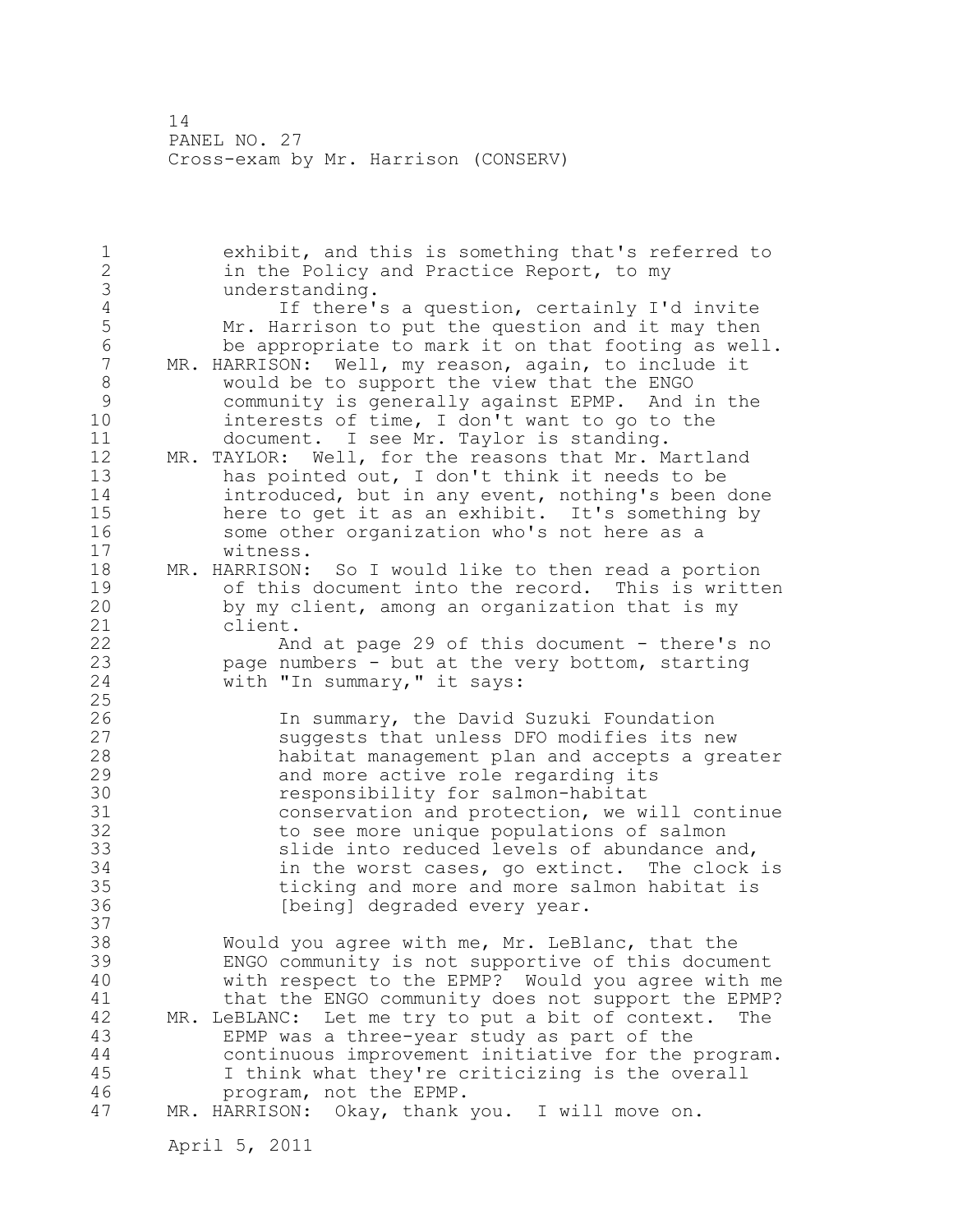exhibit, and this is something that's referred to in the Policy and Practice Report, to my understanding.

If there's a question, certainly I'd invite Mr. Harrison to put the question and it may then be appropriate to mark it on that footing as well.

MR. HARRISON: Well, my reason, again, to include it would be to support the view that the ENGO community is generally against EPMP. And in the interests of time, I don't want to go to the document. I see Mr. Taylor is standing.

MR. TAYLOR: Well, for the reasons that Mr. Martland has pointed out, I don't think it needs to be introduced, but in any event, nothing's been done here to get it as an exhibit. It's something by some other organization who's not here as a witness.

MR. HARRISON: So I would like to then read a portion of this document into the record. This is written by my client, among an organization that is my client.

And at page 29 of this document - there's no page numbers - but at the very bottom, starting with "In summary," it says:

> In summary, the David Suzuki Foundation suggests that unless DFO modifies its new habitat management plan and accepts a greater and more active role regarding its responsibility for salmon-habitat conservation and protection, we will continue to see more unique populations of salmon slide into reduced levels of abundance and, in the worst cases, go extinct. The clock is ticking and more and more salmon habitat is [being] degraded every year.

Would you agree with me, Mr. LeBlanc, that the ENGO community is not supportive of this document with respect to the EPMP? Would you agree with me that the ENGO community does not support the EPMP?

MR. LeBLANC: Let me try to put a bit of context. The EPMP was a three-year study as part of the continuous improvement initiative for the program. I think what they're criticizing is the overall program, not the EPMP.

MR. HARRISON: Okay, thank you. I will move on.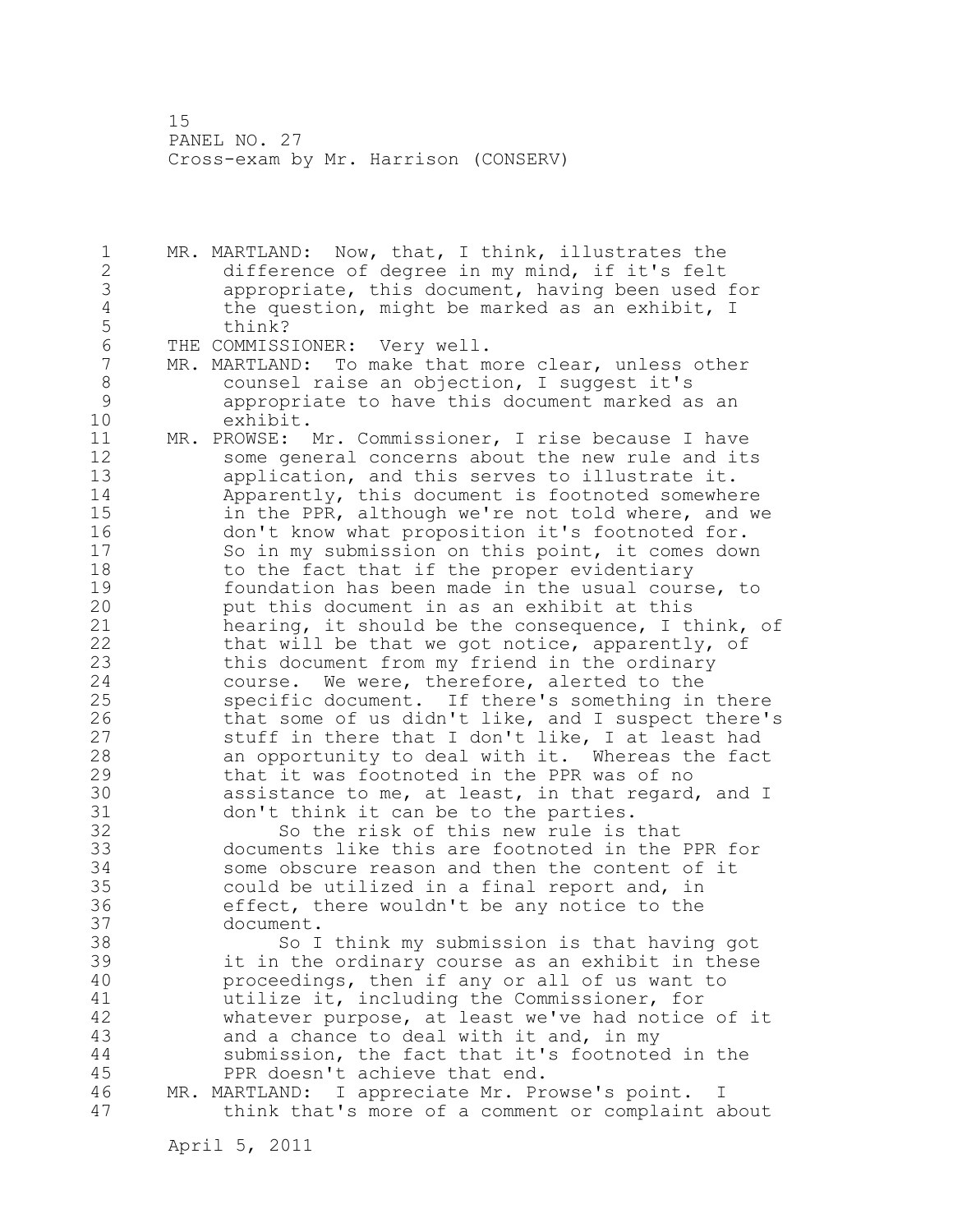MR. MARTLAND: Now, that, I think, illustrates the difference of degree in my mind, if it's felt appropriate, this document, having been used for the question, might be marked as an exhibit, I think?

THE COMMISSIONER: Very well.

MR. MARTLAND: To make that more clear, unless other counsel raise an objection, I suggest it's appropriate to have this document marked as an exhibit.

MR. PROWSE: Mr. Commissioner, I rise because I have some general concerns about the new rule and its application, and this serves to illustrate it. Apparently, this document is footnoted somewhere in the PPR, although we're not told where, and we don't know what proposition it's footnoted for. So in my submission on this point, it comes down to the fact that if the proper evidentiary foundation has been made in the usual course, to put this document in as an exhibit at this hearing, it should be the consequence, I think, of that will be that we got notice, apparently, of this document from my friend in the ordinary course. We were, therefore, alerted to the specific document. If there's something in there that some of us didn't like, and I suspect there's stuff in there that I don't like, I at least had an opportunity to deal with it. Whereas the fact that it was footnoted in the PPR was of no assistance to me, at least, in that regard, and I don't think it can be to the parties.

So the risk of this new rule is that documents like this are footnoted in the PPR for some obscure reason and then the content of it could be utilized in a final report and, in effect, there wouldn't be any notice to the document.

So I think my submission is that having got it in the ordinary course as an exhibit in these proceedings, then if any or all of us want to utilize it, including the Commissioner, for whatever purpose, at least we've had notice of it and a chance to deal with it and, in my submission, the fact that it's footnoted in the PPR doesn't achieve that end.

MR. MARTLAND: I appreciate Mr. Prowse's point. I think that's more of a comment or complaint about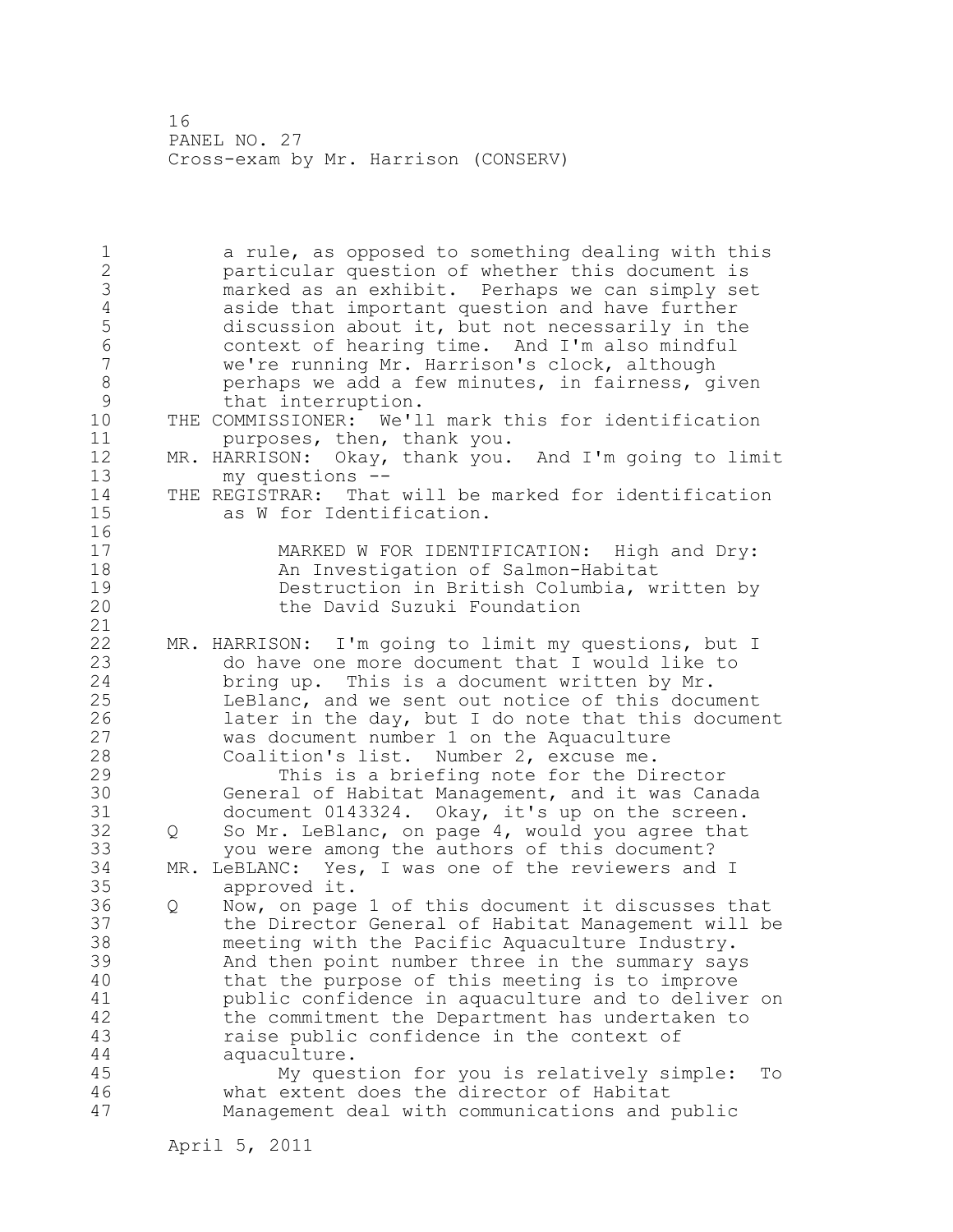a rule, as opposed to something dealing with this particular question of whether this document is marked as an exhibit. Perhaps we can simply set aside that important question and have further discussion about it, but not necessarily in the context of hearing time. And I'm also mindful we're running Mr. Harrison's clock, although perhaps we add a few minutes, in fairness, given that interruption.

THE COMMISSIONER: We'll mark this for identification purposes, then, thank you.

MR. HARRISON: Okay, thank you. And I'm going to limit my questions --

THE REGISTRAR: That will be marked for identification as W for Identification.

MARKED W FOR IDENTIFICATION: High and Dry: An Investigation of Salmon-Habitat Destruction in British Columbia, written by the David Suzuki Foundation

MR. HARRISON: I'm going to limit my questions, but I do have one more document that I would like to bring up. This is a document written by Mr. LeBlanc, and we sent out notice of this document later in the day, but I do note that this document was document number 1 on the Aquaculture Coalition's list. Number 2, excuse me.

This is a briefing note for the Director General of Habitat Management, and it was Canada document 0143324. Okay, it's up on the screen.

Q So Mr. LeBlanc, on page 4, would you agree that you were among the authors of this document?

MR. LeBLANC: Yes, I was one of the reviewers and I approved it.

Q Now, on page 1 of this document it discusses that the Director General of Habitat Management will be meeting with the Pacific Aquaculture Industry. And then point number three in the summary says that the purpose of this meeting is to improve public confidence in aquaculture and to deliver on the commitment the Department has undertaken to raise public confidence in the context of aquaculture.

My question for you is relatively simple: To what extent does the director of Habitat Management deal with communications and public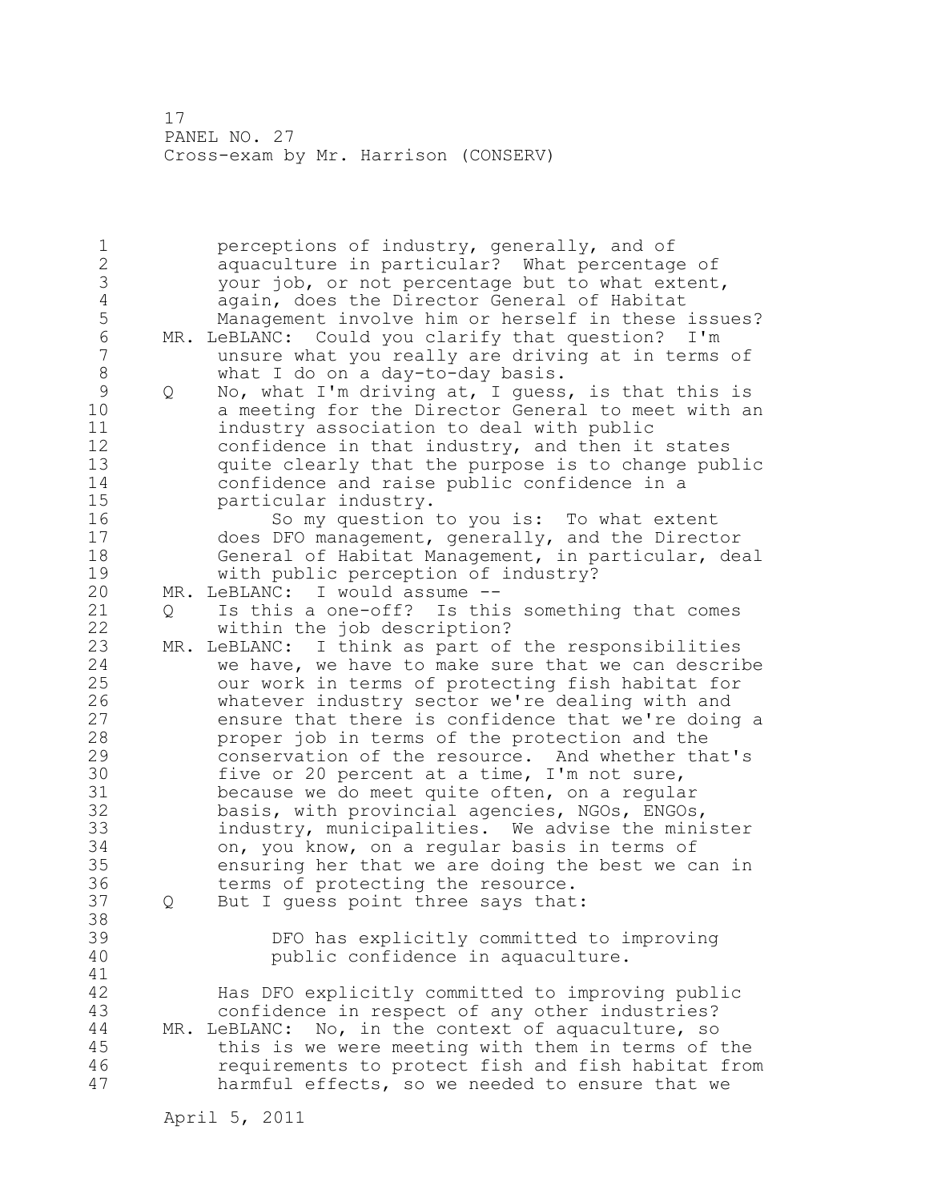perceptions of industry, generally, and of aquaculture in particular? What percentage of your job, or not percentage but to what extent, again, does the Director General of Habitat Management involve him or herself in these issues?

MR. LeBLANC: Could you clarify that question? I'm unsure what you really are driving at in terms of what I do on a day-to-day basis.

Q No, what I'm driving at, I guess, is that this is a meeting for the Director General to meet with an industry association to deal with public confidence in that industry, and then it states quite clearly that the purpose is to change public confidence and raise public confidence in a particular industry.

So my question to you is: To what extent does DFO management, generally, and the Director General of Habitat Management, in particular, deal with public perception of industry?

MR. LeBLANC: I would assume --

Q Is this a one-off? Is this something that comes within the job description?

MR. LeBLANC: I think as part of the responsibilities we have, we have to make sure that we can describe our work in terms of protecting fish habitat for whatever industry sector we're dealing with and ensure that there is confidence that we're doing a proper job in terms of the protection and the conservation of the resource. And whether that's five or 20 percent at a time, I'm not sure, because we do meet quite often, on a regular basis, with provincial agencies, NGOs, ENGOs, industry, municipalities. We advise the minister on, you know, on a regular basis in terms of ensuring her that we are doing the best we can in terms of protecting the resource.

Q But I guess point three says that:

> DFO has explicitly committed to improving public confidence in aquaculture.

Has DFO explicitly committed to improving public confidence in respect of any other industries?

MR. LeBLANC: No, in the context of aquaculture, so this is we were meeting with them in terms of the requirements to protect fish and fish habitat from harmful effects, so we needed to ensure that we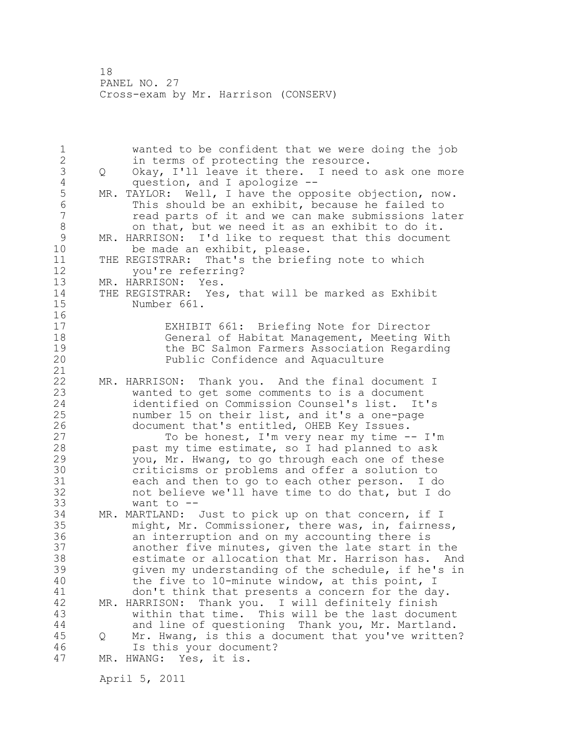wanted to be confident that we were doing the job in terms of protecting the resource.

Q Okay, I'll leave it there. I need to ask one more question, and I apologize --

MR. TAYLOR: Well, I have the opposite objection, now. This should be an exhibit, because he failed to read parts of it and we can make submissions later on that, but we need it as an exhibit to do it.

MR. HARRISON: I'd like to request that this document be made an exhibit, please.

THE REGISTRAR: That's the briefing note to which you're referring?

MR. HARRISON: Yes.

THE REGISTRAR: Yes, that will be marked as Exhibit Number 661.

EXHIBIT 661: Briefing Note for Director General of Habitat Management, Meeting With the BC Salmon Farmers Association Regarding Public Confidence and Aquaculture

MR. HARRISON: Thank you. And the final document I wanted to get some comments to is a document identified on Commission Counsel's list. It's number 15 on their list, and it's a one-page document that's entitled, OHEB Key Issues.

To be honest, I'm very near my time -- I'm past my time estimate, so I had planned to ask you, Mr. Hwang, to go through each one of these criticisms or problems and offer a solution to each and then to go to each other person. I do not believe we'll have time to do that, but I do want to --

MR. MARTLAND: Just to pick up on that concern, if I might, Mr. Commissioner, there was, in, fairness, an interruption and on my accounting there is another five minutes, given the late start in the estimate or allocation that Mr. Harrison has. And given my understanding of the schedule, if he's in the five to 10-minute window, at this point, I don't think that presents a concern for the day.

MR. HARRISON: Thank you. I will definitely finish within that time. This will be the last document and line of questioning Thank you, Mr. Martland.

Q Mr. Hwang, is this a document that you've written? Is this your document?

MR. HWANG: Yes, it is.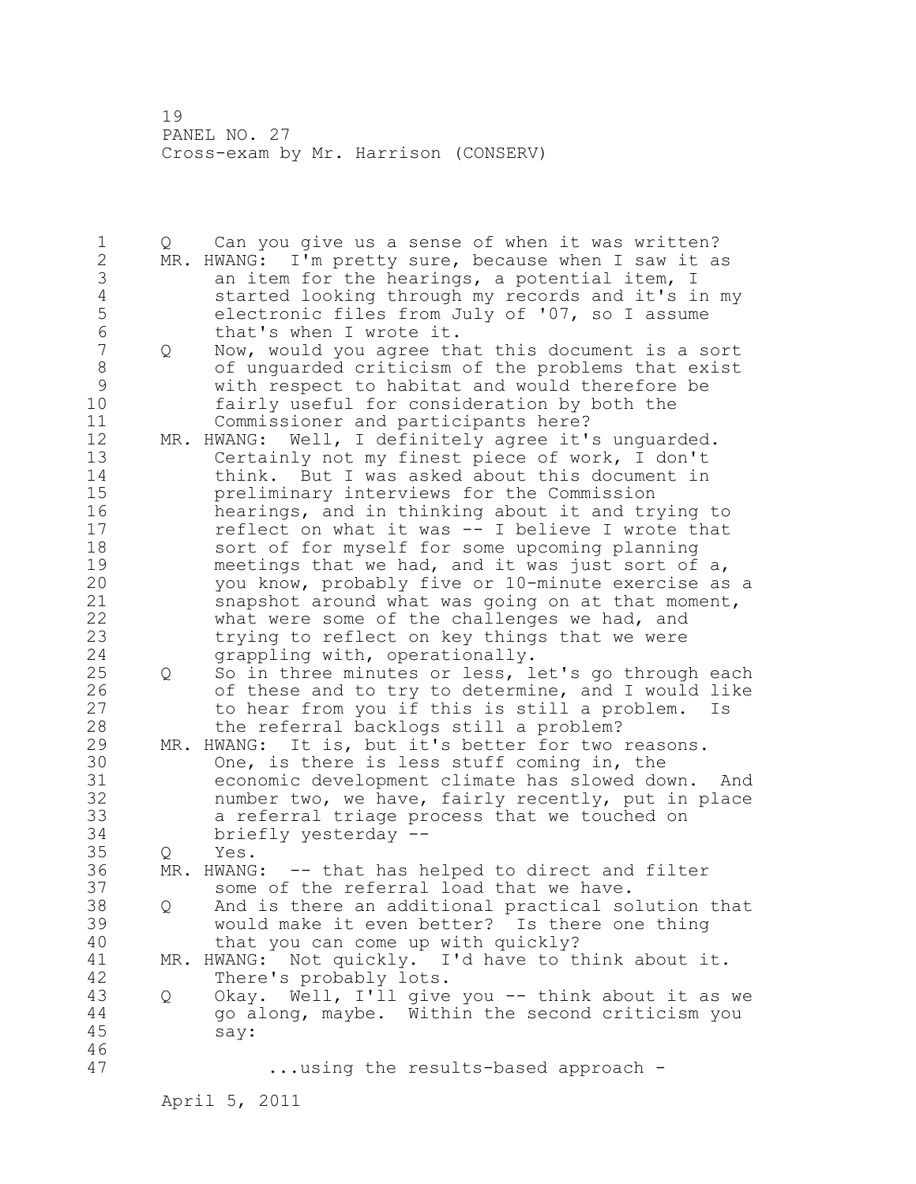Q Can you give us a sense of when it was written?

MR. HWANG: I'm pretty sure, because when I saw it as an item for the hearings, a potential item, I started looking through my records and it's in my electronic files from July of '07, so I assume that's when I wrote it.

Q Now, would you agree that this document is a sort of unguarded criticism of the problems that exist with respect to habitat and would therefore be fairly useful for consideration by both the Commissioner and participants here?

MR. HWANG: Well, I definitely agree it's unguarded. Certainly not my finest piece of work, I don't think. But I was asked about this document in preliminary interviews for the Commission hearings, and in thinking about it and trying to reflect on what it was -- I believe I wrote that sort of for myself for some upcoming planning meetings that we had, and it was just sort of a, you know, probably five or 10-minute exercise as a snapshot around what was going on at that moment, what were some of the challenges we had, and trying to reflect on key things that we were grappling with, operationally.

Q So in three minutes or less, let's go through each of these and to try to determine, and I would like to hear from you if this is still a problem. Is the referral backlogs still a problem?

MR. HWANG: It is, but it's better for two reasons. One, is there is less stuff coming in, the economic development climate has slowed down. And number two, we have, fairly recently, put in place a referral triage process that we touched on briefly yesterday --

Q Yes.

MR. HWANG: -- that has helped to direct and filter some of the referral load that we have.

Q And is there an additional practical solution that would make it even better? Is there one thing that you can come up with quickly?

MR. HWANG: Not quickly. I'd have to think about it. There's probably lots.

Q Okay. Well, I'll give you -- think about it as we go along, maybe. Within the second criticism you say:

> ...using the results-based approach -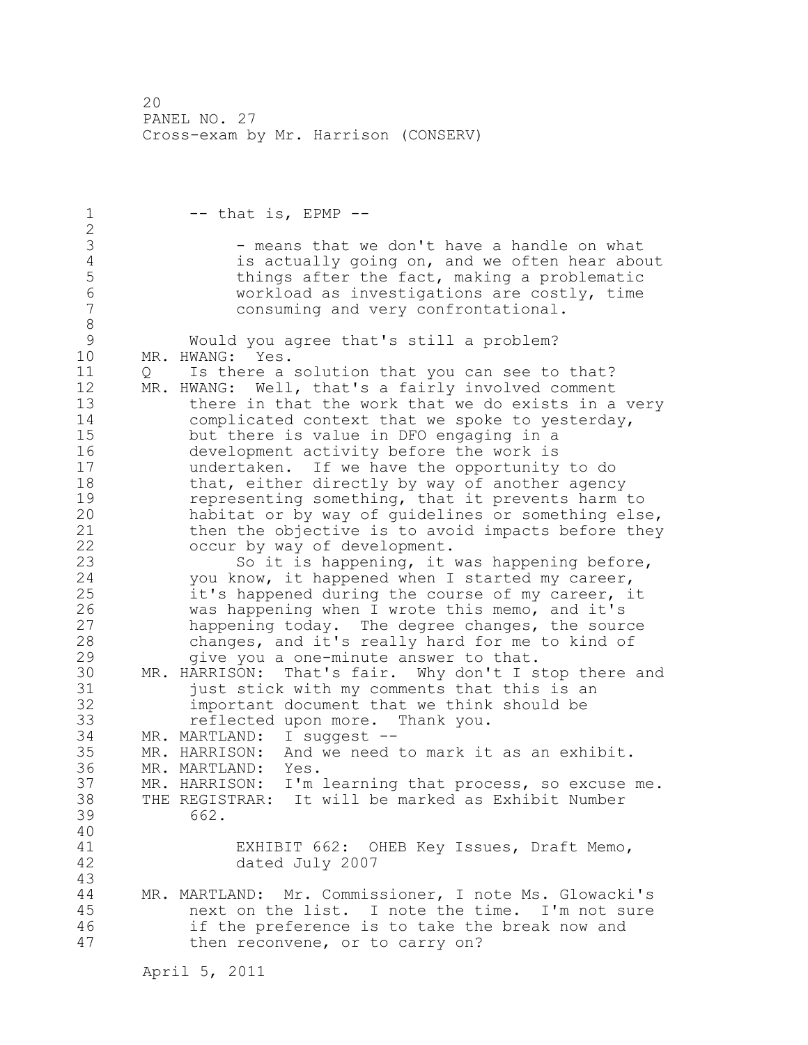-- that is, EPMP --

> - means that we don't have a handle on what is actually going on, and we often hear about things after the fact, making a problematic workload as investigations are costly, time consuming and very confrontational.

Would you agree that's still a problem?

MR. HWANG: Yes.

Q Is there a solution that you can see to that?

MR. HWANG: Well, that's a fairly involved comment there in that the work that we do exists in a very complicated context that we spoke to yesterday, but there is value in DFO engaging in a development activity before the work is undertaken. If we have the opportunity to do that, either directly by way of another agency representing something, that it prevents harm to habitat or by way of guidelines or something else, then the objective is to avoid impacts before they occur by way of development.

So it is happening, it was happening before, you know, it happened when I started my career, it's happened during the course of my career, it was happening when I wrote this memo, and it's happening today. The degree changes, the source changes, and it's really hard for me to kind of give you a one-minute answer to that.

MR. HARRISON: That's fair. Why don't I stop there and just stick with my comments that this is an important document that we think should be reflected upon more. Thank you.

MR. MARTLAND: I suggest --

MR. HARRISON: And we need to mark it as an exhibit.

MR. MARTLAND: Yes.

MR. HARRISON: I'm learning that process, so excuse me.

THE REGISTRAR: It will be marked as Exhibit Number 662.

> EXHIBIT 662: OHEB Key Issues, Draft Memo, dated July 2007

MR. MARTLAND: Mr. Commissioner, I note Ms. Glowacki's next on the list. I note the time. I'm not sure if the preference is to take the break now and then reconvene, or to carry on?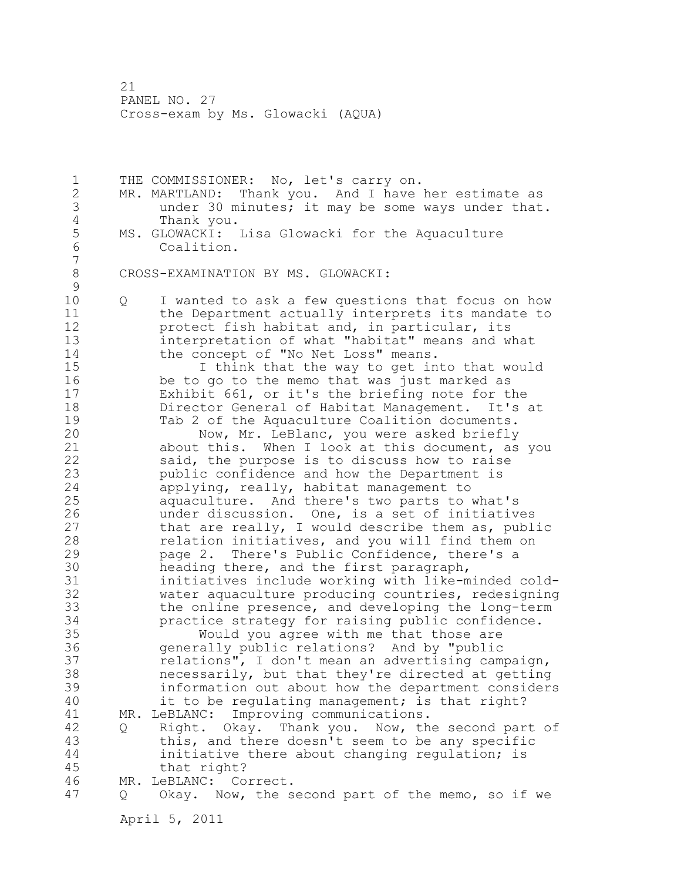THE COMMISSIONER: No, let's carry on.

MR. MARTLAND: Thank you. And I have her estimate as under 30 minutes; it may be some ways under that. Thank you.

MS. GLOWACKI: Lisa Glowacki for the Aquaculture Coalition.

CROSS-EXAMINATION BY MS. GLOWACKI:

Q I wanted to ask a few questions that focus on how the Department actually interprets its mandate to protect fish habitat and, in particular, its interpretation of what "habitat" means and what the concept of "No Net Loss" means.

I think that the way to get into that would be to go to the memo that was just marked as Exhibit 661, or it's the briefing note for the Director General of Habitat Management. It's at Tab 2 of the Aquaculture Coalition documents.

Now, Mr. LeBlanc, you were asked briefly about this. When I look at this document, as you said, the purpose is to discuss how to raise public confidence and how the Department is applying, really, habitat management to aquaculture. And there's two parts to what's under discussion. One, is a set of initiatives that are really, I would describe them as, public relation initiatives, and you will find them on page 2. There's Public Confidence, there's a heading there, and the first paragraph, initiatives include working with like-minded cold-water aquaculture producing countries, redesigning the online presence, and developing the long-term practice strategy for raising public confidence.

Would you agree with me that those are generally public relations? And by "public relations", I don't mean an advertising campaign, necessarily, but that they're directed at getting information out about how the department considers it to be regulating management; is that right?

MR. LeBLANC: Improving communications.

Q Right. Okay. Thank you. Now, the second part of this, and there doesn't seem to be any specific initiative there about changing regulation; is that right?

MR. LeBLANC: Correct.

Q Okay. Now, the second part of the memo, so if we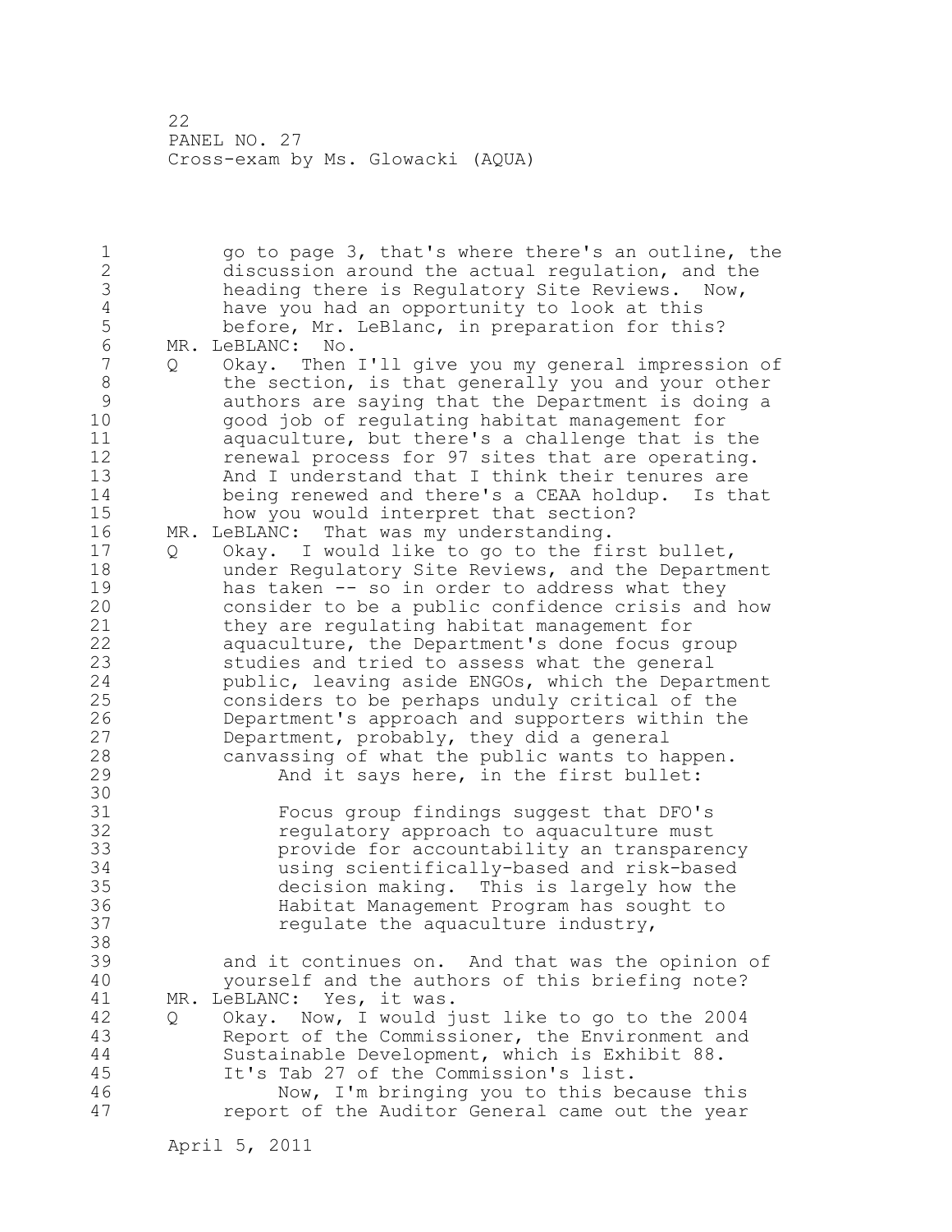go to page 3, that's where there's an outline, the discussion around the actual regulation, and the heading there is Regulatory Site Reviews. Now, have you had an opportunity to look at this before, Mr. LeBlanc, in preparation for this?

MR. LeBLANC: No.

Q Okay. Then I'll give you my general impression of the section, is that generally you and your other authors are saying that the Department is doing a good job of regulating habitat management for aquaculture, but there's a challenge that is the renewal process for 97 sites that are operating. And I understand that I think their tenures are being renewed and there's a CEAA holdup. Is that how you would interpret that section?

MR. LeBLANC: That was my understanding.

Q Okay. I would like to go to the first bullet, under Regulatory Site Reviews, and the Department has taken -- so in order to address what they consider to be a public confidence crisis and how they are regulating habitat management for aquaculture, the Department's done focus group studies and tried to assess what the general public, leaving aside ENGOs, which the Department considers to be perhaps unduly critical of the Department's approach and supporters within the Department, probably, they did a general canvassing of what the public wants to happen.

And it says here, in the first bullet:

> Focus group findings suggest that DFO's regulatory approach to aquaculture must provide for accountability an transparency using scientifically-based and risk-based decision making. This is largely how the Habitat Management Program has sought to regulate the aquaculture industry,

and it continues on. And that was the opinion of yourself and the authors of this briefing note?

MR. LeBLANC: Yes, it was.

Q Okay. Now, I would just like to go to the 2004 Report of the Commissioner, the Environment and Sustainable Development, which is Exhibit 88. It's Tab 27 of the Commission's list.

Now, I'm bringing you to this because this report of the Auditor General came out the year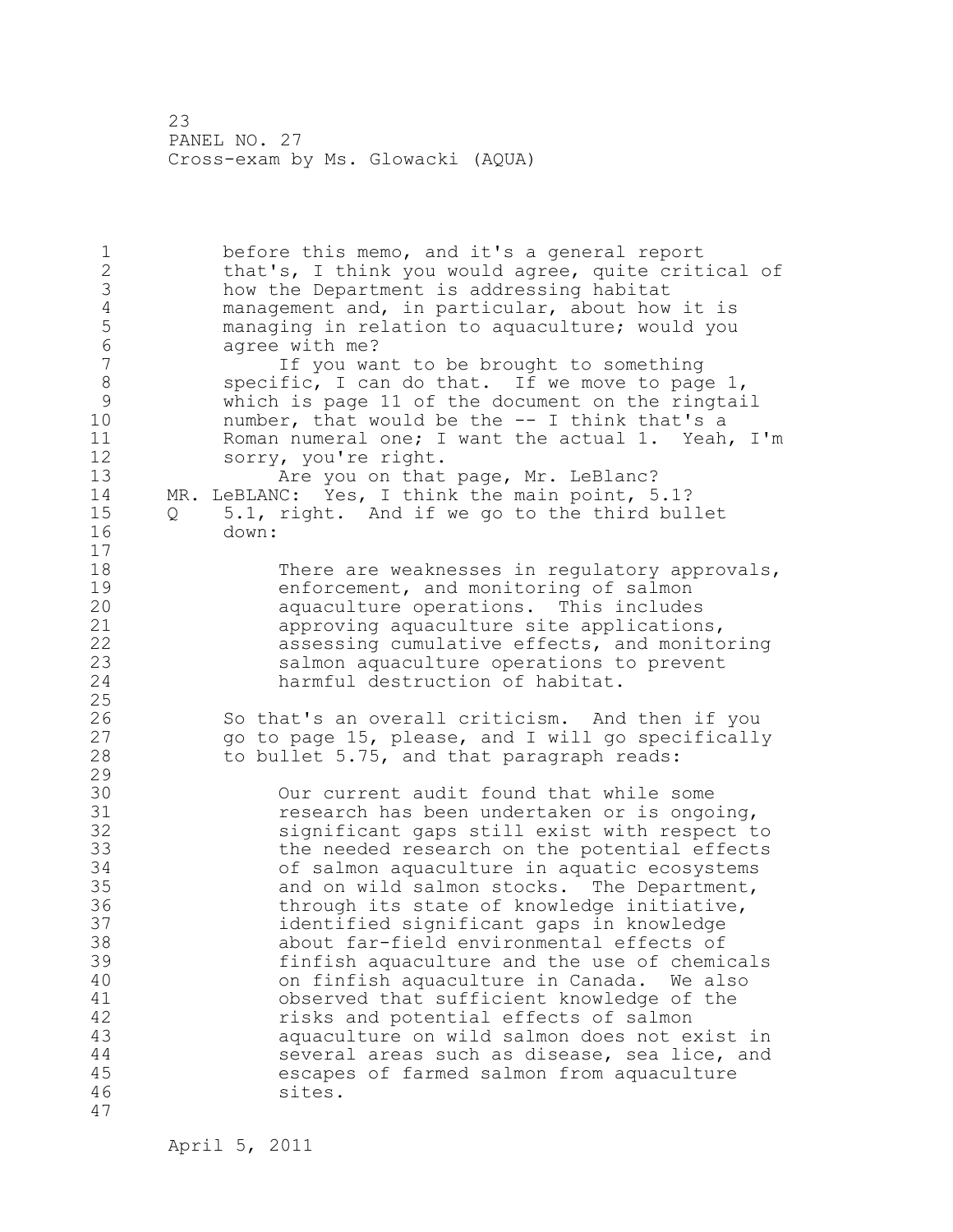before this memo, and it's a general report that's, I think you would agree, quite critical of how the Department is addressing habitat management and, in particular, about how it is managing in relation to aquaculture; would you agree with me?

If you want to be brought to something specific, I can do that. If we move to page 1, which is page 11 of the document on the ringtail number, that would be the -- I think that's a Roman numeral one; I want the actual 1. Yeah, I'm sorry, you're right.

Are you on that page, Mr. LeBlanc?

MR. LeBLANC: Yes, I think the main point, 5.1?

Q 5.1, right. And if we go to the third bullet down:

> There are weaknesses in regulatory approvals, enforcement, and monitoring of salmon aquaculture operations. This includes approving aquaculture site applications, assessing cumulative effects, and monitoring salmon aquaculture operations to prevent harmful destruction of habitat.

So that's an overall criticism. And then if you go to page 15, please, and I will go specifically to bullet 5.75, and that paragraph reads:

> Our current audit found that while some research has been undertaken or is ongoing, significant gaps still exist with respect to the needed research on the potential effects of salmon aquaculture in aquatic ecosystems and on wild salmon stocks. The Department, through its state of knowledge initiative, identified significant gaps in knowledge about far-field environmental effects of finfish aquaculture and the use of chemicals on finfish aquaculture in Canada. We also observed that sufficient knowledge of the risks and potential effects of salmon aquaculture on wild salmon does not exist in several areas such as disease, sea lice, and escapes of farmed salmon from aquaculture sites.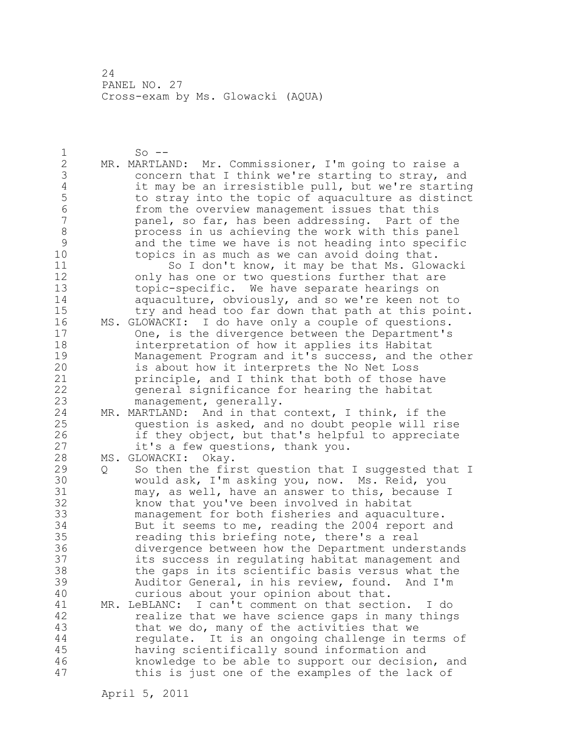So --

MR. MARTLAND: Mr. Commissioner, I'm going to raise a concern that I think we're starting to stray, and it may be an irresistible pull, but we're starting to stray into the topic of aquaculture as distinct from the overview management issues that this panel, so far, has been addressing. Part of the process in us achieving the work with this panel and the time we have is not heading into specific topics in as much as we can avoid doing that.

So I don't know, it may be that Ms. Glowacki only has one or two questions further that are topic-specific. We have separate hearings on aquaculture, obviously, and so we're keen not to try and head too far down that path at this point.

MS. GLOWACKI: I do have only a couple of questions. One, is the divergence between the Department's interpretation of how it applies its Habitat Management Program and it's success, and the other is about how it interprets the No Net Loss principle, and I think that both of those have general significance for hearing the habitat management, generally.

MR. MARTLAND: And in that context, I think, if the question is asked, and no doubt people will rise if they object, but that's helpful to appreciate it's a few questions, thank you.

MS. GLOWACKI: Okay.

Q So then the first question that I suggested that I would ask, I'm asking you, now. Ms. Reid, you may, as well, have an answer to this, because I know that you've been involved in habitat management for both fisheries and aquaculture. But it seems to me, reading the 2004 report and reading this briefing note, there's a real divergence between how the Department understands its success in regulating habitat management and the gaps in its scientific basis versus what the Auditor General, in his review, found. And I'm curious about your opinion about that.

MR. LeBLANC: I can't comment on that section. I do realize that we have science gaps in many things that we do, many of the activities that we regulate. It is an ongoing challenge in terms of having scientifically sound information and knowledge to be able to support our decision, and this is just one of the examples of the lack of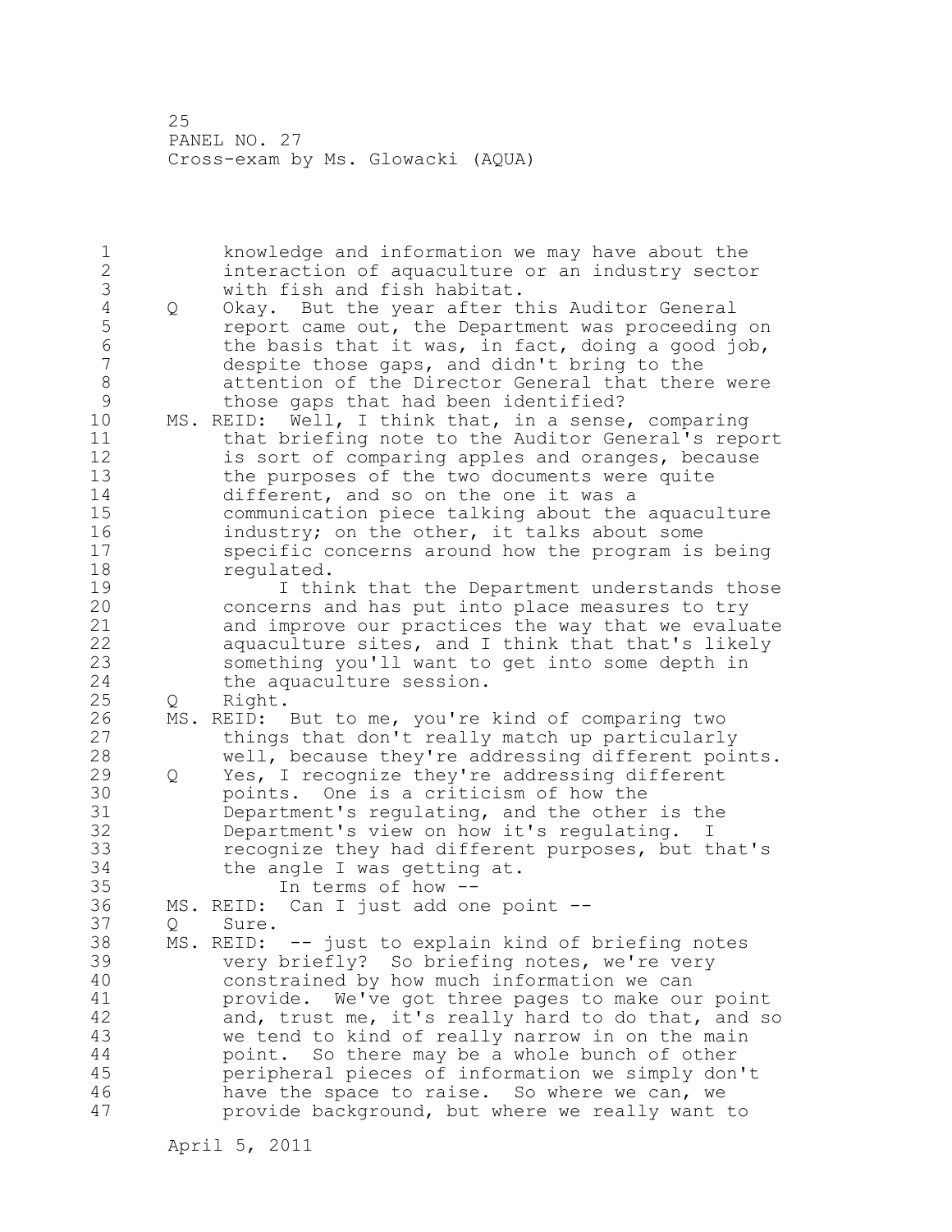knowledge and information we may have about the interaction of aquaculture or an industry sector with fish and fish habitat.

Q Okay. But the year after this Auditor General report came out, the Department was proceeding on the basis that it was, in fact, doing a good job, despite those gaps, and didn't bring to the attention of the Director General that there were those gaps that had been identified?

MS. REID: Well, I think that, in a sense, comparing that briefing note to the Auditor General's report is sort of comparing apples and oranges, because the purposes of the two documents were quite different, and so on the one it was a communication piece talking about the aquaculture industry; on the other, it talks about some specific concerns around how the program is being regulated.

I think that the Department understands those concerns and has put into place measures to try and improve our practices the way that we evaluate aquaculture sites, and I think that that's likely something you'll want to get into some depth in the aquaculture session.

Q Right.

MS. REID: But to me, you're kind of comparing two things that don't really match up particularly well, because they're addressing different points.

Q Yes, I recognize they're addressing different points. One is a criticism of how the Department's regulating, and the other is the Department's view on how it's regulating. I recognize they had different purposes, but that's the angle I was getting at.

In terms of how --

MS. REID: Can I just add one point --

Q Sure.

MS. REID: -- just to explain kind of briefing notes very briefly? So briefing notes, we're very constrained by how much information we can provide. We've got three pages to make our point and, trust me, it's really hard to do that, and so we tend to kind of really narrow in on the main point. So there may be a whole bunch of other peripheral pieces of information we simply don't have the space to raise. So where we can, we provide background, but where we really want to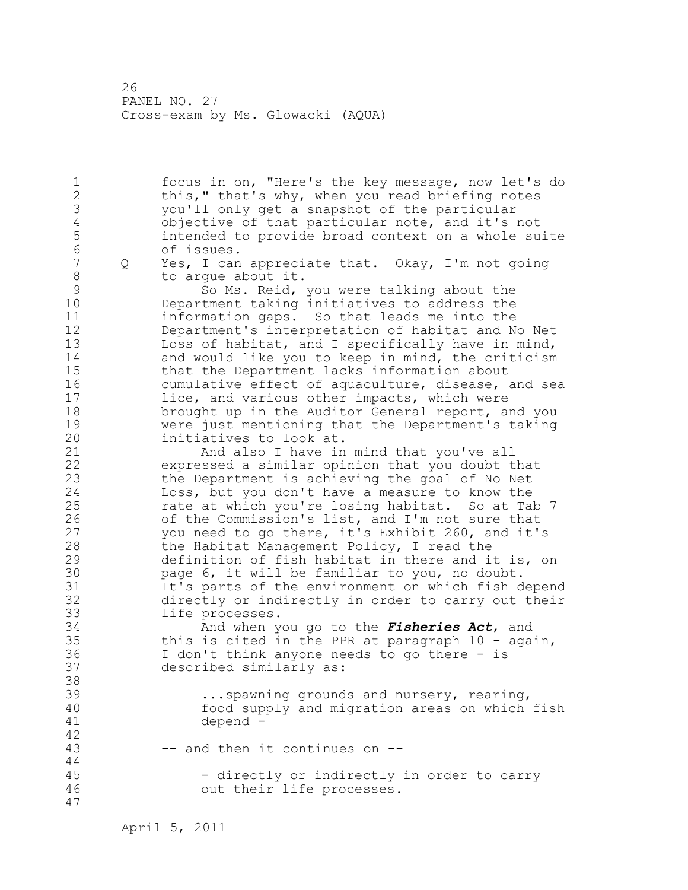focus in on, "Here's the key message, now let's do this," that's why, when you read briefing notes you'll only get a snapshot of the particular objective of that particular note, and it's not intended to provide broad context on a whole suite of issues.

Q Yes, I can appreciate that. Okay, I'm not going to argue about it.

So Ms. Reid, you were talking about the Department taking initiatives to address the information gaps. So that leads me into the Department's interpretation of habitat and No Net Loss of habitat, and I specifically have in mind, and would like you to keep in mind, the criticism that the Department lacks information about cumulative effect of aquaculture, disease, and sea lice, and various other impacts, which were brought up in the Auditor General report, and you were just mentioning that the Department's taking initiatives to look at.

And also I have in mind that you've all expressed a similar opinion that you doubt that the Department is achieving the goal of No Net Loss, but you don't have a measure to know the rate at which you're losing habitat. So at Tab 7 of the Commission's list, and I'm not sure that you need to go there, it's Exhibit 260, and it's the Habitat Management Policy, I read the definition of fish habitat in there and it is, on page 6, it will be familiar to you, no doubt. It's parts of the environment on which fish depend directly or indirectly in order to carry out their life processes.

And when you go to the ***Fisheries Act***, and this is cited in the PPR at paragraph 10 - again, I don't think anyone needs to go there - is described similarly as:

> ...spawning grounds and nursery, rearing, food supply and migration areas on which fish depend -

-- and then it continues on --

> - directly or indirectly in order to carry out their life processes.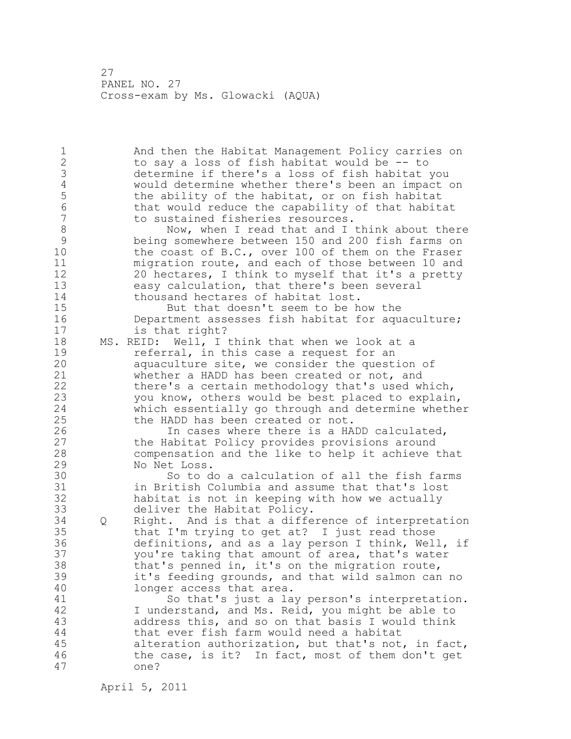And then the Habitat Management Policy carries on to say a loss of fish habitat would be -- to determine if there's a loss of fish habitat you would determine whether there's been an impact on the ability of the habitat, or on fish habitat that would reduce the capability of that habitat to sustained fisheries resources.

Now, when I read that and I think about there being somewhere between 150 and 200 fish farms on the coast of B.C., over 100 of them on the Fraser migration route, and each of those between 10 and 20 hectares, I think to myself that it's a pretty easy calculation, that there's been several thousand hectares of habitat lost.

But that doesn't seem to be how the Department assesses fish habitat for aquaculture; is that right?

MS. REID: Well, I think that when we look at a referral, in this case a request for an aquaculture site, we consider the question of whether a HADD has been created or not, and there's a certain methodology that's used which, you know, others would be best placed to explain, which essentially go through and determine whether the HADD has been created or not.

In cases where there is a HADD calculated, the Habitat Policy provides provisions around compensation and the like to help it achieve that No Net Loss.

So to do a calculation of all the fish farms in British Columbia and assume that that's lost habitat is not in keeping with how we actually deliver the Habitat Policy.

Q Right. And is that a difference of interpretation that I'm trying to get at? I just read those definitions, and as a lay person I think, Well, if you're taking that amount of area, that's water that's penned in, it's on the migration route, it's feeding grounds, and that wild salmon can no longer access that area.

So that's just a lay person's interpretation. I understand, and Ms. Reid, you might be able to address this, and so on that basis I would think that ever fish farm would need a habitat alteration authorization, but that's not, in fact, the case, is it? In fact, most of them don't get one?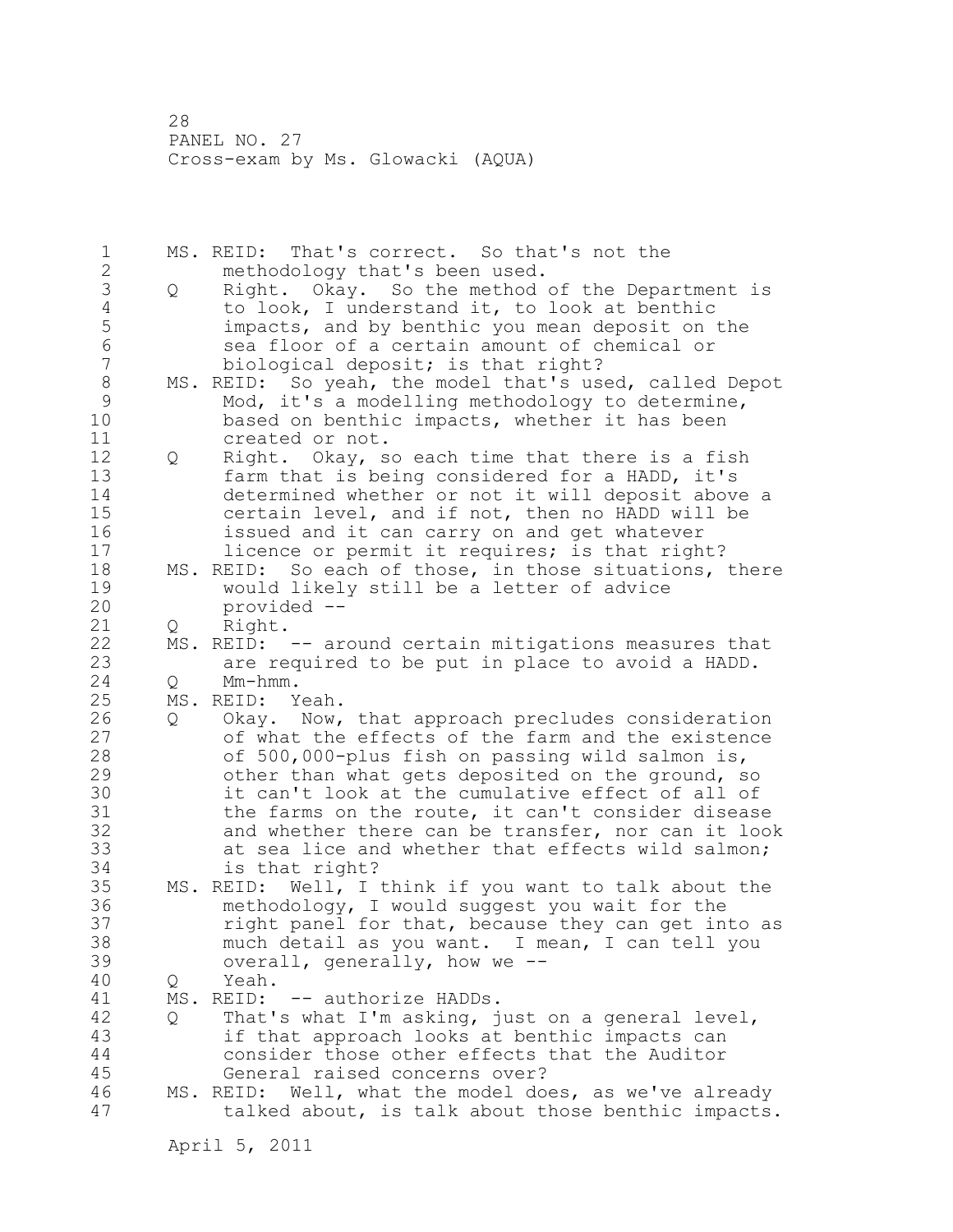MS. REID: That's correct. So that's not the methodology that's been used.

Q Right. Okay. So the method of the Department is to look, I understand it, to look at benthic impacts, and by benthic you mean deposit on the sea floor of a certain amount of chemical or biological deposit; is that right?

MS. REID: So yeah, the model that's used, called Depot Mod, it's a modelling methodology to determine, based on benthic impacts, whether it has been created or not.

Q Right. Okay, so each time that there is a fish farm that is being considered for a HADD, it's determined whether or not it will deposit above a certain level, and if not, then no HADD will be issued and it can carry on and get whatever licence or permit it requires; is that right?

MS. REID: So each of those, in those situations, there would likely still be a letter of advice provided --

Q Right.

MS. REID: -- around certain mitigations measures that are required to be put in place to avoid a HADD.

Q Mm-hmm.

MS. REID: Yeah.

Q Okay. Now, that approach precludes consideration of what the effects of the farm and the existence of 500,000-plus fish on passing wild salmon is, other than what gets deposited on the ground, so it can't look at the cumulative effect of all of the farms on the route, it can't consider disease and whether there can be transfer, nor can it look at sea lice and whether that effects wild salmon; is that right?

MS. REID: Well, I think if you want to talk about the methodology, I would suggest you wait for the right panel for that, because they can get into as much detail as you want. I mean, I can tell you overall, generally, how we --

Q Yeah.

MS. REID: -- authorize HADDs.

Q That's what I'm asking, just on a general level, if that approach looks at benthic impacts can consider those other effects that the Auditor General raised concerns over?

MS. REID: Well, what the model does, as we've already talked about, is talk about those benthic impacts.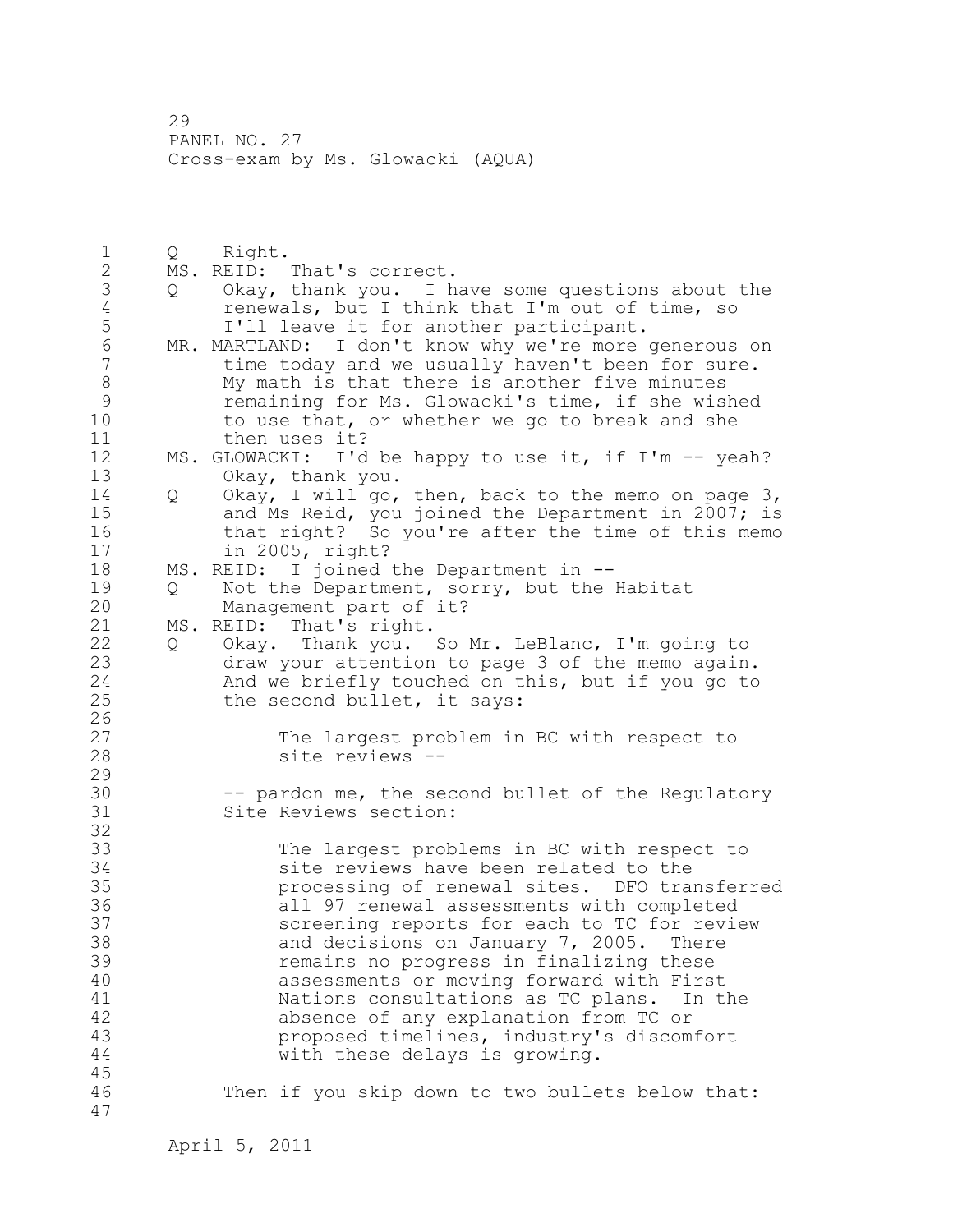Q Right.

MS. REID: That's correct.

Q Okay, thank you. I have some questions about the renewals, but I think that I'm out of time, so I'll leave it for another participant.

MR. MARTLAND: I don't know why we're more generous on time today and we usually haven't been for sure. My math is that there is another five minutes remaining for Ms. Glowacki's time, if she wished to use that, or whether we go to break and she then uses it?

MS. GLOWACKI: I'd be happy to use it, if I'm -- yeah? Okay, thank you.

Q Okay, I will go, then, back to the memo on page 3, and Ms Reid, you joined the Department in 2007; is that right? So you're after the time of this memo in 2005, right?

MS. REID: I joined the Department in --

Q Not the Department, sorry, but the Habitat Management part of it?

MS. REID: That's right.

Q Okay. Thank you. So Mr. LeBlanc, I'm going to draw your attention to page 3 of the memo again. And we briefly touched on this, but if you go to the second bullet, it says:

> The largest problem in BC with respect to site reviews --

-- pardon me, the second bullet of the Regulatory Site Reviews section:

> The largest problems in BC with respect to site reviews have been related to the processing of renewal sites. DFO transferred all 97 renewal assessments with completed screening reports for each to TC for review and decisions on January 7, 2005. There remains no progress in finalizing these assessments or moving forward with First Nations consultations as TC plans. In the absence of any explanation from TC or proposed timelines, industry's discomfort with these delays is growing.

Then if you skip down to two bullets below that: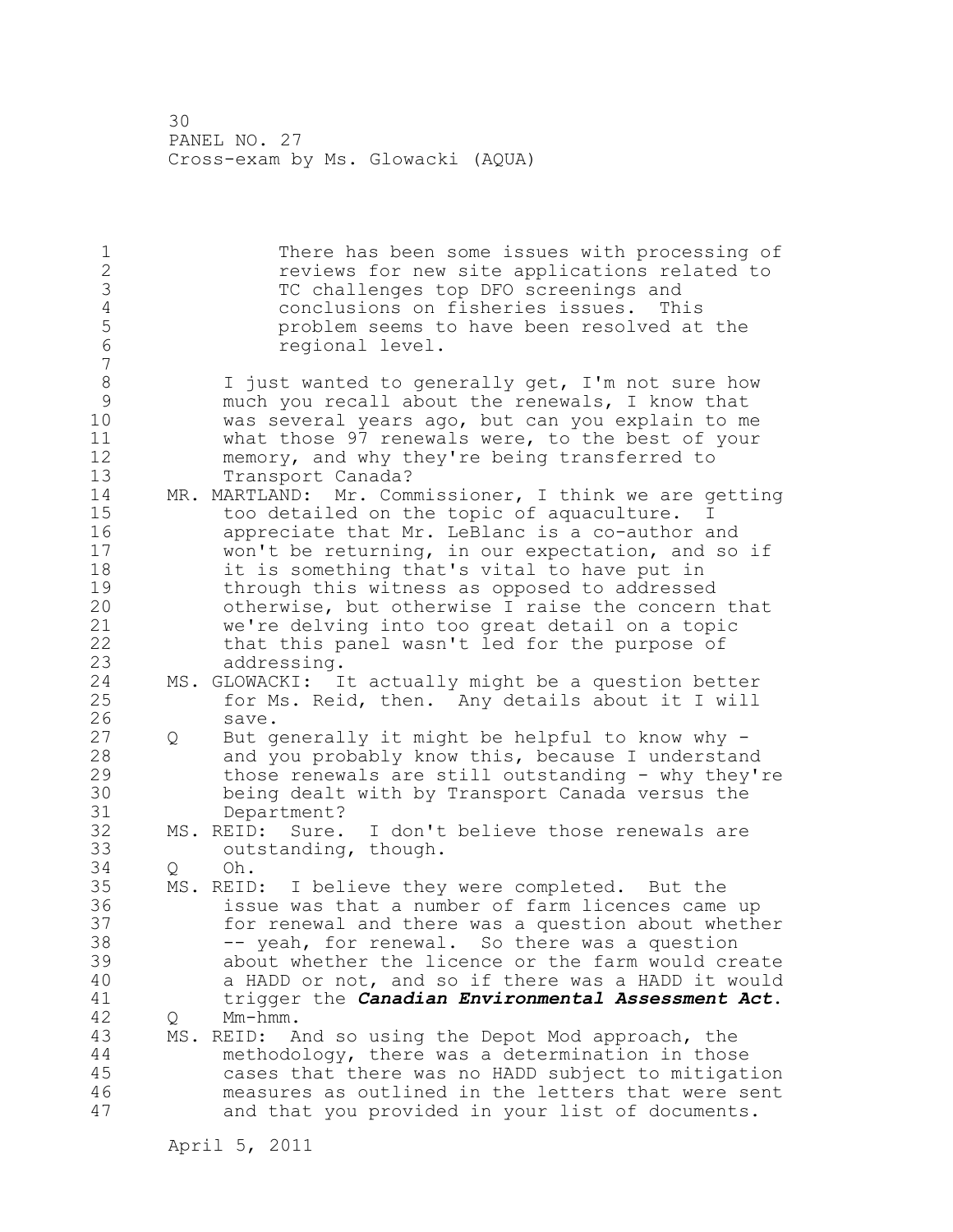There has been some issues with processing of reviews for new site applications related to TC challenges top DFO screenings and conclusions on fisheries issues. This problem seems to have been resolved at the regional level.

I just wanted to generally get, I'm not sure how much you recall about the renewals, I know that was several years ago, but can you explain to me what those 97 renewals were, to the best of your memory, and why they're being transferred to Transport Canada?

MR. MARTLAND: Mr. Commissioner, I think we are getting too detailed on the topic of aquaculture. I appreciate that Mr. LeBlanc is a co-author and won't be returning, in our expectation, and so if it is something that's vital to have put in through this witness as opposed to addressed otherwise, but otherwise I raise the concern that we're delving into too great detail on a topic that this panel wasn't led for the purpose of addressing.

MS. GLOWACKI: It actually might be a question better for Ms. Reid, then. Any details about it I will save.

Q But generally it might be helpful to know why - and you probably know this, because I understand those renewals are still outstanding - why they're being dealt with by Transport Canada versus the Department?

MS. REID: Sure. I don't believe those renewals are outstanding, though.

Q Oh.

MS. REID: I believe they were completed. But the issue was that a number of farm licences came up for renewal and there was a question about whether -- yeah, for renewal. So there was a question about whether the licence or the farm would create a HADD or not, and so if there was a HADD it would trigger the ***Canadian Environmental Assessment Act***.

Q Mm-hmm.

MS. REID: And so using the Depot Mod approach, the methodology, there was a determination in those cases that there was no HADD subject to mitigation measures as outlined in the letters that were sent and that you provided in your list of documents.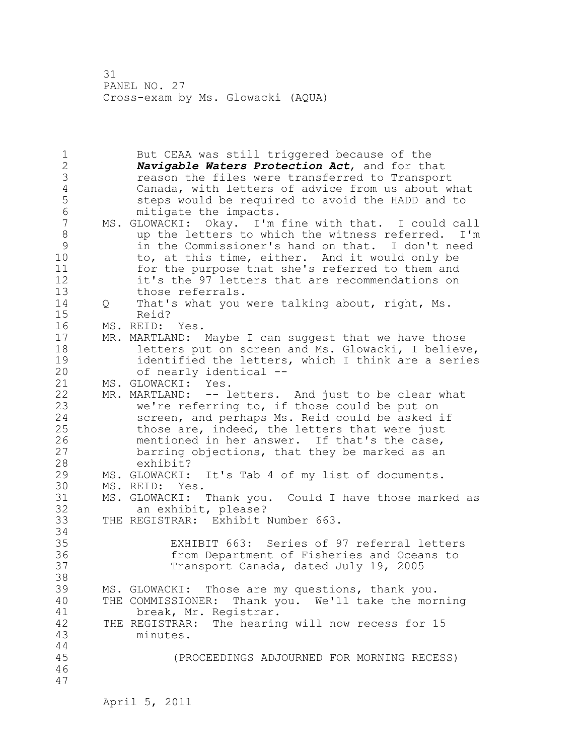But CEAA was still triggered because of the ***Navigable Waters Protection Act***, and for that reason the files were transferred to Transport Canada, with letters of advice from us about what steps would be required to avoid the HADD and to mitigate the impacts.

MS. GLOWACKI: Okay. I'm fine with that. I could call up the letters to which the witness referred. I'm in the Commissioner's hand on that. I don't need to, at this time, either. And it would only be for the purpose that she's referred to them and it's the 97 letters that are recommendations on those referrals.

Q That's what you were talking about, right, Ms. Reid?

MS. REID: Yes.

MR. MARTLAND: Maybe I can suggest that we have those letters put on screen and Ms. Glowacki, I believe, identified the letters, which I think are a series of nearly identical --

MS. GLOWACKI: Yes.

MR. MARTLAND: -- letters. And just to be clear what we're referring to, if those could be put on screen, and perhaps Ms. Reid could be asked if those are, indeed, the letters that were just mentioned in her answer. If that's the case, barring objections, that they be marked as an exhibit?

MS. GLOWACKI: It's Tab 4 of my list of documents.

MS. REID: Yes.

MS. GLOWACKI: Thank you. Could I have those marked as an exhibit, please?

THE REGISTRAR: Exhibit Number 663.

EXHIBIT 663: Series of 97 referral letters from Department of Fisheries and Oceans to Transport Canada, dated July 19, 2005

MS. GLOWACKI: Those are my questions, thank you.

THE COMMISSIONER: Thank you. We'll take the morning break, Mr. Registrar.

THE REGISTRAR: The hearing will now recess for 15 minutes.

(PROCEEDINGS ADJOURNED FOR MORNING RECESS)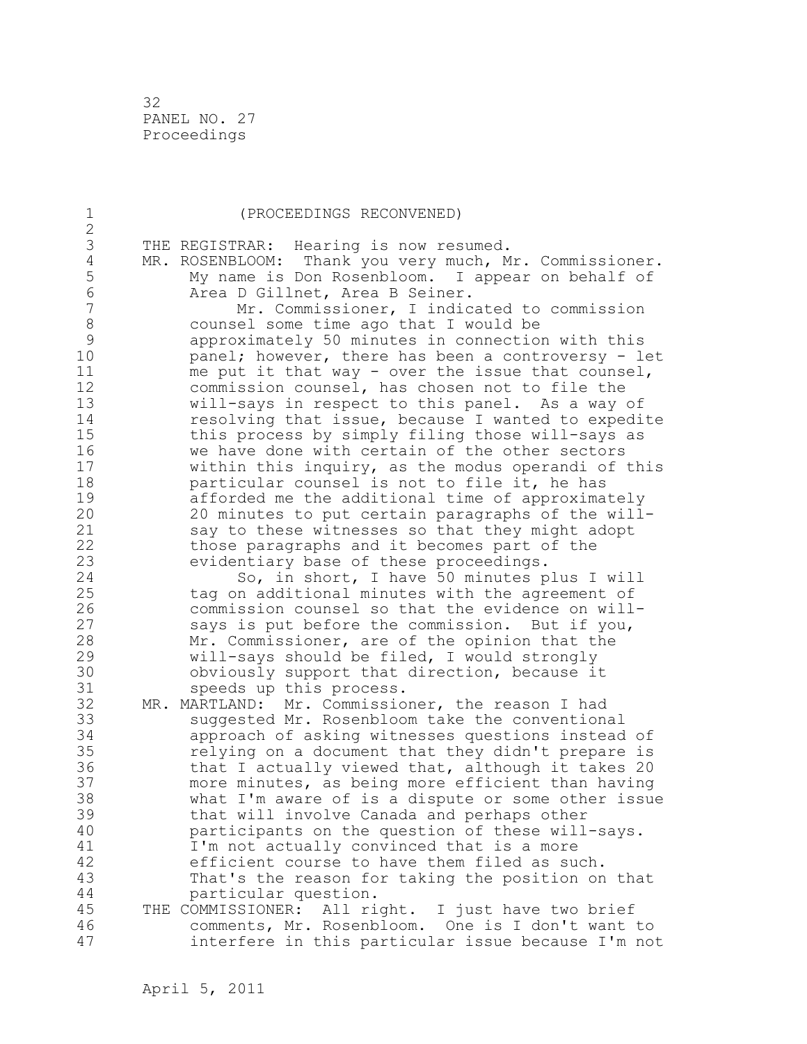(PROCEEDINGS RECONVENED)

THE REGISTRAR: Hearing is now resumed.

MR. ROSENBLOOM: Thank you very much, Mr. Commissioner. My name is Don Rosenbloom. I appear on behalf of Area D Gillnet, Area B Seiner.

Mr. Commissioner, I indicated to commission counsel some time ago that I would be approximately 50 minutes in connection with this panel; however, there has been a controversy - let me put it that way - over the issue that counsel, commission counsel, has chosen not to file the will-says in respect to this panel. As a way of resolving that issue, because I wanted to expedite this process by simply filing those will-says as we have done with certain of the other sectors within this inquiry, as the modus operandi of this particular counsel is not to file it, he has afforded me the additional time of approximately 20 minutes to put certain paragraphs of the will-say to these witnesses so that they might adopt those paragraphs and it becomes part of the evidentiary base of these proceedings.

So, in short, I have 50 minutes plus I will tag on additional minutes with the agreement of commission counsel so that the evidence on will-says is put before the commission. But if you, Mr. Commissioner, are of the opinion that the will-says should be filed, I would strongly obviously support that direction, because it speeds up this process.

MR. MARTLAND: Mr. Commissioner, the reason I had suggested Mr. Rosenbloom take the conventional approach of asking witnesses questions instead of relying on a document that they didn't prepare is that I actually viewed that, although it takes 20 more minutes, as being more efficient than having what I'm aware of is a dispute or some other issue that will involve Canada and perhaps other participants on the question of these will-says. I'm not actually convinced that is a more efficient course to have them filed as such. That's the reason for taking the position on that particular question.

THE COMMISSIONER: All right. I just have two brief comments, Mr. Rosenbloom. One is I don't want to interfere in this particular issue because I'm not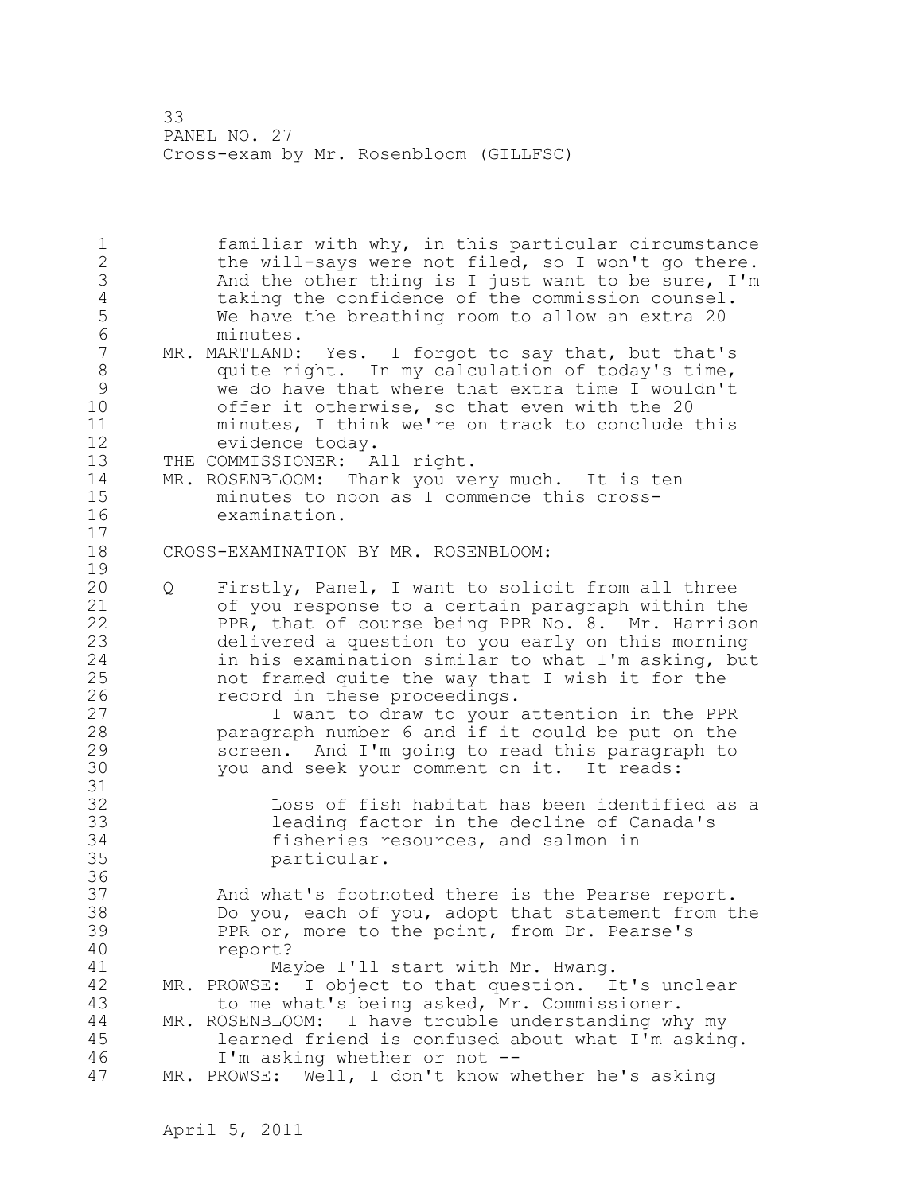familiar with why, in this particular circumstance the will-says were not filed, so I won't go there. And the other thing is I just want to be sure, I'm taking the confidence of the commission counsel. We have the breathing room to allow an extra 20 minutes.

MR. MARTLAND: Yes. I forgot to say that, but that's quite right. In my calculation of today's time, we do have that where that extra time I wouldn't offer it otherwise, so that even with the 20 minutes, I think we're on track to conclude this evidence today.

THE COMMISSIONER: All right.

MR. ROSENBLOOM: Thank you very much. It is ten minutes to noon as I commence this cross-examination.

CROSS-EXAMINATION BY MR. ROSENBLOOM:

Q Firstly, Panel, I want to solicit from all three of you response to a certain paragraph within the PPR, that of course being PPR No. 8. Mr. Harrison delivered a question to you early on this morning in his examination similar to what I'm asking, but not framed quite the way that I wish it for the record in these proceedings.

I want to draw to your attention in the PPR paragraph number 6 and if it could be put on the screen. And I'm going to read this paragraph to you and seek your comment on it. It reads:

> Loss of fish habitat has been identified as a leading factor in the decline of Canada's fisheries resources, and salmon in particular.

And what's footnoted there is the Pearse report. Do you, each of you, adopt that statement from the PPR or, more to the point, from Dr. Pearse's report?

Maybe I'll start with Mr. Hwang.

MR. PROWSE: I object to that question. It's unclear to me what's being asked, Mr. Commissioner.

MR. ROSENBLOOM: I have trouble understanding why my learned friend is confused about what I'm asking. I'm asking whether or not --

MR. PROWSE: Well, I don't know whether he's asking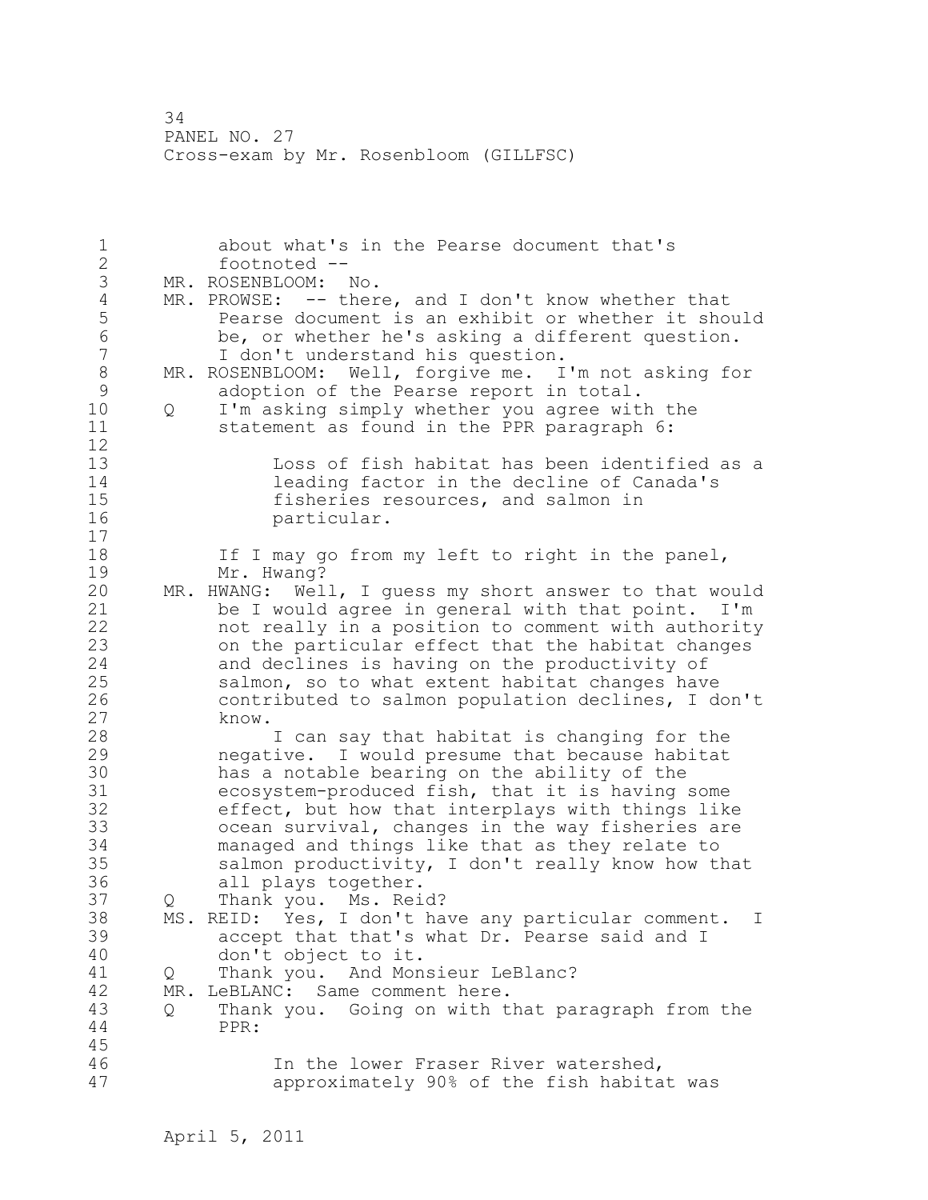about what's in the Pearse document that's footnoted --

MR. ROSENBLOOM: No.

MR. PROWSE: -- there, and I don't know whether that Pearse document is an exhibit or whether it should be, or whether he's asking a different question. I don't understand his question.

MR. ROSENBLOOM: Well, forgive me. I'm not asking for adoption of the Pearse report in total.

Q I'm asking simply whether you agree with the statement as found in the PPR paragraph 6:

> Loss of fish habitat has been identified as a leading factor in the decline of Canada's fisheries resources, and salmon in particular.

If I may go from my left to right in the panel, Mr. Hwang?

MR. HWANG: Well, I guess my short answer to that would be I would agree in general with that point. I'm not really in a position to comment with authority on the particular effect that the habitat changes and declines is having on the productivity of salmon, so to what extent habitat changes have contributed to salmon population declines, I don't know.

I can say that habitat is changing for the negative. I would presume that because habitat has a notable bearing on the ability of the ecosystem-produced fish, that it is having some effect, but how that interplays with things like ocean survival, changes in the way fisheries are managed and things like that as they relate to salmon productivity, I don't really know how that all plays together.

Q Thank you. Ms. Reid?

MS. REID: Yes, I don't have any particular comment. I accept that that's what Dr. Pearse said and I don't object to it.

Q Thank you. And Monsieur LeBlanc?

MR. LeBLANC: Same comment here.

Q Thank you. Going on with that paragraph from the PPR:

> In the lower Fraser River watershed, approximately 90% of the fish habitat was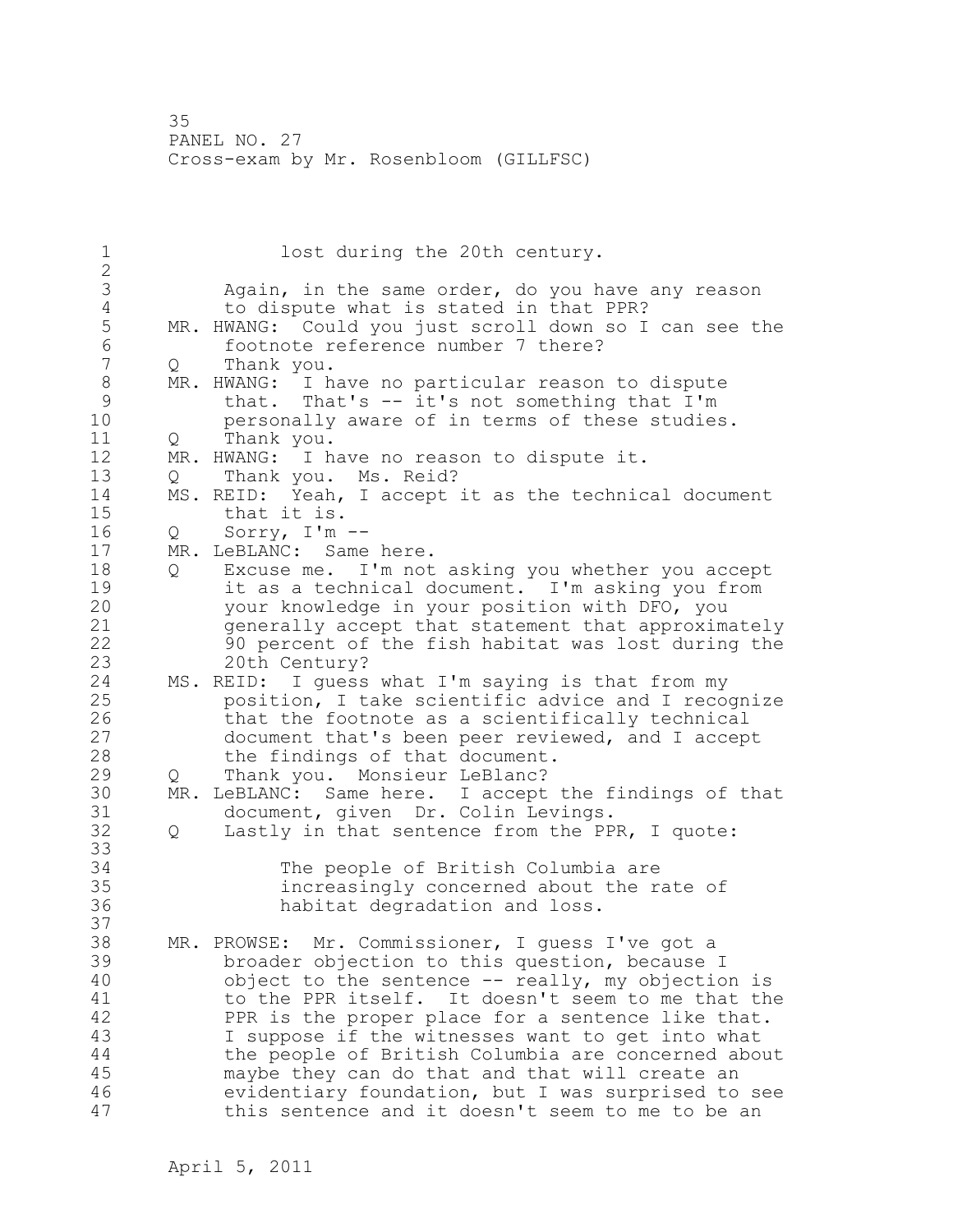lost during the 20th century.

Q Again, in the same order, do you have any reason to dispute what is stated in that PPR?

MR. HWANG: Could you just scroll down so I can see the footnote reference number 7 there?

Q Thank you.

MR. HWANG: I have no particular reason to dispute that. That's -- it's not something that I'm personally aware of in terms of these studies.

Q Thank you.

MR. HWANG: I have no reason to dispute it.

Q Thank you. Ms. Reid?

MS. REID: Yeah, I accept it as the technical document that it is.

Q Sorry, I'm --

MR. LeBLANC: Same here.

Q Excuse me. I'm not asking you whether you accept it as a technical document. I'm asking you from your knowledge in your position with DFO, you generally accept that statement that approximately 90 percent of the fish habitat was lost during the 20th Century?

MS. REID: I guess what I'm saying is that from my position, I take scientific advice and I recognize that the footnote as a scientifically technical document that's been peer reviewed, and I accept the findings of that document.

Q Thank you. Monsieur LeBlanc?

MR. LeBLANC: Same here. I accept the findings of that document, given Dr. Colin Levings.

Q Lastly in that sentence from the PPR, I quote:

> The people of British Columbia are increasingly concerned about the rate of habitat degradation and loss.

MR. PROWSE: Mr. Commissioner, I guess I've got a broader objection to this question, because I object to the sentence -- really, my objection is to the PPR itself. It doesn't seem to me that the PPR is the proper place for a sentence like that. I suppose if the witnesses want to get into what the people of British Columbia are concerned about maybe they can do that and that will create an evidentiary foundation, but I was surprised to see this sentence and it doesn't seem to me to be an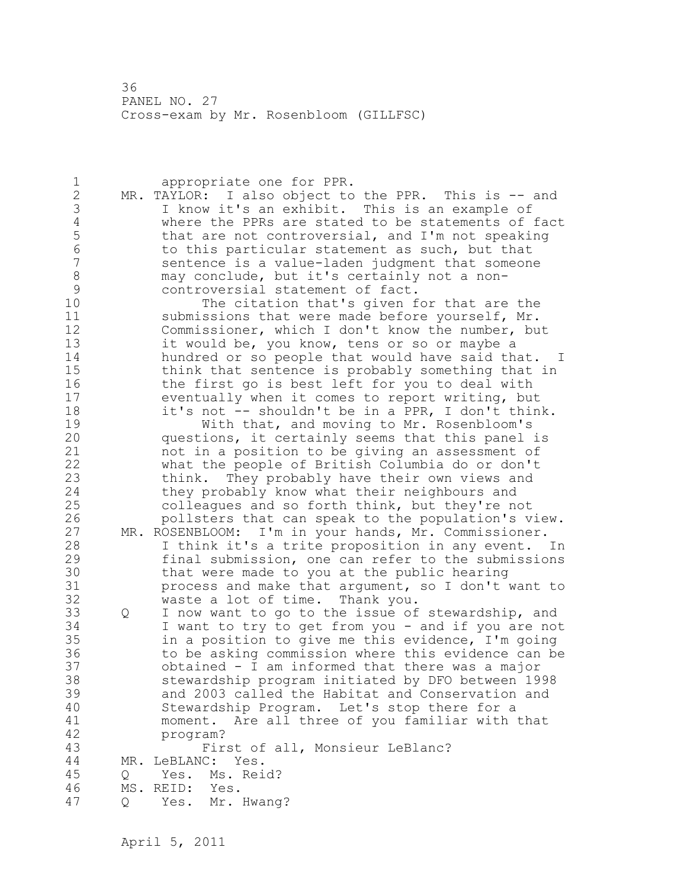appropriate one for PPR.

MR. TAYLOR: I also object to the PPR. This is -- and I know it's an exhibit. This is an example of where the PPRs are stated to be statements of fact that are not controversial, and I'm not speaking to this particular statement as such, but that sentence is a value-laden judgment that someone may conclude, but it's certainly not a non-controversial statement of fact.

The citation that's given for that are the submissions that were made before yourself, Mr. Commissioner, which I don't know the number, but it would be, you know, tens or so or maybe a hundred or so people that would have said that. I think that sentence is probably something that in the first go is best left for you to deal with eventually when it comes to report writing, but it's not -- shouldn't be in a PPR, I don't think.

With that, and moving to Mr. Rosenbloom's questions, it certainly seems that this panel is not in a position to be giving an assessment of what the people of British Columbia do or don't think. They probably have their own views and they probably know what their neighbours and colleagues and so forth think, but they're not pollsters that can speak to the population's view.

MR. ROSENBLOOM: I'm in your hands, Mr. Commissioner. I think it's a trite proposition in any event. In final submission, one can refer to the submissions that were made to you at the public hearing process and make that argument, so I don't want to waste a lot of time. Thank you.

Q I now want to go to the issue of stewardship, and I want to try to get from you - and if you are not in a position to give me this evidence, I'm going to be asking commission where this evidence can be obtained - I am informed that there was a major stewardship program initiated by DFO between 1998 and 2003 called the Habitat and Conservation and Stewardship Program. Let's stop there for a moment. Are all three of you familiar with that program?

First of all, Monsieur LeBlanc?

MR. LeBLANC: Yes.

Q Yes. Ms. Reid?

MS. REID: Yes.

Q Yes. Mr. Hwang?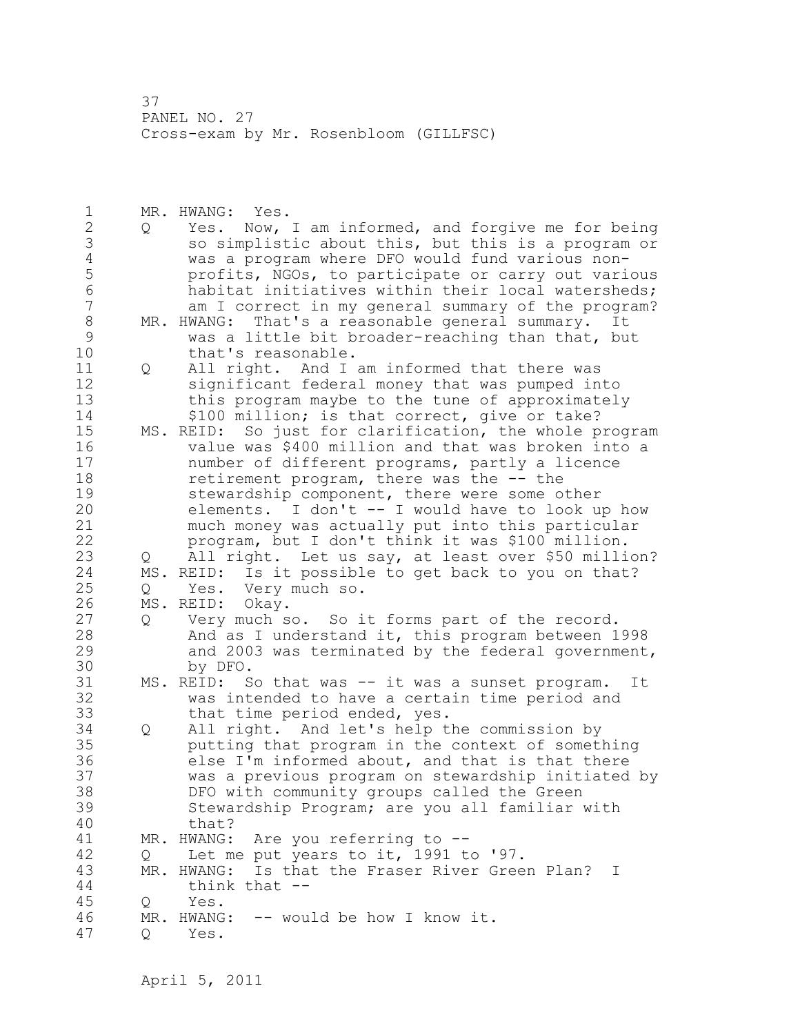MR. HWANG: Yes.

Q Yes. Now, I am informed, and forgive me for being so simplistic about this, but this is a program or was a program where DFO would fund various non-profits, NGOs, to participate or carry out various habitat initiatives within their local watersheds; am I correct in my general summary of the program?

MR. HWANG: That's a reasonable general summary. It was a little bit broader-reaching than that, but that's reasonable.

Q All right. And I am informed that there was significant federal money that was pumped into this program maybe to the tune of approximately $100 million; is that correct, give or take?

MS. REID: So just for clarification, the whole program value was $400 million and that was broken into a number of different programs, partly a licence retirement program, there was the -- the stewardship component, there were some other elements. I don't -- I would have to look up how much money was actually put into this particular program, but I don't think it was $100 million.

Q All right. Let us say, at least over $50 million?

MS. REID: Is it possible to get back to you on that?

Q Yes. Very much so.

MS. REID: Okay.

Q Very much so. So it forms part of the record. And as I understand it, this program between 1998 and 2003 was terminated by the federal government, by DFO.

MS. REID: So that was -- it was a sunset program. It was intended to have a certain time period and that time period ended, yes.

Q All right. And let's help the commission by putting that program in the context of something else I'm informed about, and that is that there was a previous program on stewardship initiated by DFO with community groups called the Green Stewardship Program; are you all familiar with that?

MR. HWANG: Are you referring to --

Q Let me put years to it, 1991 to '97.

MR. HWANG: Is that the Fraser River Green Plan? I think that --

Q Yes.

MR. HWANG: -- would be how I know it.

Q Yes.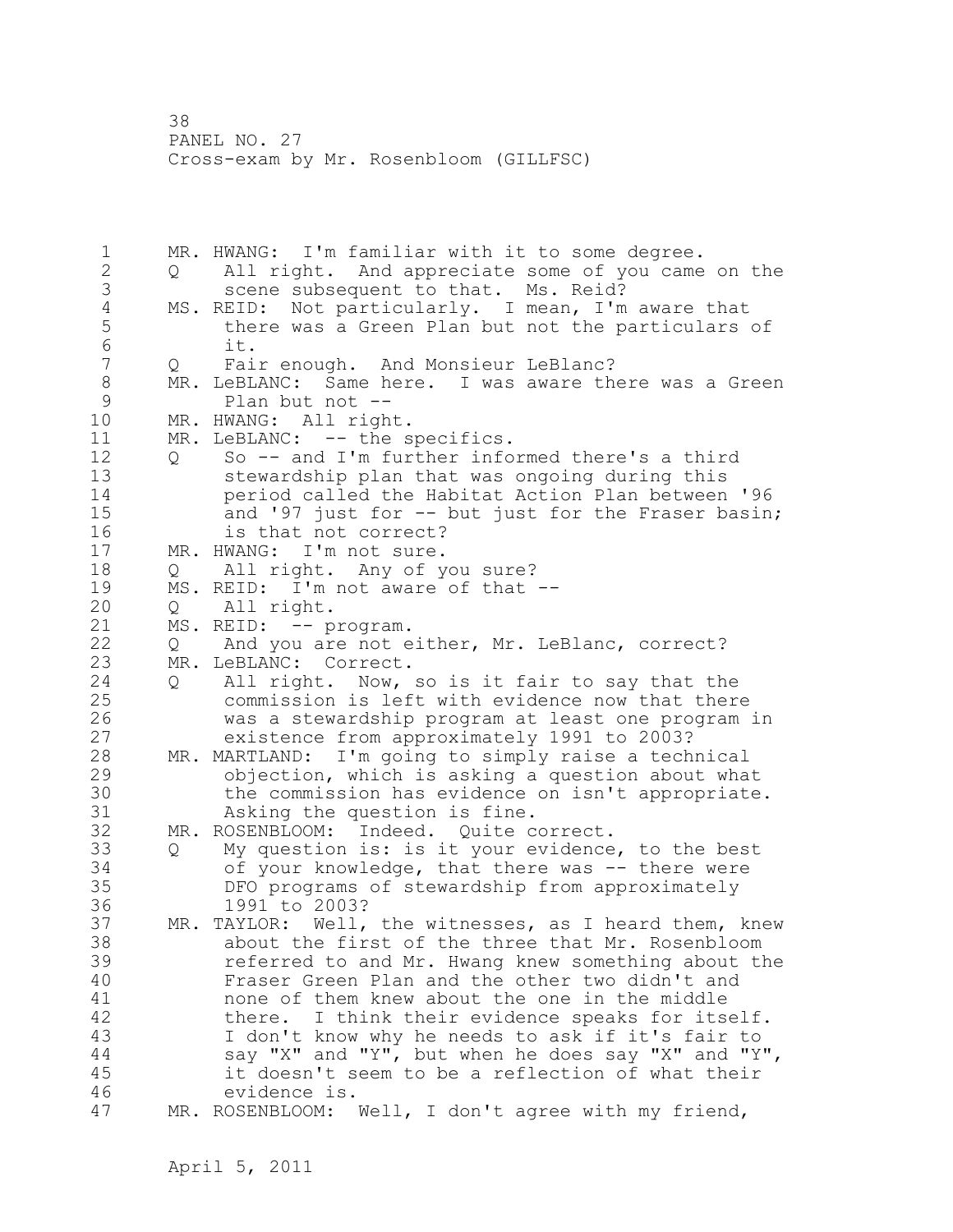MR. HWANG: I'm familiar with it to some degree.

Q All right. And appreciate some of you came on the scene subsequent to that. Ms. Reid?

MS. REID: Not particularly. I mean, I'm aware that there was a Green Plan but not the particulars of it.

Q Fair enough. And Monsieur LeBlanc?

MR. LeBLANC: Same here. I was aware there was a Green Plan but not --

MR. HWANG: All right.

MR. LeBLANC: -- the specifics.

Q So -- and I'm further informed there's a third stewardship plan that was ongoing during this period called the Habitat Action Plan between '96 and '97 just for -- but just for the Fraser basin; is that not correct?

MR. HWANG: I'm not sure.

Q All right. Any of you sure?

MS. REID: I'm not aware of that --

Q All right.

MS. REID: -- program.

Q And you are not either, Mr. LeBlanc, correct?

MR. LeBLANC: Correct.

Q All right. Now, so is it fair to say that the commission is left with evidence now that there was a stewardship program at least one program in existence from approximately 1991 to 2003?

MR. MARTLAND: I'm going to simply raise a technical objection, which is asking a question about what the commission has evidence on isn't appropriate. Asking the question is fine.

MR. ROSENBLOOM: Indeed. Quite correct.

Q My question is: is it your evidence, to the best of your knowledge, that there was -- there were DFO programs of stewardship from approximately 1991 to 2003?

MR. TAYLOR: Well, the witnesses, as I heard them, knew about the first of the three that Mr. Rosenbloom referred to and Mr. Hwang knew something about the Fraser Green Plan and the other two didn't and none of them knew about the one in the middle there. I think their evidence speaks for itself. I don't know why he needs to ask if it's fair to say "X" and "Y", but when he does say "X" and "Y", it doesn't seem to be a reflection of what their evidence is.

MR. ROSENBLOOM: Well, I don't agree with my friend,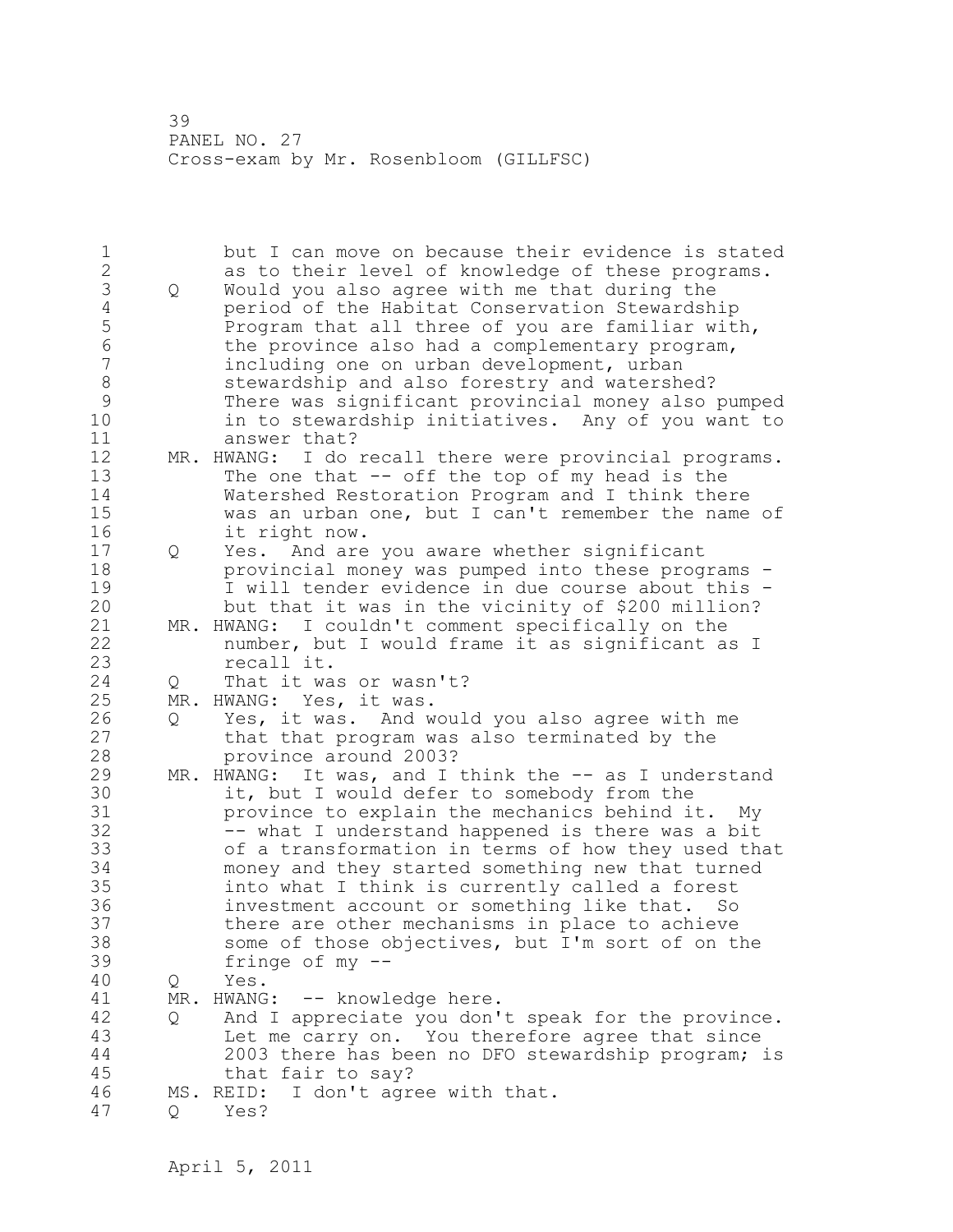but I can move on because their evidence is stated as to their level of knowledge of these programs.

Q Would you also agree with me that during the period of the Habitat Conservation Stewardship Program that all three of you are familiar with, the province also had a complementary program, including one on urban development, urban stewardship and also forestry and watershed? There was significant provincial money also pumped in to stewardship initiatives. Any of you want to answer that?

MR. HWANG: I do recall there were provincial programs. The one that -- off the top of my head is the Watershed Restoration Program and I think there was an urban one, but I can't remember the name of it right now.

Q Yes. And are you aware whether significant provincial money was pumped into these programs - I will tender evidence in due course about this - but that it was in the vicinity of $200 million?

MR. HWANG: I couldn't comment specifically on the number, but I would frame it as significant as I recall it.

Q That it was or wasn't?

MR. HWANG: Yes, it was.

Q Yes, it was. And would you also agree with me that that program was also terminated by the province around 2003?

MR. HWANG: It was, and I think the -- as I understand it, but I would defer to somebody from the province to explain the mechanics behind it. My -- what I understand happened is there was a bit of a transformation in terms of how they used that money and they started something new that turned into what I think is currently called a forest investment account or something like that. So there are other mechanisms in place to achieve some of those objectives, but I'm sort of on the fringe of my --

Q Yes.

MR. HWANG: -- knowledge here.

Q And I appreciate you don't speak for the province. Let me carry on. You therefore agree that since 2003 there has been no DFO stewardship program; is that fair to say?

MS. REID: I don't agree with that.

Q Yes?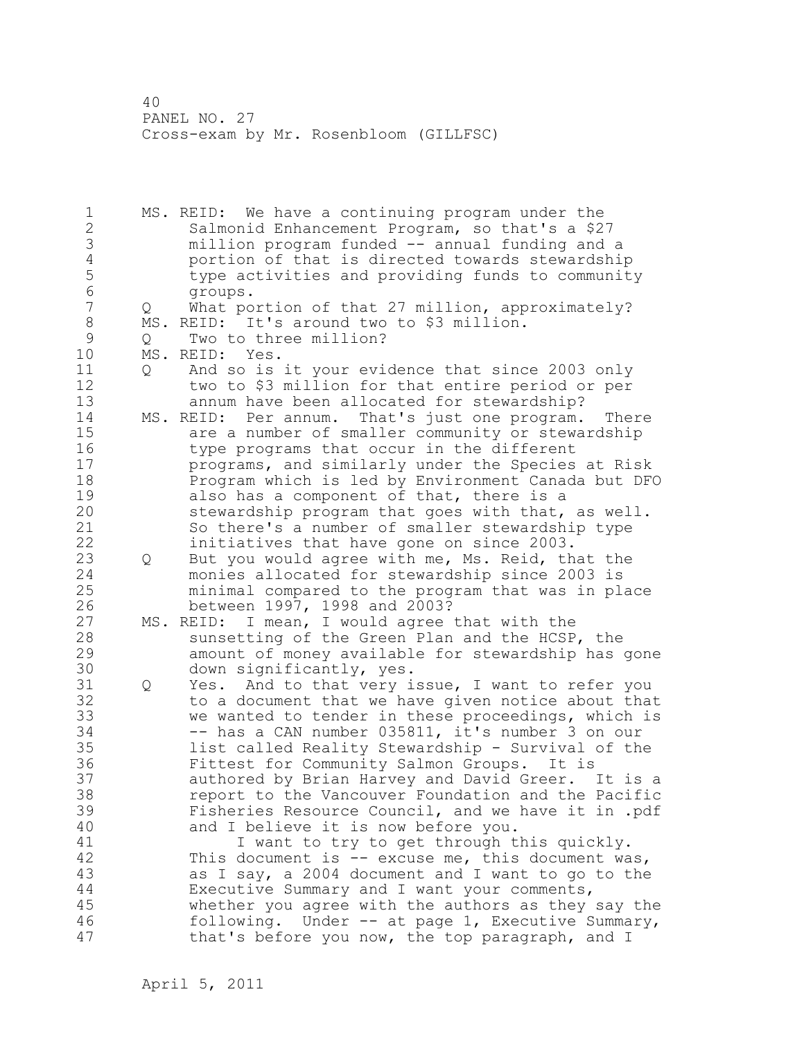MS. REID: We have a continuing program under the Salmonid Enhancement Program, so that's a $27 million program funded -- annual funding and a portion of that is directed towards stewardship type activities and providing funds to community groups.

Q What portion of that 27 million, approximately?

MS. REID: It's around two to $3 million.

Q Two to three million?

MS. REID: Yes.

Q And so is it your evidence that since 2003 only two to $3 million for that entire period or per annum have been allocated for stewardship?

MS. REID: Per annum. That's just one program. There are a number of smaller community or stewardship type programs that occur in the different programs, and similarly under the Species at Risk Program which is led by Environment Canada but DFO also has a component of that, there is a stewardship program that goes with that, as well. So there's a number of smaller stewardship type initiatives that have gone on since 2003.

Q But you would agree with me, Ms. Reid, that the monies allocated for stewardship since 2003 is minimal compared to the program that was in place between 1997, 1998 and 2003?

MS. REID: I mean, I would agree that with the sunsetting of the Green Plan and the HCSP, the amount of money available for stewardship has gone down significantly, yes.

Q Yes. And to that very issue, I want to refer you to a document that we have given notice about that we wanted to tender in these proceedings, which is -- has a CAN number 035811, it's number 3 on our list called Reality Stewardship - Survival of the Fittest for Community Salmon Groups. It is authored by Brian Harvey and David Greer. It is a report to the Vancouver Foundation and the Pacific Fisheries Resource Council, and we have it in .pdf and I believe it is now before you.

I want to try to get through this quickly. This document is -- excuse me, this document was, as I say, a 2004 document and I want to go to the Executive Summary and I want your comments, whether you agree with the authors as they say the following. Under -- at page 1, Executive Summary, that's before you now, the top paragraph, and I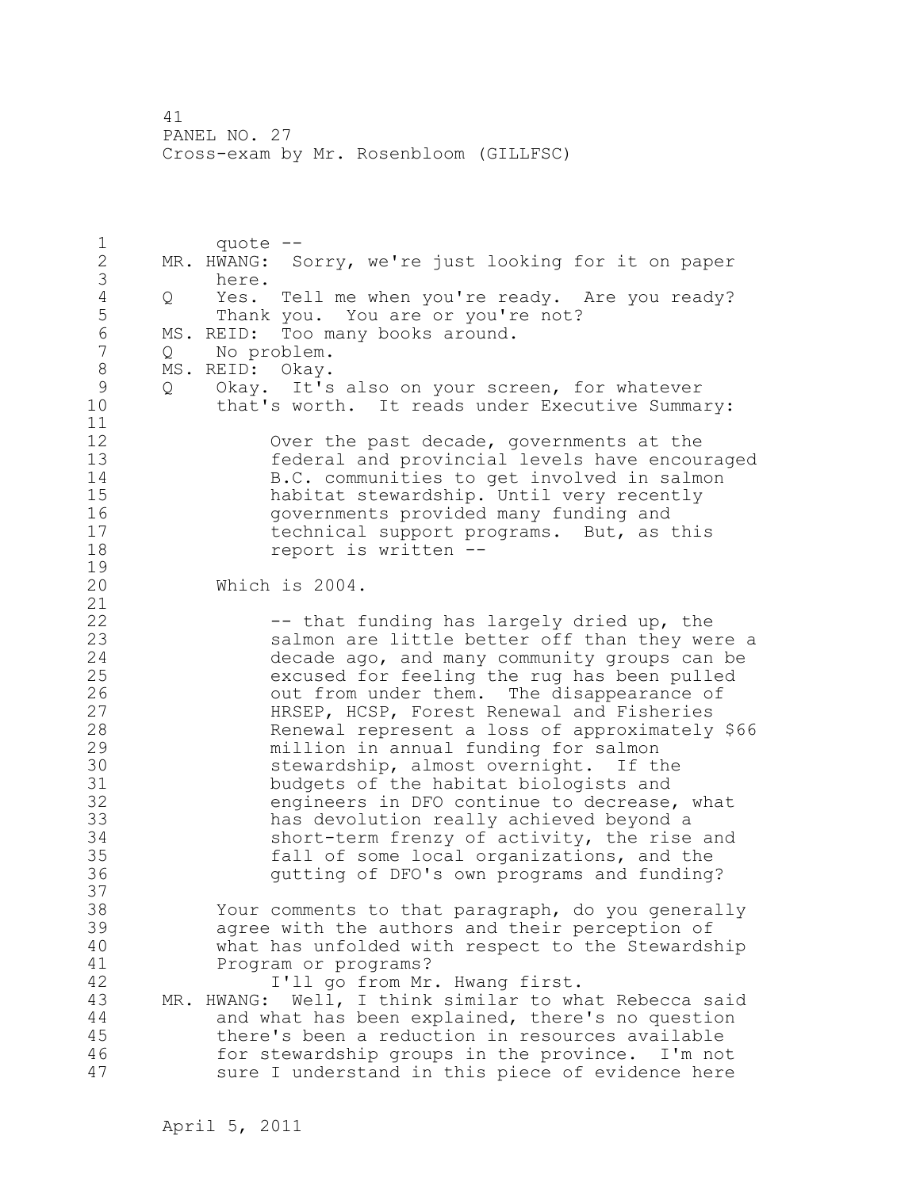quote --

MR. HWANG: Sorry, we're just looking for it on paper here.

Q Yes. Tell me when you're ready. Are you ready? Thank you. You are or you're not?

MS. REID: Too many books around.

Q No problem.

MS. REID: Okay.

Q Okay. It's also on your screen, for whatever that's worth. It reads under Executive Summary:

> Over the past decade, governments at the federal and provincial levels have encouraged B.C. communities to get involved in salmon habitat stewardship. Until very recently governments provided many funding and technical support programs. But, as this report is written --

Which is 2004.

> -- that funding has largely dried up, the salmon are little better off than they were a decade ago, and many community groups can be excused for feeling the rug has been pulled out from under them. The disappearance of HRSEP, HCSP, Forest Renewal and Fisheries Renewal represent a loss of approximately $66 million in annual funding for salmon stewardship, almost overnight. If the budgets of the habitat biologists and engineers in DFO continue to decrease, what has devolution really achieved beyond a short-term frenzy of activity, the rise and fall of some local organizations, and the gutting of DFO's own programs and funding?

Your comments to that paragraph, do you generally agree with the authors and their perception of what has unfolded with respect to the Stewardship Program or programs?

I'll go from Mr. Hwang first.

MR. HWANG: Well, I think similar to what Rebecca said and what has been explained, there's no question there's been a reduction in resources available for stewardship groups in the province. I'm not sure I understand in this piece of evidence here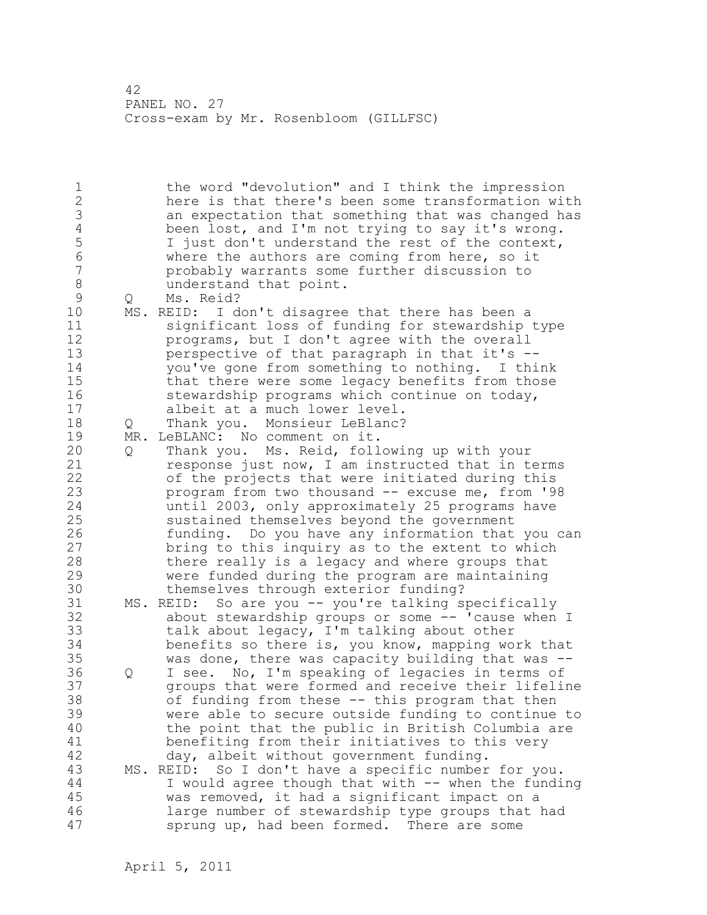the word "devolution" and I think the impression here is that there's been some transformation with an expectation that something that was changed has been lost, and I'm not trying to say it's wrong. I just don't understand the rest of the context, where the authors are coming from here, so it probably warrants some further discussion to understand that point.

Q Ms. Reid?

MS. REID: I don't disagree that there has been a significant loss of funding for stewardship type programs, but I don't agree with the overall perspective of that paragraph in that it's -- you've gone from something to nothing. I think that there were some legacy benefits from those stewardship programs which continue on today, albeit at a much lower level.

Q Thank you. Monsieur LeBlanc?

MR. LeBLANC: No comment on it.

Q Thank you. Ms. Reid, following up with your response just now, I am instructed that in terms of the projects that were initiated during this program from two thousand -- excuse me, from '98 until 2003, only approximately 25 programs have sustained themselves beyond the government funding. Do you have any information that you can bring to this inquiry as to the extent to which there really is a legacy and where groups that were funded during the program are maintaining themselves through exterior funding?

MS. REID: So are you -- you're talking specifically about stewardship groups or some -- 'cause when I talk about legacy, I'm talking about other benefits so there is, you know, mapping work that was done, there was capacity building that was --

Q I see. No, I'm speaking of legacies in terms of groups that were formed and receive their lifeline of funding from these -- this program that then were able to secure outside funding to continue to the point that the public in British Columbia are benefiting from their initiatives to this very day, albeit without government funding.

MS. REID: So I don't have a specific number for you. I would agree though that with -- when the funding was removed, it had a significant impact on a large number of stewardship type groups that had sprung up, had been formed. There are some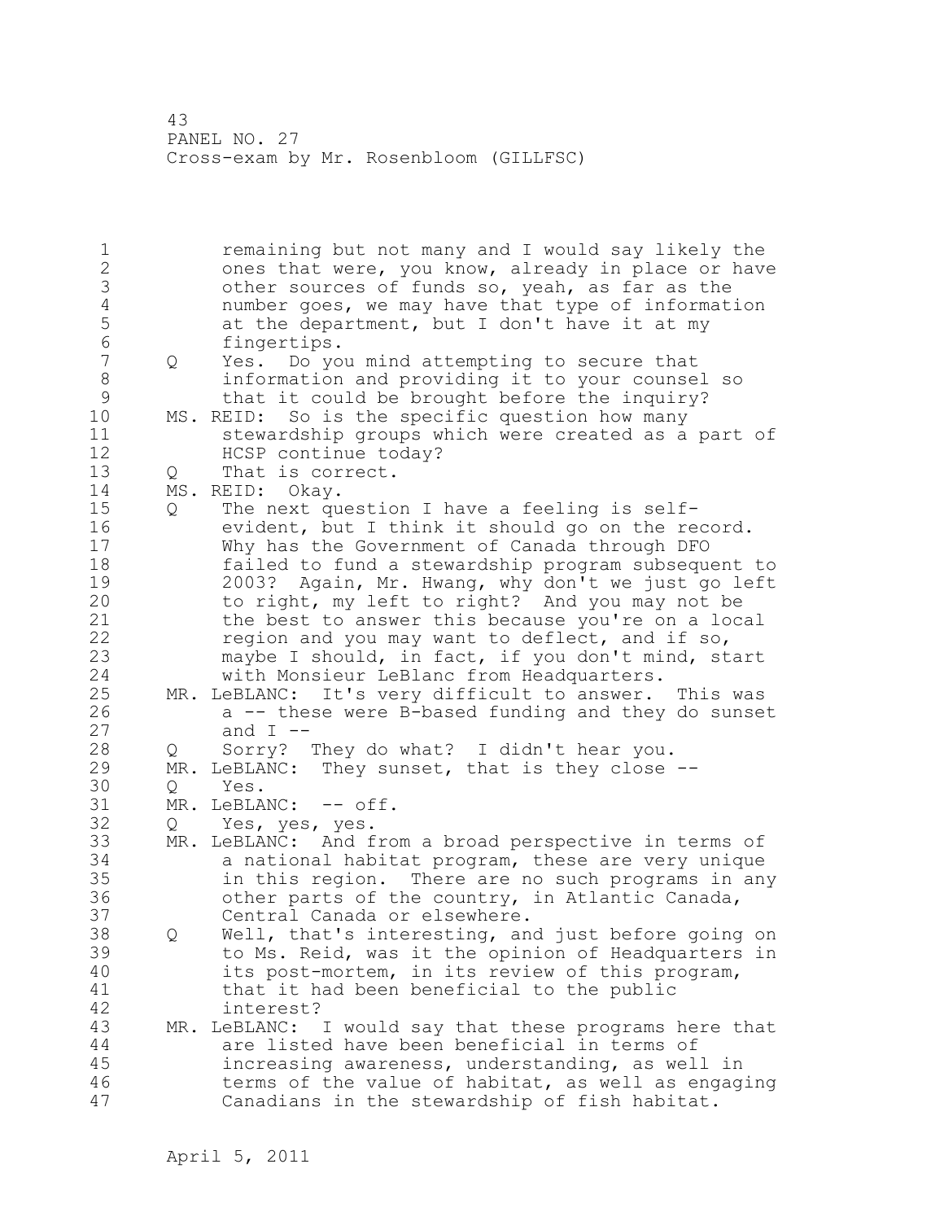remaining but not many and I would say likely the ones that were, you know, already in place or have other sources of funds so, yeah, as far as the number goes, we may have that type of information at the department, but I don't have it at my fingertips.

Q Yes. Do you mind attempting to secure that information and providing it to your counsel so that it could be brought before the inquiry?

MS. REID: So is the specific question how many stewardship groups which were created as a part of HCSP continue today?

Q That is correct.

MS. REID: Okay.

Q The next question I have a feeling is self-evident, but I think it should go on the record. Why has the Government of Canada through DFO failed to fund a stewardship program subsequent to 2003? Again, Mr. Hwang, why don't we just go left to right, my left to right? And you may not be the best to answer this because you're on a local region and you may want to deflect, and if so, maybe I should, in fact, if you don't mind, start with Monsieur LeBlanc from Headquarters.

MR. LeBLANC: It's very difficult to answer. This was a -- these were B-based funding and they do sunset and I --

Q Sorry? They do what? I didn't hear you.

MR. LeBLANC: They sunset, that is they close --

Q Yes.

MR. LeBLANC: -- off.

Q Yes, yes, yes.

MR. LeBLANC: And from a broad perspective in terms of a national habitat program, these are very unique in this region. There are no such programs in any other parts of the country, in Atlantic Canada, Central Canada or elsewhere.

Q Well, that's interesting, and just before going on to Ms. Reid, was it the opinion of Headquarters in its post-mortem, in its review of this program, that it had been beneficial to the public interest?

MR. LeBLANC: I would say that these programs here that are listed have been beneficial in terms of increasing awareness, understanding, as well in terms of the value of habitat, as well as engaging Canadians in the stewardship of fish habitat.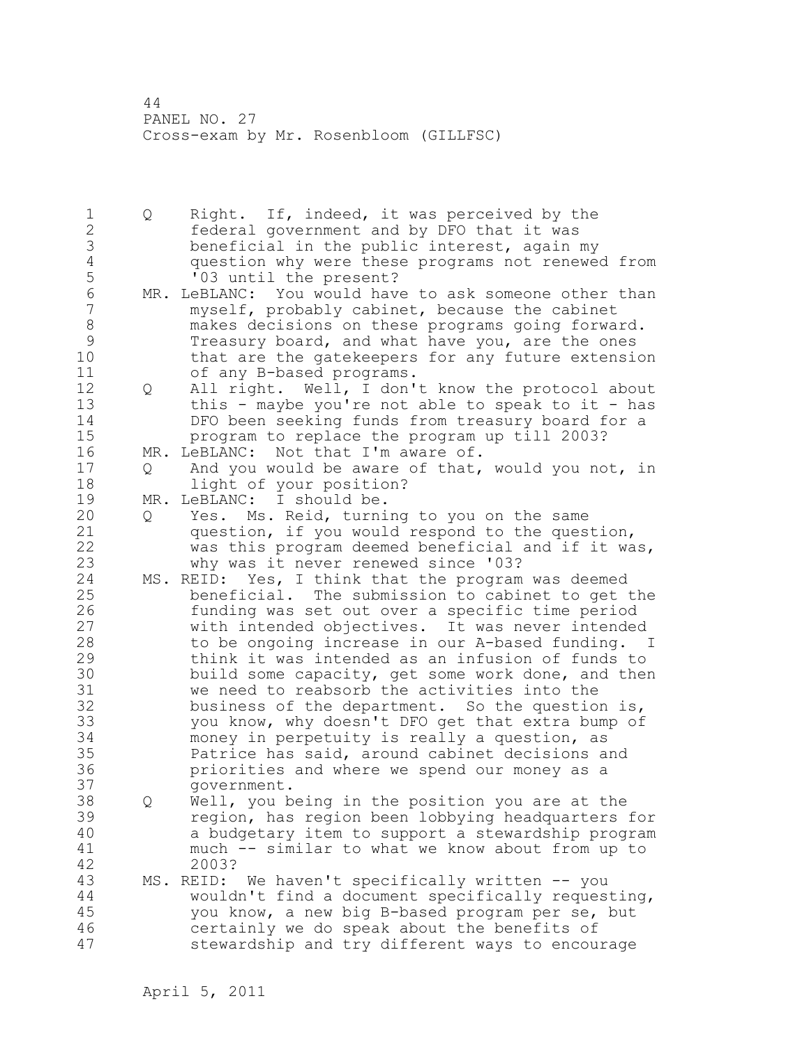Q Right. If, indeed, it was perceived by the federal government and by DFO that it was beneficial in the public interest, again my question why were these programs not renewed from '03 until the present?

MR. LeBLANC: You would have to ask someone other than myself, probably cabinet, because the cabinet makes decisions on these programs going forward. Treasury board, and what have you, are the ones that are the gatekeepers for any future extension of any B-based programs.

Q All right. Well, I don't know the protocol about this - maybe you're not able to speak to it - has DFO been seeking funds from treasury board for a program to replace the program up till 2003?

MR. LeBLANC: Not that I'm aware of.

Q And you would be aware of that, would you not, in light of your position?

MR. LeBLANC: I should be.

Q Yes. Ms. Reid, turning to you on the same question, if you would respond to the question, was this program deemed beneficial and if it was, why was it never renewed since '03?

MS. REID: Yes, I think that the program was deemed beneficial. The submission to cabinet to get the funding was set out over a specific time period with intended objectives. It was never intended to be ongoing increase in our A-based funding. I think it was intended as an infusion of funds to build some capacity, get some work done, and then we need to reabsorb the activities into the business of the department. So the question is, you know, why doesn't DFO get that extra bump of money in perpetuity is really a question, as Patrice has said, around cabinet decisions and priorities and where we spend our money as a government.

Q Well, you being in the position you are at the region, has region been lobbying headquarters for a budgetary item to support a stewardship program much -- similar to what we know about from up to 2003?

MS. REID: We haven't specifically written -- you wouldn't find a document specifically requesting, you know, a new big B-based program per se, but certainly we do speak about the benefits of stewardship and try different ways to encourage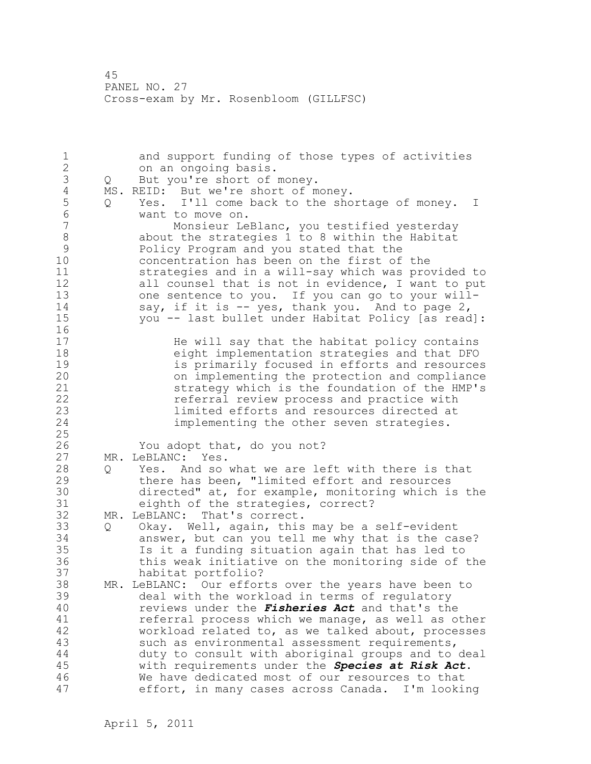and support funding of those types of activities on an ongoing basis.

Q But you're short of money.

MS. REID: But we're short of money.

Q Yes. I'll come back to the shortage of money. I want to move on.

Monsieur LeBlanc, you testified yesterday about the strategies 1 to 8 within the Habitat Policy Program and you stated that the concentration has been on the first of the strategies and in a will-say which was provided to all counsel that is not in evidence, I want to put one sentence to you. If you can go to your will-say, if it is -- yes, thank you. And to page 2, you -- last bullet under Habitat Policy [as read]:

> He will say that the habitat policy contains eight implementation strategies and that DFO is primarily focused in efforts and resources on implementing the protection and compliance strategy which is the foundation of the HMP's referral review process and practice with limited efforts and resources directed at implementing the other seven strategies.

You adopt that, do you not?

MR. LeBLANC: Yes.

Q Yes. And so what we are left with there is that there has been, "limited effort and resources directed" at, for example, monitoring which is the eighth of the strategies, correct?

MR. LeBLANC: That's correct.

Q Okay. Well, again, this may be a self-evident answer, but can you tell me why that is the case? Is it a funding situation again that has led to this weak initiative on the monitoring side of the habitat portfolio?

MR. LeBLANC: Our efforts over the years have been to deal with the workload in terms of regulatory reviews under the ***Fisheries Act*** and that's the referral process which we manage, as well as other workload related to, as we talked about, processes such as environmental assessment requirements, duty to consult with aboriginal groups and to deal with requirements under the ***Species at Risk Act***. We have dedicated most of our resources to that effort, in many cases across Canada. I'm looking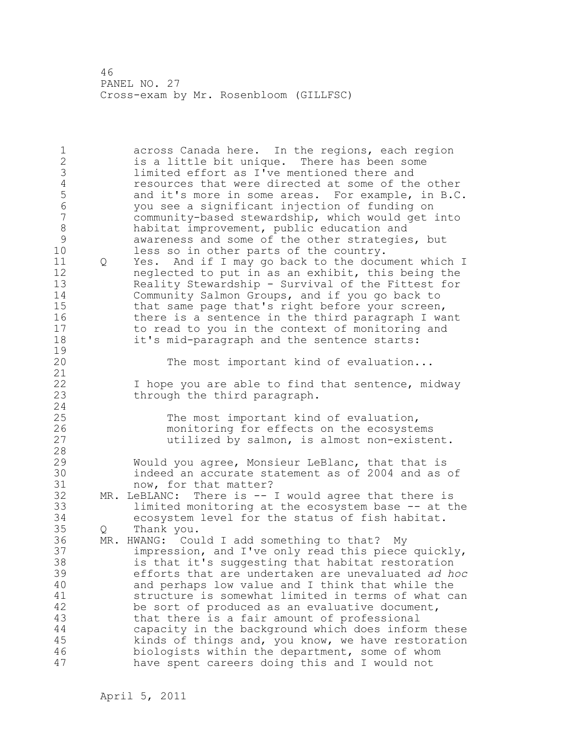across Canada here. In the regions, each region is a little bit unique. There has been some limited effort as I've mentioned there and resources that were directed at some of the other and it's more in some areas. For example, in B.C. you see a significant injection of funding on community-based stewardship, which would get into habitat improvement, public education and awareness and some of the other strategies, but less so in other parts of the country.

Q Yes. And if I may go back to the document which I neglected to put in as an exhibit, this being the Reality Stewardship - Survival of the Fittest for Community Salmon Groups, and if you go back to that same page that's right before your screen, there is a sentence in the third paragraph I want to read to you in the context of monitoring and it's mid-paragraph and the sentence starts:

> The most important kind of evaluation...

I hope you are able to find that sentence, midway through the third paragraph.

> The most important kind of evaluation, monitoring for effects on the ecosystems utilized by salmon, is almost non-existent.

Would you agree, Monsieur LeBlanc, that that is indeed an accurate statement as of 2004 and as of now, for that matter?

MR. LeBLANC: There is -- I would agree that there is limited monitoring at the ecosystem base -- at the ecosystem level for the status of fish habitat.

Q Thank you.

MR. HWANG: Could I add something to that? My impression, and I've only read this piece quickly, is that it's suggesting that habitat restoration efforts that are undertaken are unevaluated *ad hoc* and perhaps low value and I think that while the structure is somewhat limited in terms of what can be sort of produced as an evaluative document, that there is a fair amount of professional capacity in the background which does inform these kinds of things and, you know, we have restoration biologists within the department, some of whom have spent careers doing this and I would not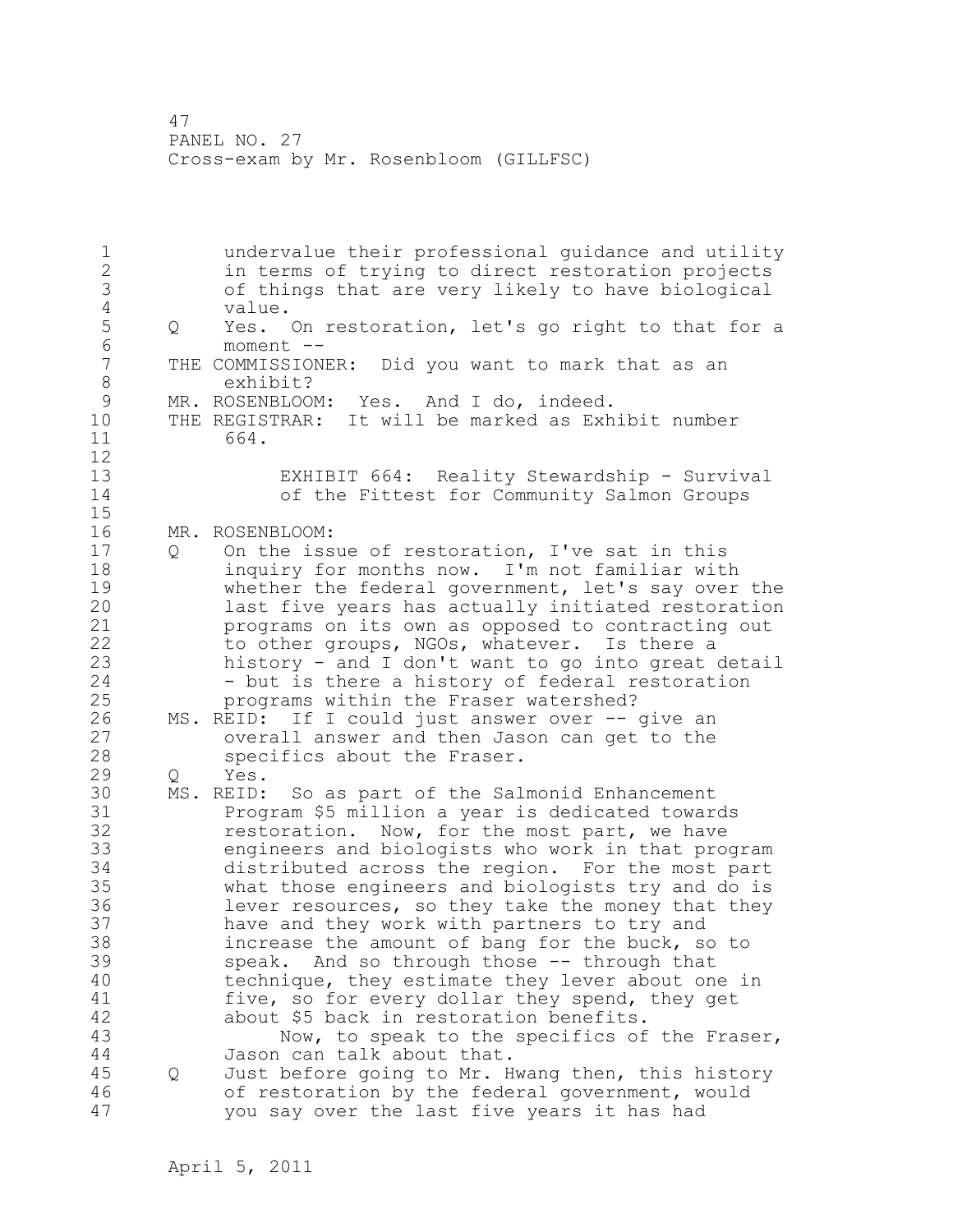undervalue their professional guidance and utility in terms of trying to direct restoration projects of things that are very likely to have biological value.

Q Yes. On restoration, let's go right to that for a moment --

THE COMMISSIONER: Did you want to mark that as an exhibit?

MR. ROSENBLOOM: Yes. And I do, indeed.

THE REGISTRAR: It will be marked as Exhibit number 664.

EXHIBIT 664: Reality Stewardship - Survival of the Fittest for Community Salmon Groups

MR. ROSENBLOOM:

Q On the issue of restoration, I've sat in this inquiry for months now. I'm not familiar with whether the federal government, let's say over the last five years has actually initiated restoration programs on its own as opposed to contracting out to other groups, NGOs, whatever. Is there a history - and I don't want to go into great detail - but is there a history of federal restoration programs within the Fraser watershed?

MS. REID: If I could just answer over -- give an overall answer and then Jason can get to the specifics about the Fraser.

Q Yes.

MS. REID: So as part of the Salmonid Enhancement Program $5 million a year is dedicated towards restoration. Now, for the most part, we have engineers and biologists who work in that program distributed across the region. For the most part what those engineers and biologists try and do is lever resources, so they take the money that they have and they work with partners to try and increase the amount of bang for the buck, so to speak. And so through those -- through that technique, they estimate they lever about one in five, so for every dollar they spend, they get about $5 back in restoration benefits.

Now, to speak to the specifics of the Fraser, Jason can talk about that.

Q Just before going to Mr. Hwang then, this history of restoration by the federal government, would you say over the last five years it has had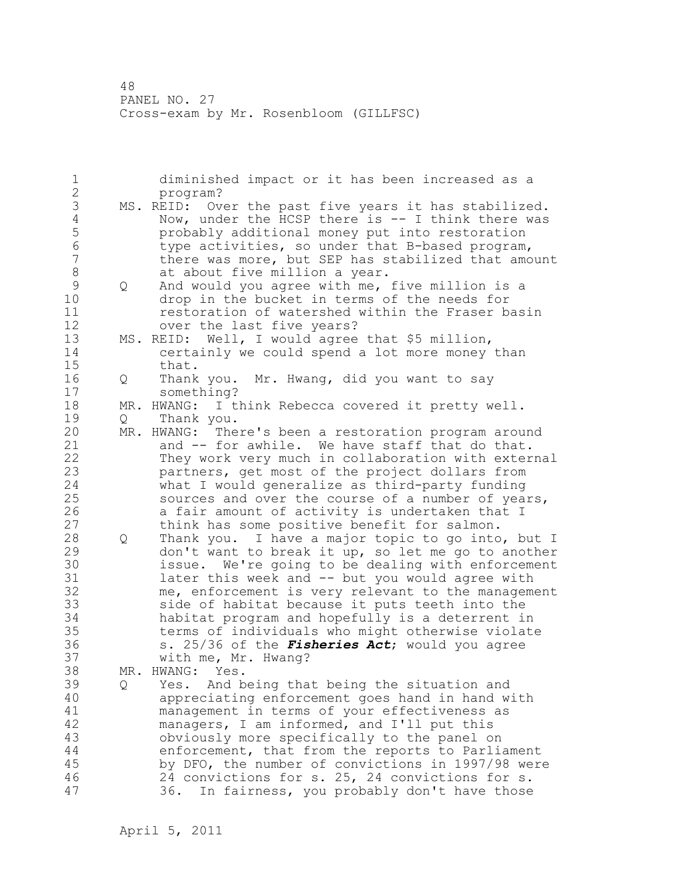diminished impact or it has been increased as a program?

MS. REID: Over the past five years it has stabilized. Now, under the HCSP there is -- I think there was probably additional money put into restoration type activities, so under that B-based program, there was more, but SEP has stabilized that amount at about five million a year.

Q And would you agree with me, five million is a drop in the bucket in terms of the needs for restoration of watershed within the Fraser basin over the last five years?

MS. REID: Well, I would agree that $5 million, certainly we could spend a lot more money than that.

Q Thank you. Mr. Hwang, did you want to say something?

MR. HWANG: I think Rebecca covered it pretty well.

Q Thank you.

MR. HWANG: There's been a restoration program around and -- for awhile. We have staff that do that. They work very much in collaboration with external partners, get most of the project dollars from what I would generalize as third-party funding sources and over the course of a number of years, a fair amount of activity is undertaken that I think has some positive benefit for salmon.

Q Thank you. I have a major topic to go into, but I don't want to break it up, so let me go to another issue. We're going to be dealing with enforcement later this week and -- but you would agree with me, enforcement is very relevant to the management side of habitat because it puts teeth into the habitat program and hopefully is a deterrent in terms of individuals who might otherwise violate s. 25/36 of the ***Fisheries Act***; would you agree with me, Mr. Hwang?

MR. HWANG: Yes.

Q Yes. And being that being the situation and appreciating enforcement goes hand in hand with management in terms of your effectiveness as managers, I am informed, and I'll put this obviously more specifically to the panel on enforcement, that from the reports to Parliament by DFO, the number of convictions in 1997/98 were 24 convictions for s. 25, 24 convictions for s. 36. In fairness, you probably don't have those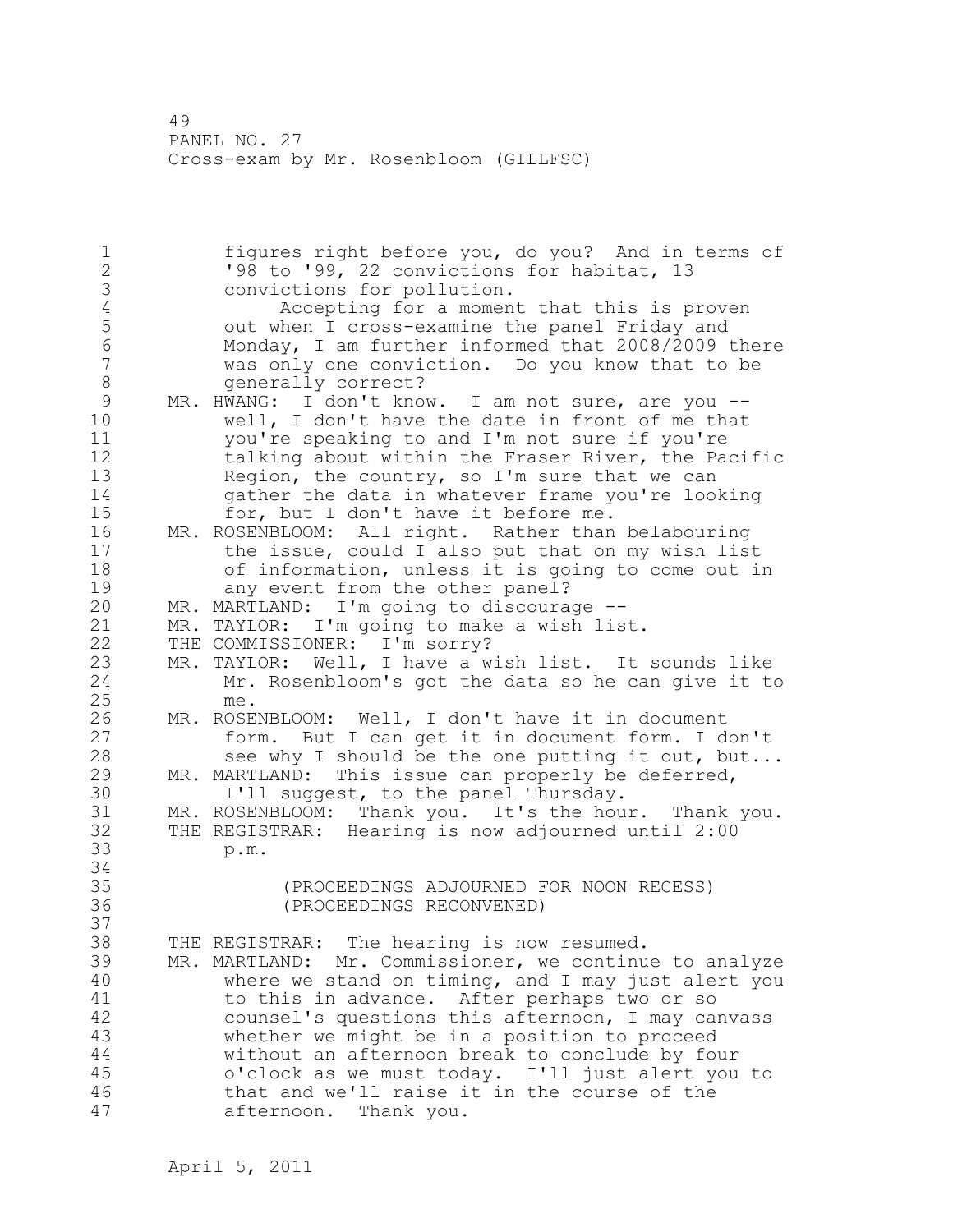figures right before you, do you? And in terms of '98 to '99, 22 convictions for habitat, 13 convictions for pollution.

Accepting for a moment that this is proven out when I cross-examine the panel Friday and Monday, I am further informed that 2008/2009 there was only one conviction. Do you know that to be generally correct?

MR. HWANG: I don't know. I am not sure, are you -- well, I don't have the date in front of me that you're speaking to and I'm not sure if you're talking about within the Fraser River, the Pacific Region, the country, so I'm sure that we can gather the data in whatever frame you're looking for, but I don't have it before me.

MR. ROSENBLOOM: All right. Rather than belabouring the issue, could I also put that on my wish list of information, unless it is going to come out in any event from the other panel?

MR. MARTLAND: I'm going to discourage --

MR. TAYLOR: I'm going to make a wish list.

THE COMMISSIONER: I'm sorry?

MR. TAYLOR: Well, I have a wish list. It sounds like Mr. Rosenbloom's got the data so he can give it to me.

MR. ROSENBLOOM: Well, I don't have it in document form. But I can get it in document form. I don't see why I should be the one putting it out, but...

MR. MARTLAND: This issue can properly be deferred, I'll suggest, to the panel Thursday.

MR. ROSENBLOOM: Thank you. It's the hour. Thank you.

THE REGISTRAR: Hearing is now adjourned until 2:00 p.m.

(PROCEEDINGS ADJOURNED FOR NOON RECESS)
(PROCEEDINGS RECONVENED)

THE REGISTRAR: The hearing is now resumed.

MR. MARTLAND: Mr. Commissioner, we continue to analyze where we stand on timing, and I may just alert you to this in advance. After perhaps two or so counsel's questions this afternoon, I may canvass whether we might be in a position to proceed without an afternoon break to conclude by four o'clock as we must today. I'll just alert you to that and we'll raise it in the course of the afternoon. Thank you.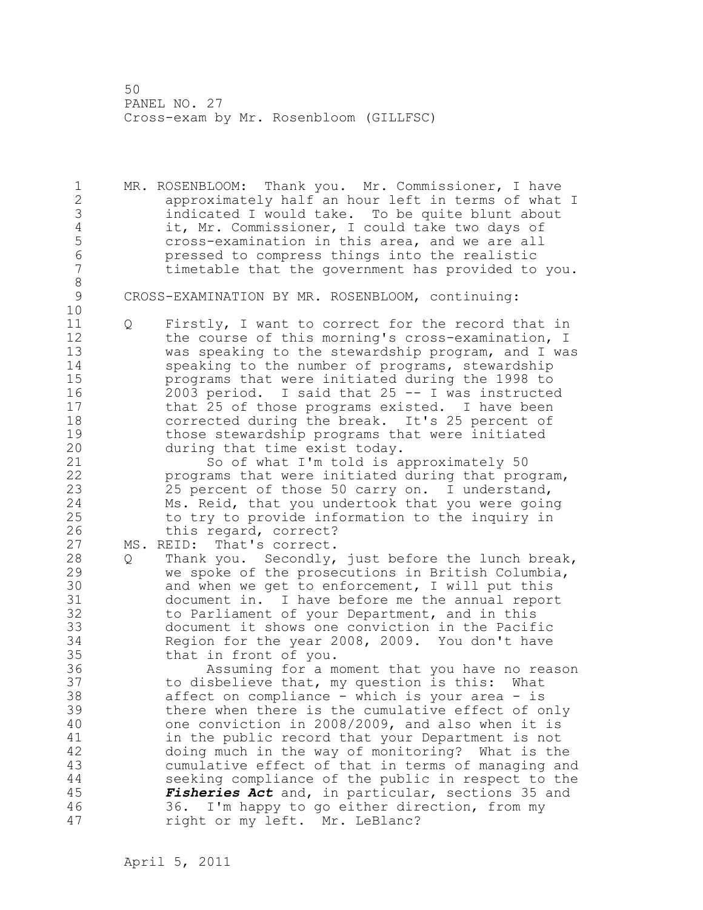MR. ROSENBLOOM: Thank you. Mr. Commissioner, I have approximately half an hour left in terms of what I indicated I would take. To be quite blunt about it, Mr. Commissioner, I could take two days of cross-examination in this area, and we are all pressed to compress things into the realistic timetable that the government has provided to you.

CROSS-EXAMINATION BY MR. ROSENBLOOM, continuing:

Q Firstly, I want to correct for the record that in the course of this morning's cross-examination, I was speaking to the stewardship program, and I was speaking to the number of programs, stewardship programs that were initiated during the 1998 to 2003 period. I said that 25 -- I was instructed that 25 of those programs existed. I have been corrected during the break. It's 25 percent of those stewardship programs that were initiated during that time exist today.

So of what I'm told is approximately 50 programs that were initiated during that program, 25 percent of those 50 carry on. I understand, Ms. Reid, that you undertook that you were going to try to provide information to the inquiry in this regard, correct?

MS. REID: That's correct.

Q Thank you. Secondly, just before the lunch break, we spoke of the prosecutions in British Columbia, and when we get to enforcement, I will put this document in. I have before me the annual report to Parliament of your Department, and in this document it shows one conviction in the Pacific Region for the year 2008, 2009. You don't have that in front of you.

Assuming for a moment that you have no reason to disbelieve that, my question is this: What affect on compliance - which is your area - is there when there is the cumulative effect of only one conviction in 2008/2009, and also when it is in the public record that your Department is not doing much in the way of monitoring? What is the cumulative effect of that in terms of managing and seeking compliance of the public in respect to the ***Fisheries Act*** and, in particular, sections 35 and 36. I'm happy to go either direction, from my right or my left. Mr. LeBlanc?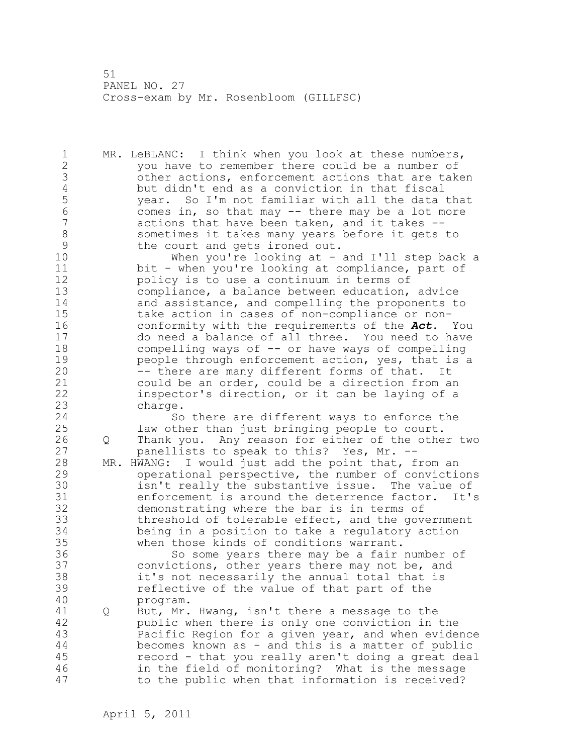MR. LeBLANC: I think when you look at these numbers, you have to remember there could be a number of other actions, enforcement actions that are taken but didn't end as a conviction in that fiscal year. So I'm not familiar with all the data that comes in, so that may -- there may be a lot more actions that have been taken, and it takes -- sometimes it takes many years before it gets to the court and gets ironed out.

When you're looking at - and I'll step back a bit - when you're looking at compliance, part of policy is to use a continuum in terms of compliance, a balance between education, advice and assistance, and compelling the proponents to take action in cases of non-compliance or non-conformity with the requirements of the ***Act***. You do need a balance of all three. You need to have compelling ways of -- or have ways of compelling people through enforcement action, yes, that is a -- there are many different forms of that. It could be an order, could be a direction from an inspector's direction, or it can be laying of a charge.

So there are different ways to enforce the law other than just bringing people to court.

Q Thank you. Any reason for either of the other two panellists to speak to this? Yes, Mr. --

MR. HWANG: I would just add the point that, from an operational perspective, the number of convictions isn't really the substantive issue. The value of enforcement is around the deterrence factor. It's demonstrating where the bar is in terms of threshold of tolerable effect, and the government being in a position to take a regulatory action when those kinds of conditions warrant.

So some years there may be a fair number of convictions, other years there may not be, and it's not necessarily the annual total that is reflective of the value of that part of the program.

Q But, Mr. Hwang, isn't there a message to the public when there is only one conviction in the Pacific Region for a given year, and when evidence becomes known as - and this is a matter of public record - that you really aren't doing a great deal in the field of monitoring? What is the message to the public when that information is received?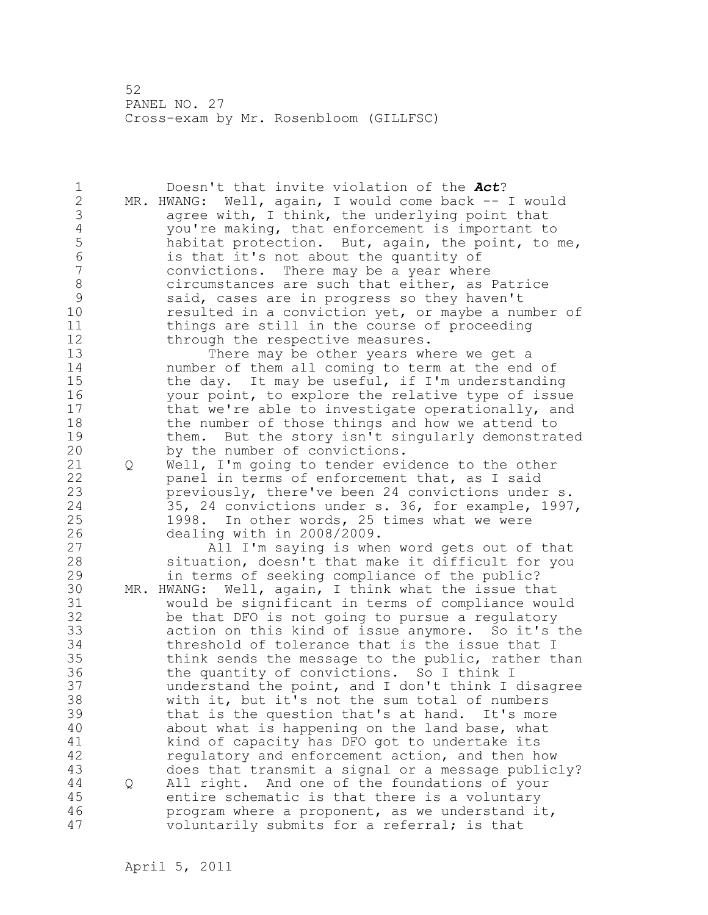Doesn't that invite violation of the ***Act***?

MR. HWANG: Well, again, I would come back -- I would agree with, I think, the underlying point that you're making, that enforcement is important to habitat protection. But, again, the point, to me, is that it's not about the quantity of convictions. There may be a year where circumstances are such that either, as Patrice said, cases are in progress so they haven't resulted in a conviction yet, or maybe a number of things are still in the course of proceeding through the respective measures.

There may be other years where we get a number of them all coming to term at the end of the day. It may be useful, if I'm understanding your point, to explore the relative type of issue that we're able to investigate operationally, and the number of those things and how we attend to them. But the story isn't singularly demonstrated by the number of convictions.

Q Well, I'm going to tender evidence to the other panel in terms of enforcement that, as I said previously, there've been 24 convictions under s. 35, 24 convictions under s. 36, for example, 1997, 1998. In other words, 25 times what we were dealing with in 2008/2009.

All I'm saying is when word gets out of that situation, doesn't that make it difficult for you in terms of seeking compliance of the public?

MR. HWANG: Well, again, I think what the issue that would be significant in terms of compliance would be that DFO is not going to pursue a regulatory action on this kind of issue anymore. So it's the threshold of tolerance that is the issue that I think sends the message to the public, rather than the quantity of convictions. So I think I understand the point, and I don't think I disagree with it, but it's not the sum total of numbers that is the question that's at hand. It's more about what is happening on the land base, what kind of capacity has DFO got to undertake its regulatory and enforcement action, and then how does that transmit a signal or a message publicly?

Q All right. And one of the foundations of your entire schematic is that there is a voluntary program where a proponent, as we understand it, voluntarily submits for a referral; is that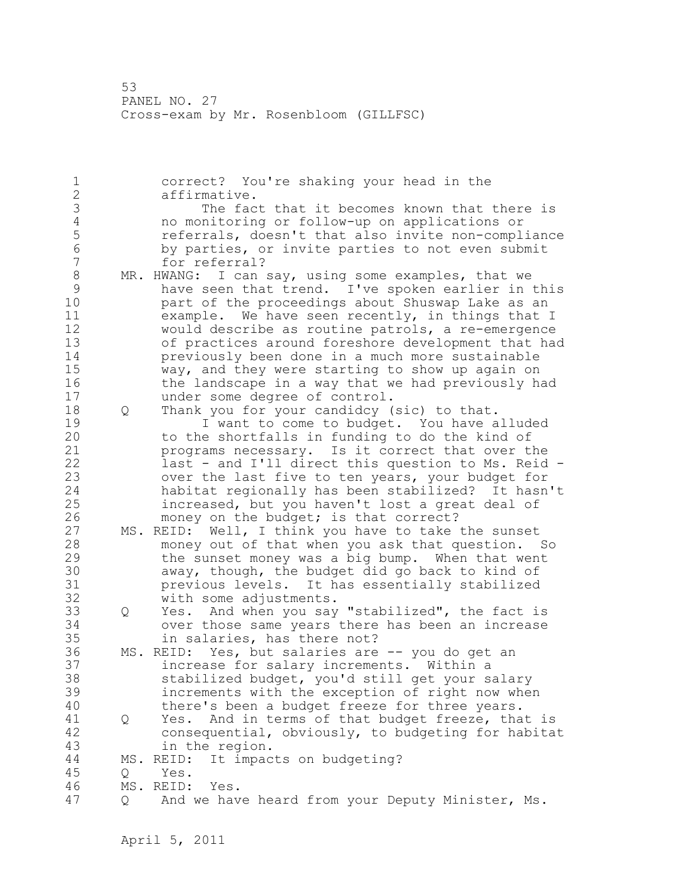correct? You're shaking your head in the affirmative.

The fact that it becomes known that there is no monitoring or follow-up on applications or referrals, doesn't that also invite non-compliance by parties, or invite parties to not even submit for referral?

MR. HWANG: I can say, using some examples, that we have seen that trend. I've spoken earlier in this part of the proceedings about Shuswap Lake as an example. We have seen recently, in things that I would describe as routine patrols, a re-emergence of practices around foreshore development that had previously been done in a much more sustainable way, and they were starting to show up again on the landscape in a way that we had previously had under some degree of control.

Q Thank you for your candidcy (sic) to that.

I want to come to budget. You have alluded to the shortfalls in funding to do the kind of programs necessary. Is it correct that over the last - and I'll direct this question to Ms. Reid - over the last five to ten years, your budget for habitat regionally has been stabilized? It hasn't increased, but you haven't lost a great deal of money on the budget; is that correct?

MS. REID: Well, I think you have to take the sunset money out of that when you ask that question. So the sunset money was a big bump. When that went away, though, the budget did go back to kind of previous levels. It has essentially stabilized with some adjustments.

Q Yes. And when you say "stabilized", the fact is over those same years there has been an increase in salaries, has there not?

MS. REID: Yes, but salaries are -- you do get an increase for salary increments. Within a stabilized budget, you'd still get your salary increments with the exception of right now when there's been a budget freeze for three years.

Q Yes. And in terms of that budget freeze, that is consequential, obviously, to budgeting for habitat in the region.

MS. REID: It impacts on budgeting?

Q Yes.

MS. REID: Yes.

Q And we have heard from your Deputy Minister, Ms.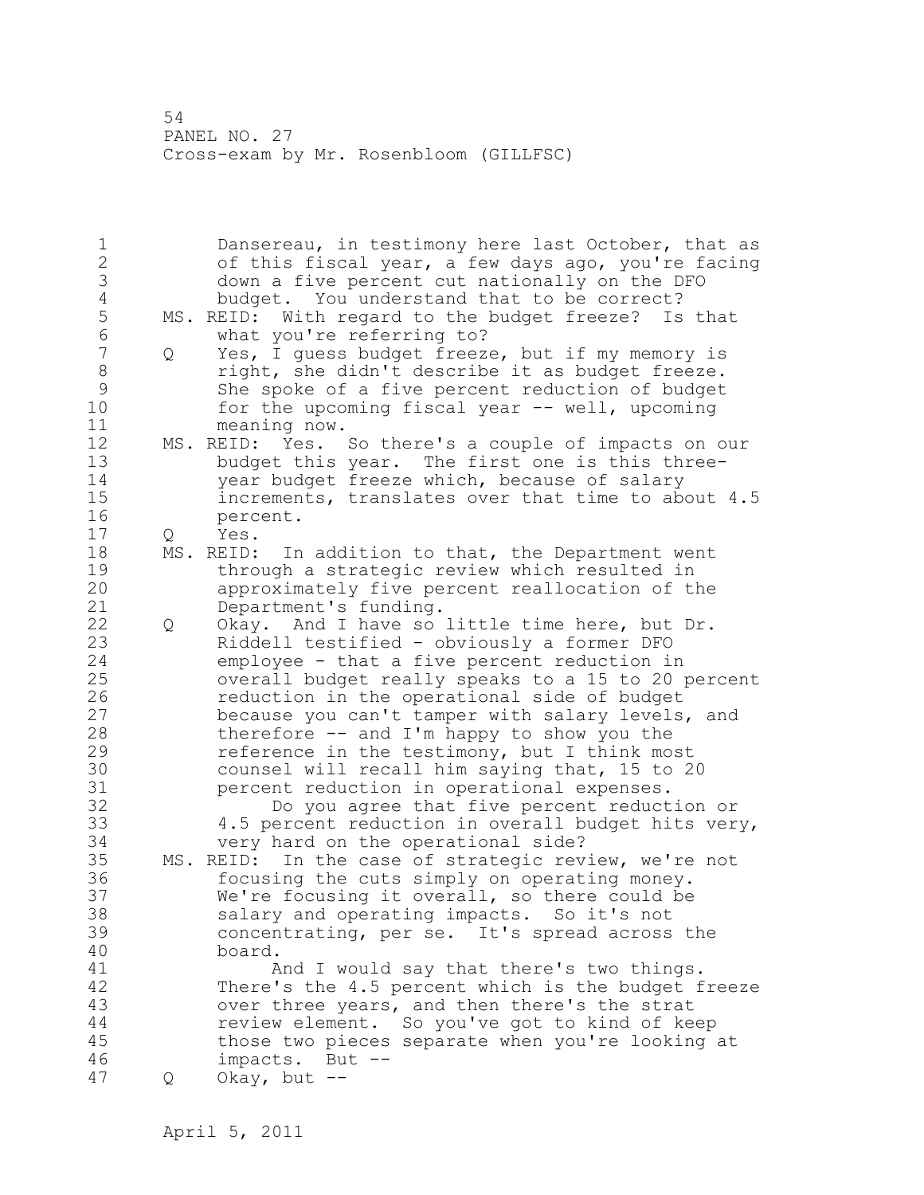Dansereau, in testimony here last October, that as of this fiscal year, a few days ago, you're facing down a five percent cut nationally on the DFO budget. You understand that to be correct?

MS. REID: With regard to the budget freeze? Is that what you're referring to?

Q Yes, I guess budget freeze, but if my memory is right, she didn't describe it as budget freeze. She spoke of a five percent reduction of budget for the upcoming fiscal year -- well, upcoming meaning now.

MS. REID: Yes. So there's a couple of impacts on our budget this year. The first one is this three-year budget freeze which, because of salary increments, translates over that time to about 4.5 percent.

Q Yes.

MS. REID: In addition to that, the Department went through a strategic review which resulted in approximately five percent reallocation of the Department's funding.

Q Okay. And I have so little time here, but Dr. Riddell testified - obviously a former DFO employee - that a five percent reduction in overall budget really speaks to a 15 to 20 percent reduction in the operational side of budget because you can't tamper with salary levels, and therefore -- and I'm happy to show you the reference in the testimony, but I think most counsel will recall him saying that, 15 to 20 percent reduction in operational expenses.

Do you agree that five percent reduction or 4.5 percent reduction in overall budget hits very, very hard on the operational side?

MS. REID: In the case of strategic review, we're not focusing the cuts simply on operating money. We're focusing it overall, so there could be salary and operating impacts. So it's not concentrating, per se. It's spread across the board.

And I would say that there's two things. There's the 4.5 percent which is the budget freeze over three years, and then there's the strat review element. So you've got to kind of keep those two pieces separate when you're looking at impacts. But --

Q Okay, but --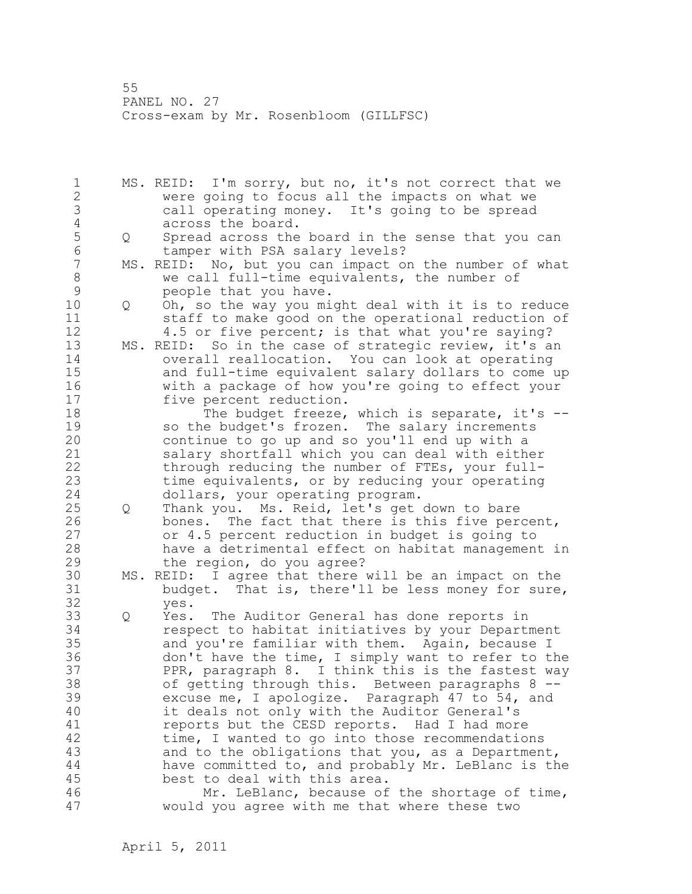MS. REID: I'm sorry, but no, it's not correct that we were going to focus all the impacts on what we call operating money. It's going to be spread across the board.

Q Spread across the board in the sense that you can tamper with PSA salary levels?

MS. REID: No, but you can impact on the number of what we call full-time equivalents, the number of people that you have.

Q Oh, so the way you might deal with it is to reduce staff to make good on the operational reduction of 4.5 or five percent; is that what you're saying?

MS. REID: So in the case of strategic review, it's an overall reallocation. You can look at operating and full-time equivalent salary dollars to come up with a package of how you're going to effect your five percent reduction.

The budget freeze, which is separate, it's -- so the budget's frozen. The salary increments continue to go up and so you'll end up with a salary shortfall which you can deal with either through reducing the number of FTEs, your full-time equivalents, or by reducing your operating dollars, your operating program.

Q Thank you. Ms. Reid, let's get down to bare bones. The fact that there is this five percent, or 4.5 percent reduction in budget is going to have a detrimental effect on habitat management in the region, do you agree?

MS. REID: I agree that there will be an impact on the budget. That is, there'll be less money for sure, yes.

Q Yes. The Auditor General has done reports in respect to habitat initiatives by your Department and you're familiar with them. Again, because I don't have the time, I simply want to refer to the PPR, paragraph 8. I think this is the fastest way of getting through this. Between paragraphs 8 -- excuse me, I apologize. Paragraph 47 to 54, and it deals not only with the Auditor General's reports but the CESD reports. Had I had more time, I wanted to go into those recommendations and to the obligations that you, as a Department, have committed to, and probably Mr. LeBlanc is the best to deal with this area.

Mr. LeBlanc, because of the shortage of time, would you agree with me that where these two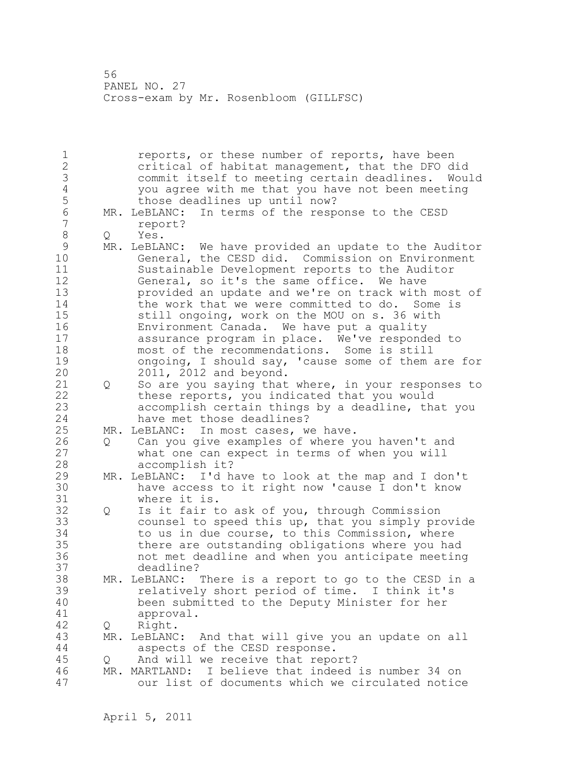reports, or these number of reports, have been critical of habitat management, that the DFO did commit itself to meeting certain deadlines. Would you agree with me that you have not been meeting those deadlines up until now?

MR. LeBLANC: In terms of the response to the CESD report?

Q Yes.

MR. LeBLANC: We have provided an update to the Auditor General, the CESD did. Commission on Environment Sustainable Development reports to the Auditor General, so it's the same office. We have provided an update and we're on track with most of the work that we were committed to do. Some is still ongoing, work on the MOU on s. 36 with Environment Canada. We have put a quality assurance program in place. We've responded to most of the recommendations. Some is still ongoing, I should say, 'cause some of them are for 2011, 2012 and beyond.

Q So are you saying that where, in your responses to these reports, you indicated that you would accomplish certain things by a deadline, that you have met those deadlines?

MR. LeBLANC: In most cases, we have.

Q Can you give examples of where you haven't and what one can expect in terms of when you will accomplish it?

MR. LeBLANC: I'd have to look at the map and I don't have access to it right now 'cause I don't know where it is.

Q Is it fair to ask of you, through Commission counsel to speed this up, that you simply provide to us in due course, to this Commission, where there are outstanding obligations where you had not met deadline and when you anticipate meeting deadline?

MR. LeBLANC: There is a report to go to the CESD in a relatively short period of time. I think it's been submitted to the Deputy Minister for her approval.

Q Right.

MR. LeBLANC: And that will give you an update on all aspects of the CESD response.

Q And will we receive that report?

MR. MARTLAND: I believe that indeed is number 34 on our list of documents which we circulated notice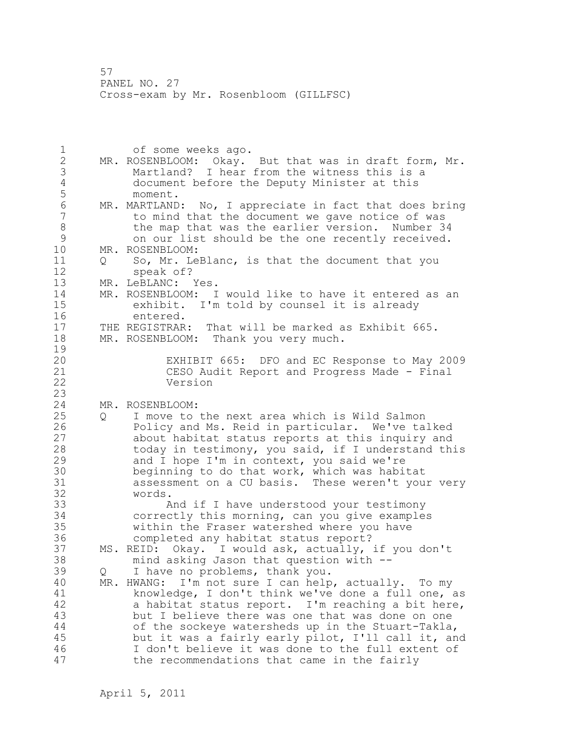of some weeks ago.

MR. ROSENBLOOM: Okay. But that was in draft form, Mr. Martland? I hear from the witness this is a document before the Deputy Minister at this moment.

MR. MARTLAND: No, I appreciate in fact that does bring to mind that the document we gave notice of was the map that was the earlier version. Number 34 on our list should be the one recently received.

MR. ROSENBLOOM:

Q So, Mr. LeBlanc, is that the document that you speak of?

MR. LeBLANC: Yes.

MR. ROSENBLOOM: I would like to have it entered as an exhibit. I'm told by counsel it is already entered.

THE REGISTRAR: That will be marked as Exhibit 665.

MR. ROSENBLOOM: Thank you very much.

EXHIBIT 665: DFO and EC Response to May 2009 CESO Audit Report and Progress Made - Final Version

MR. ROSENBLOOM:

Q I move to the next area which is Wild Salmon Policy and Ms. Reid in particular. We've talked about habitat status reports at this inquiry and today in testimony, you said, if I understand this and I hope I'm in context, you said we're beginning to do that work, which was habitat assessment on a CU basis. These weren't your very words.

And if I have understood your testimony correctly this morning, can you give examples within the Fraser watershed where you have completed any habitat status report?

MS. REID: Okay. I would ask, actually, if you don't mind asking Jason that question with --

Q I have no problems, thank you.

MR. HWANG: I'm not sure I can help, actually. To my knowledge, I don't think we've done a full one, as a habitat status report. I'm reaching a bit here, but I believe there was one that was done on one of the sockeye watersheds up in the Stuart-Takla, but it was a fairly early pilot, I'll call it, and I don't believe it was done to the full extent of the recommendations that came in the fairly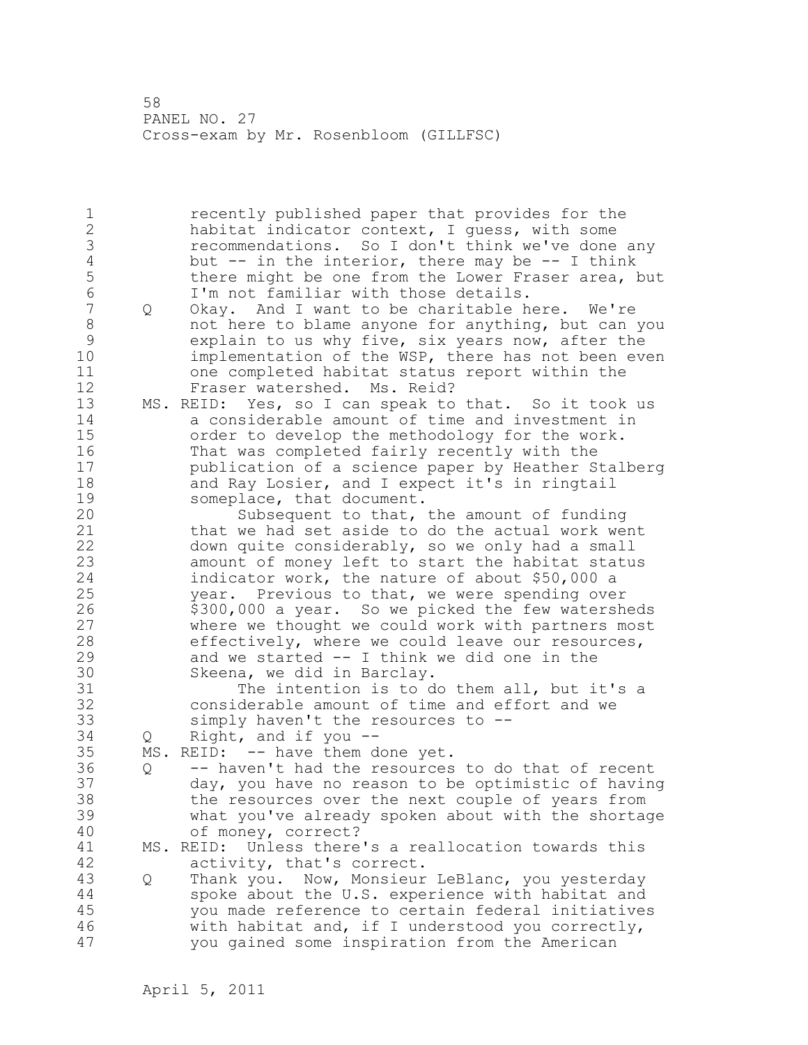recently published paper that provides for the habitat indicator context, I guess, with some recommendations. So I don't think we've done any but -- in the interior, there may be -- I think there might be one from the Lower Fraser area, but I'm not familiar with those details.

Q Okay. And I want to be charitable here. We're not here to blame anyone for anything, but can you explain to us why five, six years now, after the implementation of the WSP, there has not been even one completed habitat status report within the Fraser watershed. Ms. Reid?

MS. REID: Yes, so I can speak to that. So it took us a considerable amount of time and investment in order to develop the methodology for the work. That was completed fairly recently with the publication of a science paper by Heather Stalberg and Ray Losier, and I expect it's in ringtail someplace, that document.

Subsequent to that, the amount of funding that we had set aside to do the actual work went down quite considerably, so we only had a small amount of money left to start the habitat status indicator work, the nature of about $50,000 a year. Previous to that, we were spending over $300,000 a year. So we picked the few watersheds where we thought we could work with partners most effectively, where we could leave our resources, and we started -- I think we did one in the Skeena, we did in Barclay.

The intention is to do them all, but it's a considerable amount of time and effort and we simply haven't the resources to --

Q Right, and if you --

MS. REID: -- have them done yet.

Q -- haven't had the resources to do that of recent day, you have no reason to be optimistic of having the resources over the next couple of years from what you've already spoken about with the shortage of money, correct?

MS. REID: Unless there's a reallocation towards this activity, that's correct.

Q Thank you. Now, Monsieur LeBlanc, you yesterday spoke about the U.S. experience with habitat and you made reference to certain federal initiatives with habitat and, if I understood you correctly, you gained some inspiration from the American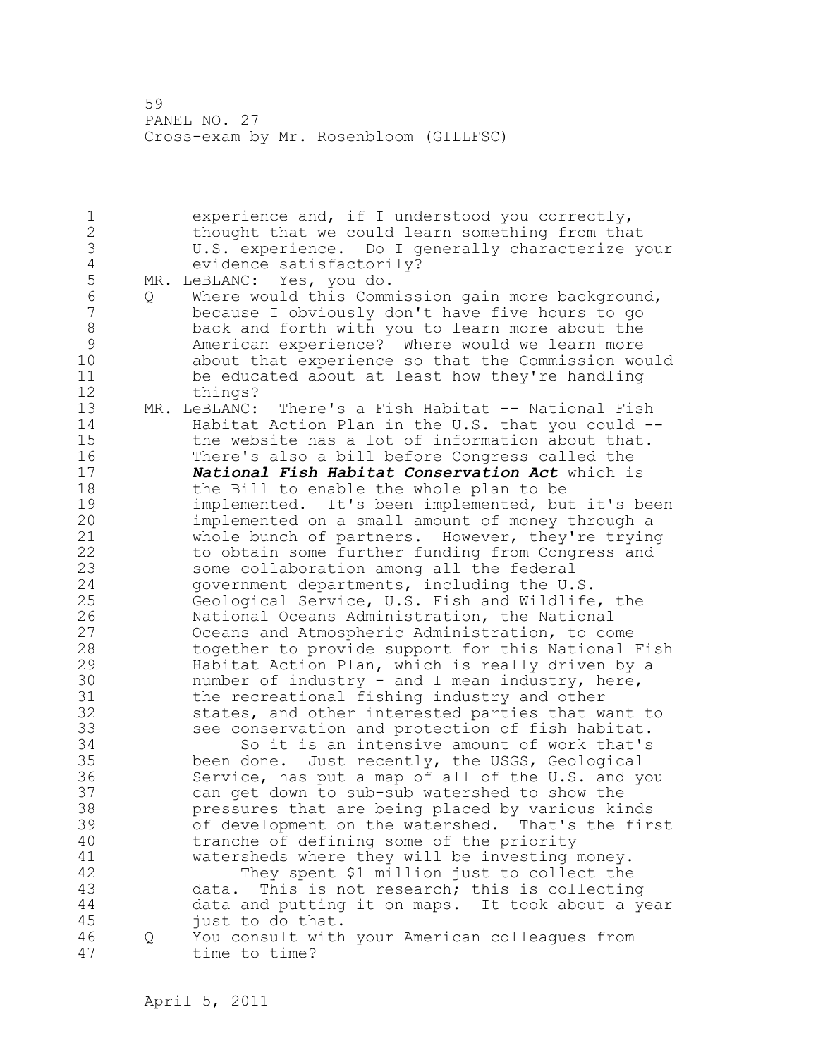experience and, if I understood you correctly, thought that we could learn something from that U.S. experience. Do I generally characterize your evidence satisfactorily?

MR. LeBLANC: Yes, you do.

Q Where would this Commission gain more background, because I obviously don't have five hours to go back and forth with you to learn more about the American experience? Where would we learn more about that experience so that the Commission would be educated about at least how they're handling things?

MR. LeBLANC: There's a Fish Habitat -- National Fish Habitat Action Plan in the U.S. that you could -- the website has a lot of information about that. There's also a bill before Congress called the ***National Fish Habitat Conservation Act*** which is the Bill to enable the whole plan to be implemented. It's been implemented, but it's been implemented on a small amount of money through a whole bunch of partners. However, they're trying to obtain some further funding from Congress and some collaboration among all the federal government departments, including the U.S. Geological Service, U.S. Fish and Wildlife, the National Oceans Administration, the National Oceans and Atmospheric Administration, to come together to provide support for this National Fish Habitat Action Plan, which is really driven by a number of industry - and I mean industry, here, the recreational fishing industry and other states, and other interested parties that want to see conservation and protection of fish habitat.

So it is an intensive amount of work that's been done. Just recently, the USGS, Geological Service, has put a map of all of the U.S. and you can get down to sub-sub watershed to show the pressures that are being placed by various kinds of development on the watershed. That's the first tranche of defining some of the priority watersheds where they will be investing money.

They spent $1 million just to collect the data. This is not research; this is collecting data and putting it on maps. It took about a year just to do that.

Q You consult with your American colleagues from time to time?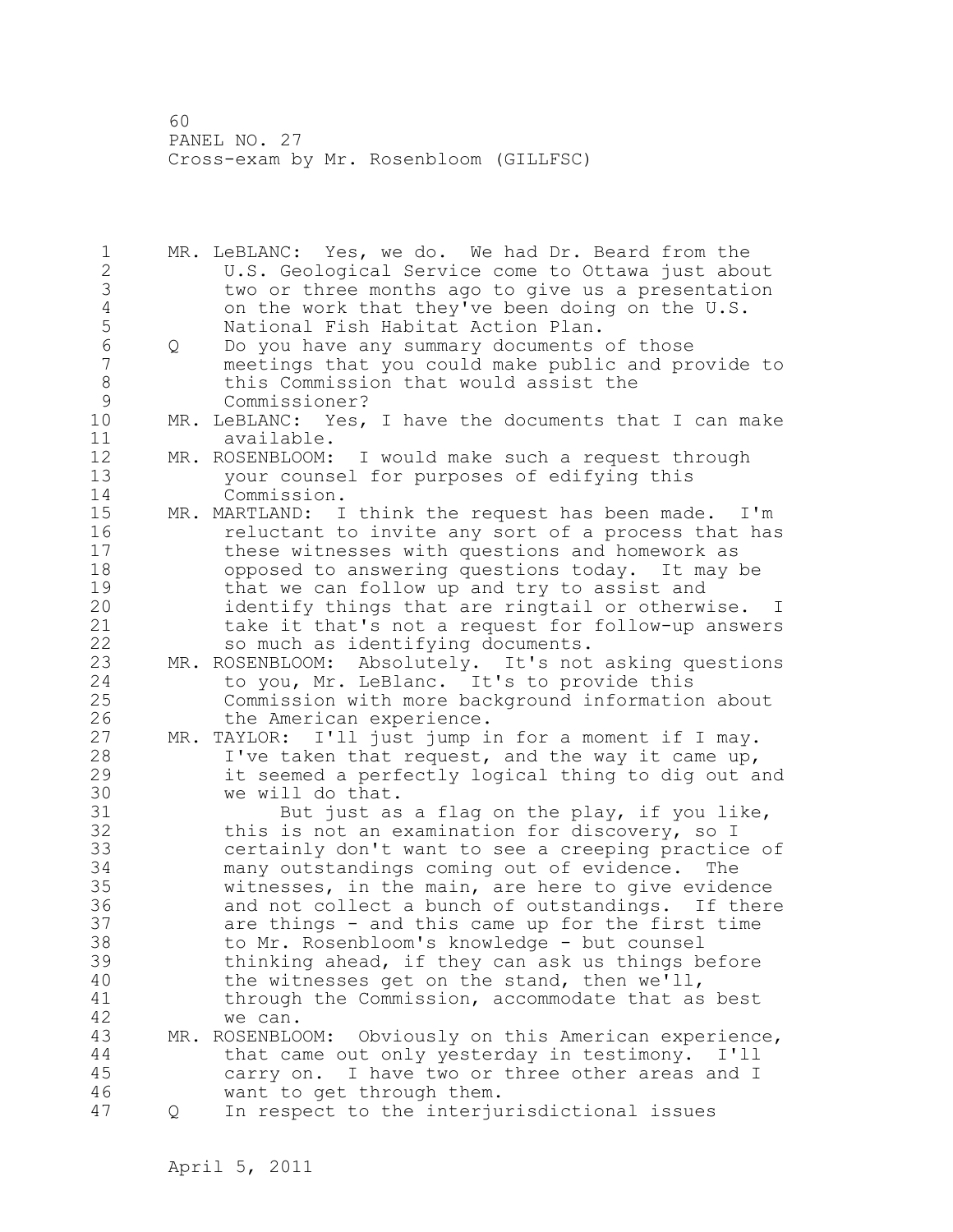MR. LeBLANC: Yes, we do. We had Dr. Beard from the U.S. Geological Service come to Ottawa just about two or three months ago to give us a presentation on the work that they've been doing on the U.S. National Fish Habitat Action Plan.

Q Do you have any summary documents of those meetings that you could make public and provide to this Commission that would assist the Commissioner?

MR. LeBLANC: Yes, I have the documents that I can make available.

MR. ROSENBLOOM: I would make such a request through your counsel for purposes of edifying this Commission.

MR. MARTLAND: I think the request has been made. I'm reluctant to invite any sort of a process that has these witnesses with questions and homework as opposed to answering questions today. It may be that we can follow up and try to assist and identify things that are ringtail or otherwise. I take it that's not a request for follow-up answers so much as identifying documents.

MR. ROSENBLOOM: Absolutely. It's not asking questions to you, Mr. LeBlanc. It's to provide this Commission with more background information about the American experience.

MR. TAYLOR: I'll just jump in for a moment if I may. I've taken that request, and the way it came up, it seemed a perfectly logical thing to dig out and we will do that.

But just as a flag on the play, if you like, this is not an examination for discovery, so I certainly don't want to see a creeping practice of many outstandings coming out of evidence. The witnesses, in the main, are here to give evidence and not collect a bunch of outstandings. If there are things - and this came up for the first time to Mr. Rosenbloom's knowledge - but counsel thinking ahead, if they can ask us things before the witnesses get on the stand, then we'll, through the Commission, accommodate that as best we can.

MR. ROSENBLOOM: Obviously on this American experience, that came out only yesterday in testimony. I'll carry on. I have two or three other areas and I want to get through them.

Q In respect to the interjurisdictional issues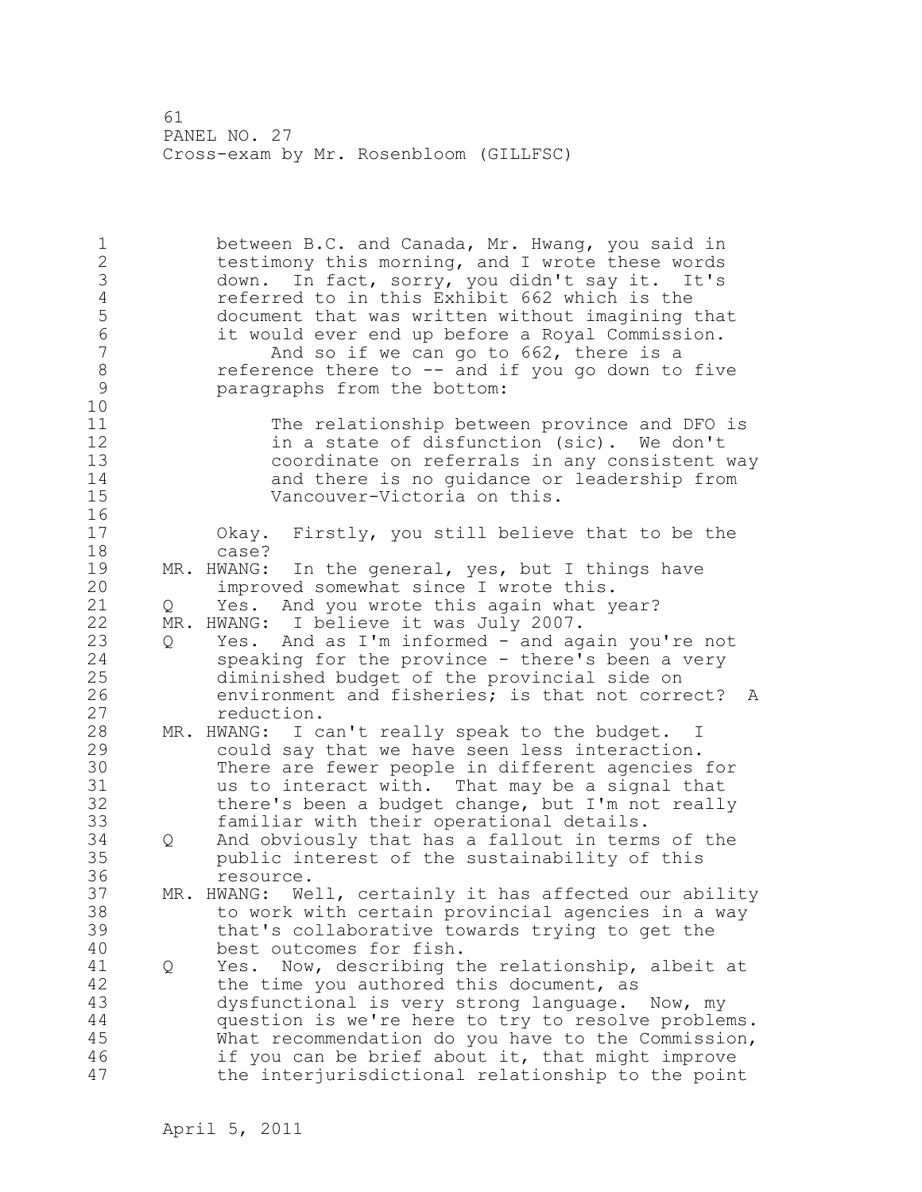between B.C. and Canada, Mr. Hwang, you said in testimony this morning, and I wrote these words down. In fact, sorry, you didn't say it. It's referred to in this Exhibit 662 which is the document that was written without imagining that it would ever end up before a Royal Commission.

And so if we can go to 662, there is a reference there to -- and if you go down to five paragraphs from the bottom:

> The relationship between province and DFO is in a state of disfunction (sic). We don't coordinate on referrals in any consistent way and there is no guidance or leadership from Vancouver-Victoria on this.

Okay. Firstly, you still believe that to be the case?

MR. HWANG: In the general, yes, but I things have improved somewhat since I wrote this.

Q Yes. And you wrote this again what year?

MR. HWANG: I believe it was July 2007.

Q Yes. And as I'm informed - and again you're not speaking for the province - there's been a very diminished budget of the provincial side on environment and fisheries; is that not correct? A reduction.

MR. HWANG: I can't really speak to the budget. I could say that we have seen less interaction. There are fewer people in different agencies for us to interact with. That may be a signal that there's been a budget change, but I'm not really familiar with their operational details.

Q And obviously that has a fallout in terms of the public interest of the sustainability of this resource.

MR. HWANG: Well, certainly it has affected our ability to work with certain provincial agencies in a way that's collaborative towards trying to get the best outcomes for fish.

Q Yes. Now, describing the relationship, albeit at the time you authored this document, as dysfunctional is very strong language. Now, my question is we're here to try to resolve problems. What recommendation do you have to the Commission, if you can be brief about it, that might improve the interjurisdictional relationship to the point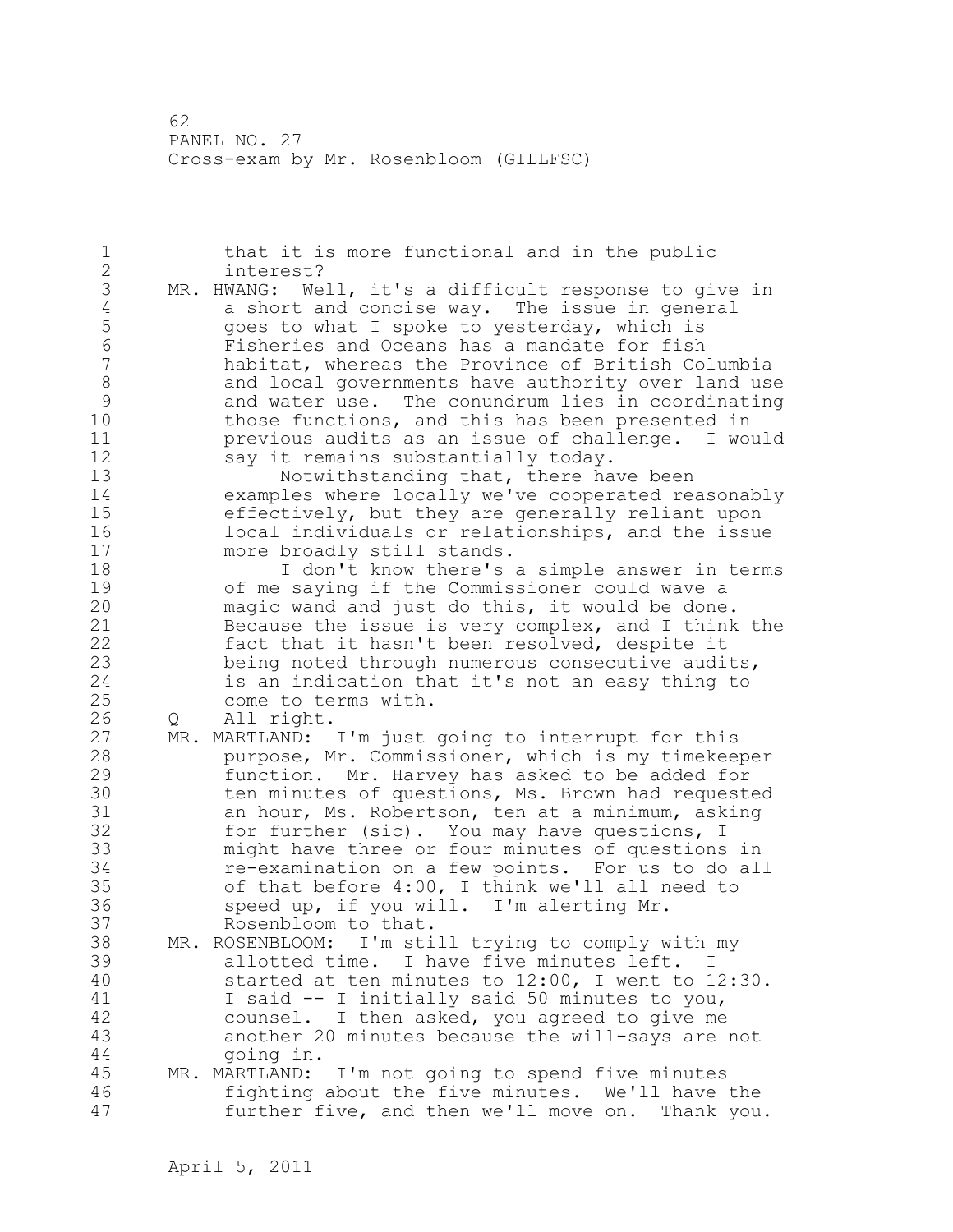that it is more functional and in the public interest?

MR. HWANG: Well, it's a difficult response to give in a short and concise way. The issue in general goes to what I spoke to yesterday, which is Fisheries and Oceans has a mandate for fish habitat, whereas the Province of British Columbia and local governments have authority over land use and water use. The conundrum lies in coordinating those functions, and this has been presented in previous audits as an issue of challenge. I would say it remains substantially today.

Notwithstanding that, there have been examples where locally we've cooperated reasonably effectively, but they are generally reliant upon local individuals or relationships, and the issue more broadly still stands.

I don't know there's a simple answer in terms of me saying if the Commissioner could wave a magic wand and just do this, it would be done. Because the issue is very complex, and I think the fact that it hasn't been resolved, despite it being noted through numerous consecutive audits, is an indication that it's not an easy thing to come to terms with.

Q All right.

MR. MARTLAND: I'm just going to interrupt for this purpose, Mr. Commissioner, which is my timekeeper function. Mr. Harvey has asked to be added for ten minutes of questions, Ms. Brown had requested an hour, Ms. Robertson, ten at a minimum, asking for further (sic). You may have questions, I might have three or four minutes of questions in re-examination on a few points. For us to do all of that before 4:00, I think we'll all need to speed up, if you will. I'm alerting Mr. Rosenbloom to that.

MR. ROSENBLOOM: I'm still trying to comply with my allotted time. I have five minutes left. I started at ten minutes to 12:00, I went to 12:30. I said -- I initially said 50 minutes to you, counsel. I then asked, you agreed to give me another 20 minutes because the will-says are not going in.

MR. MARTLAND: I'm not going to spend five minutes fighting about the five minutes. We'll have the further five, and then we'll move on. Thank you.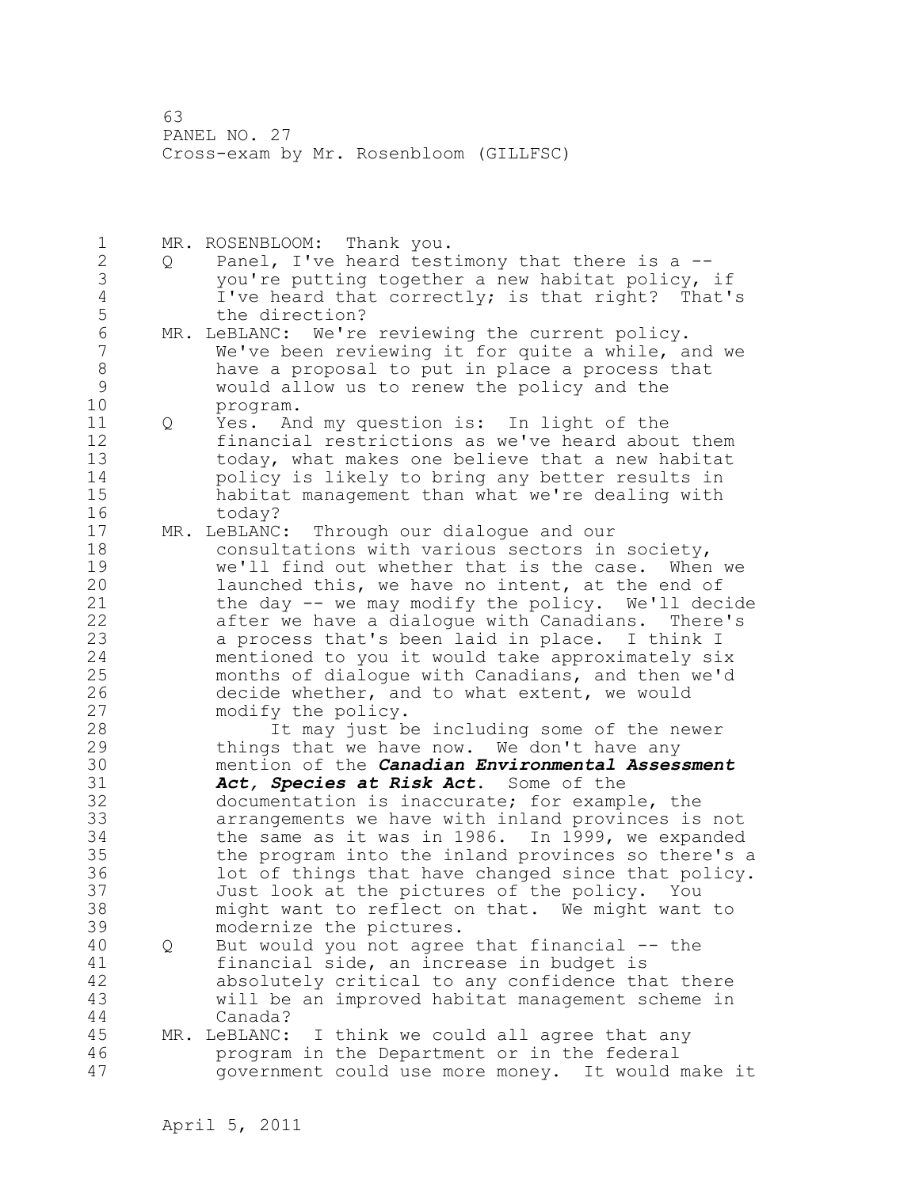MR. ROSENBLOOM: Thank you.

Q Panel, I've heard testimony that there is a -- you're putting together a new habitat policy, if I've heard that correctly; is that right? That's the direction?

MR. LeBLANC: We're reviewing the current policy. We've been reviewing it for quite a while, and we have a proposal to put in place a process that would allow us to renew the policy and the program.

Q Yes. And my question is: In light of the financial restrictions as we've heard about them today, what makes one believe that a new habitat policy is likely to bring any better results in habitat management than what we're dealing with today?

MR. LeBLANC: Through our dialogue and our consultations with various sectors in society, we'll find out whether that is the case. When we launched this, we have no intent, at the end of the day -- we may modify the policy. We'll decide after we have a dialogue with Canadians. There's a process that's been laid in place. I think I mentioned to you it would take approximately six months of dialogue with Canadians, and then we'd decide whether, and to what extent, we would modify the policy.

It may just be including some of the newer things that we have now. We don't have any mention of the ***Canadian Environmental Assessment Act, Species at Risk Act***. Some of the documentation is inaccurate; for example, the arrangements we have with inland provinces is not the same as it was in 1986. In 1999, we expanded the program into the inland provinces so there's a lot of things that have changed since that policy. Just look at the pictures of the policy. You might want to reflect on that. We might want to modernize the pictures.

Q But would you not agree that financial -- the financial side, an increase in budget is absolutely critical to any confidence that there will be an improved habitat management scheme in Canada?

MR. LeBLANC: I think we could all agree that any program in the Department or in the federal government could use more money. It would make it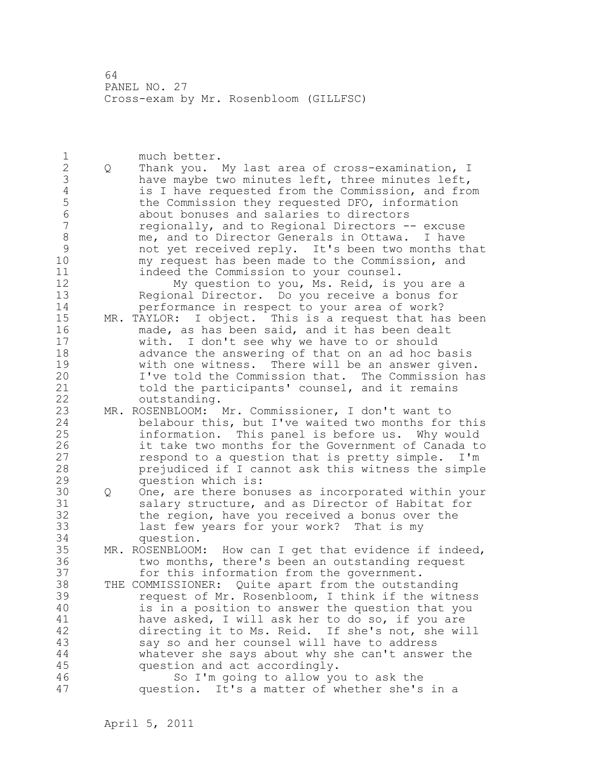much better.

Q Thank you. My last area of cross-examination, I have maybe two minutes left, three minutes left, is I have requested from the Commission, and from the Commission they requested DFO, information about bonuses and salaries to directors regionally, and to Regional Directors -- excuse me, and to Director Generals in Ottawa. I have not yet received reply. It's been two months that my request has been made to the Commission, and indeed the Commission to your counsel.

My question to you, Ms. Reid, is you are a Regional Director. Do you receive a bonus for performance in respect to your area of work?

MR. TAYLOR: I object. This is a request that has been made, as has been said, and it has been dealt with. I don't see why we have to or should advance the answering of that on an ad hoc basis with one witness. There will be an answer given. I've told the Commission that. The Commission has told the participants' counsel, and it remains outstanding.

MR. ROSENBLOOM: Mr. Commissioner, I don't want to belabour this, but I've waited two months for this information. This panel is before us. Why would it take two months for the Government of Canada to respond to a question that is pretty simple. I'm prejudiced if I cannot ask this witness the simple question which is:

Q One, are there bonuses as incorporated within your salary structure, and as Director of Habitat for the region, have you received a bonus over the last few years for your work? That is my question.

MR. ROSENBLOOM: How can I get that evidence if indeed, two months, there's been an outstanding request for this information from the government.

THE COMMISSIONER: Quite apart from the outstanding request of Mr. Rosenbloom, I think if the witness is in a position to answer the question that you have asked, I will ask her to do so, if you are directing it to Ms. Reid. If she's not, she will say so and her counsel will have to address whatever she says about why she can't answer the question and act accordingly.

So I'm going to allow you to ask the question. It's a matter of whether she's in a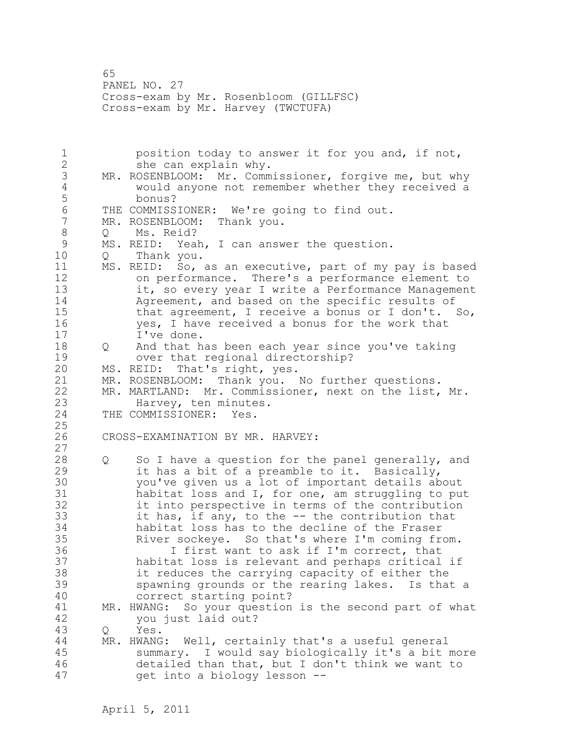position today to answer it for you and, if not, she can explain why.

MR. ROSENBLOOM: Mr. Commissioner, forgive me, but why would anyone not remember whether they received a bonus?

THE COMMISSIONER: We're going to find out.

MR. ROSENBLOOM: Thank you.

Q Ms. Reid?

MS. REID: Yeah, I can answer the question.

Q Thank you.

MS. REID: So, as an executive, part of my pay is based on performance. There's a performance element to it, so every year I write a Performance Management Agreement, and based on the specific results of that agreement, I receive a bonus or I don't. So, yes, I have received a bonus for the work that I've done.

Q And that has been each year since you've taking over that regional directorship?

MS. REID: That's right, yes.

MR. ROSENBLOOM: Thank you. No further questions.

MR. MARTLAND: Mr. Commissioner, next on the list, Mr. Harvey, ten minutes.

THE COMMISSIONER: Yes.

CROSS-EXAMINATION BY MR. HARVEY:

Q So I have a question for the panel generally, and it has a bit of a preamble to it. Basically, you've given us a lot of important details about habitat loss and I, for one, am struggling to put it into perspective in terms of the contribution it has, if any, to the -- the contribution that habitat loss has to the decline of the Fraser River sockeye. So that's where I'm coming from.

I first want to ask if I'm correct, that habitat loss is relevant and perhaps critical if it reduces the carrying capacity of either the spawning grounds or the rearing lakes. Is that a correct starting point?

MR. HWANG: So your question is the second part of what you just laid out?

Q Yes.

MR. HWANG: Well, certainly that's a useful general summary. I would say biologically it's a bit more detailed than that, but I don't think we want to get into a biology lesson --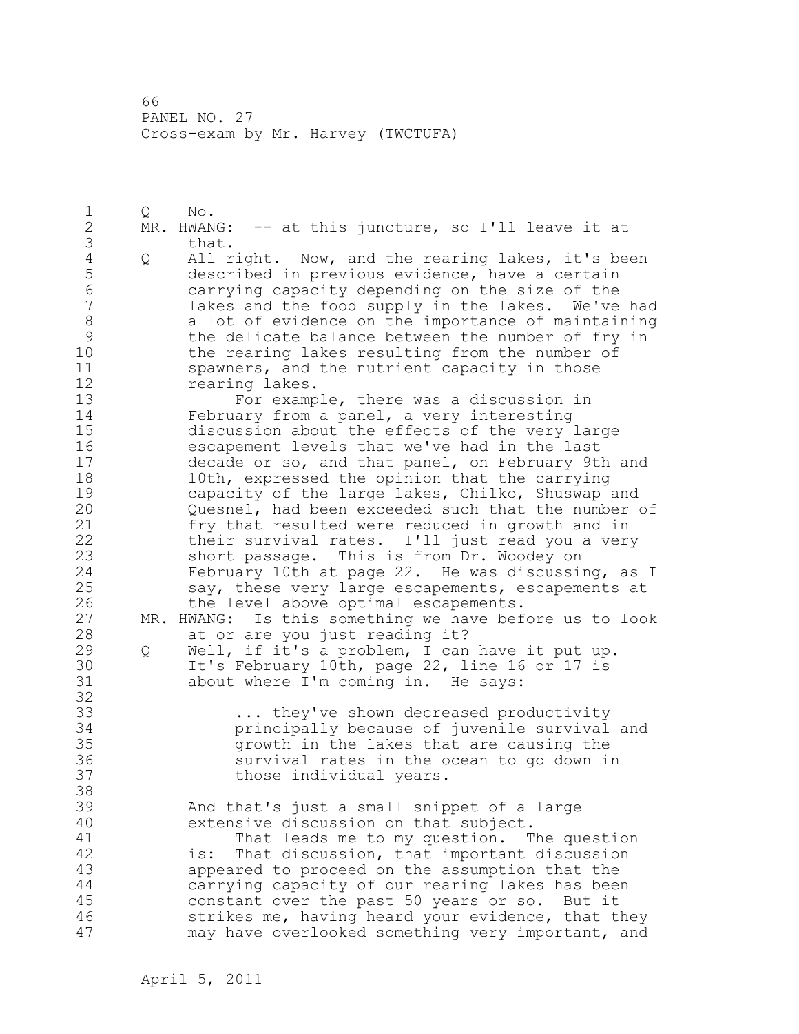Q No.

MR. HWANG: -- at this juncture, so I'll leave it at that.

Q All right. Now, and the rearing lakes, it's been described in previous evidence, have a certain carrying capacity depending on the size of the lakes and the food supply in the lakes. We've had a lot of evidence on the importance of maintaining the delicate balance between the number of fry in the rearing lakes resulting from the number of spawners, and the nutrient capacity in those rearing lakes.

For example, there was a discussion in February from a panel, a very interesting discussion about the effects of the very large escapement levels that we've had in the last decade or so, and that panel, on February 9th and 10th, expressed the opinion that the carrying capacity of the large lakes, Chilko, Shuswap and Quesnel, had been exceeded such that the number of fry that resulted were reduced in growth and in their survival rates. I'll just read you a very short passage. This is from Dr. Woodey on February 10th at page 22. He was discussing, as I say, these very large escapements, escapements at the level above optimal escapements.

MR. HWANG: Is this something we have before us to look at or are you just reading it?

Q Well, if it's a problem, I can have it put up. It's February 10th, page 22, line 16 or 17 is about where I'm coming in. He says:

> ... they've shown decreased productivity principally because of juvenile survival and growth in the lakes that are causing the survival rates in the ocean to go down in those individual years.

And that's just a small snippet of a large extensive discussion on that subject.

That leads me to my question. The question is: That discussion, that important discussion appeared to proceed on the assumption that the carrying capacity of our rearing lakes has been constant over the past 50 years or so. But it strikes me, having heard your evidence, that they may have overlooked something very important, and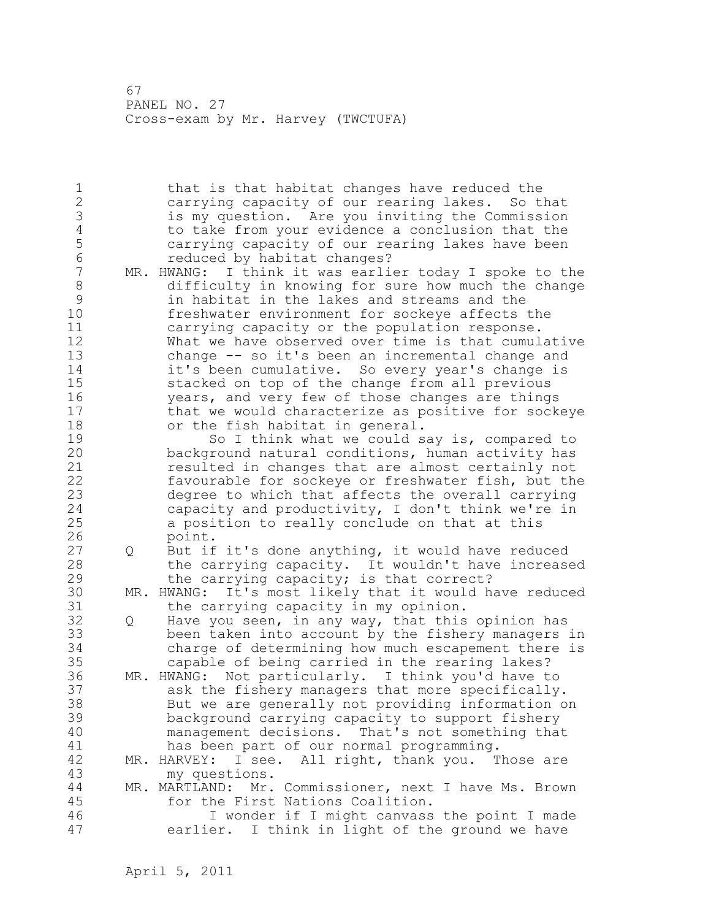that is that habitat changes have reduced the carrying capacity of our rearing lakes. So that is my question. Are you inviting the Commission to take from your evidence a conclusion that the carrying capacity of our rearing lakes have been reduced by habitat changes?

MR. HWANG: I think it was earlier today I spoke to the difficulty in knowing for sure how much the change in habitat in the lakes and streams and the freshwater environment for sockeye affects the carrying capacity or the population response. What we have observed over time is that cumulative change -- so it's been an incremental change and it's been cumulative. So every year's change is stacked on top of the change from all previous years, and very few of those changes are things that we would characterize as positive for sockeye or the fish habitat in general.

So I think what we could say is, compared to background natural conditions, human activity has resulted in changes that are almost certainly not favourable for sockeye or freshwater fish, but the degree to which that affects the overall carrying capacity and productivity, I don't think we're in a position to really conclude on that at this point.

Q But if it's done anything, it would have reduced the carrying capacity. It wouldn't have increased the carrying capacity; is that correct?

MR. HWANG: It's most likely that it would have reduced the carrying capacity in my opinion.

Q Have you seen, in any way, that this opinion has been taken into account by the fishery managers in charge of determining how much escapement there is capable of being carried in the rearing lakes?

MR. HWANG: Not particularly. I think you'd have to ask the fishery managers that more specifically. But we are generally not providing information on background carrying capacity to support fishery management decisions. That's not something that has been part of our normal programming.

MR. HARVEY: I see. All right, thank you. Those are my questions.

MR. MARTLAND: Mr. Commissioner, next I have Ms. Brown for the First Nations Coalition.

I wonder if I might canvass the point I made earlier. I think in light of the ground we have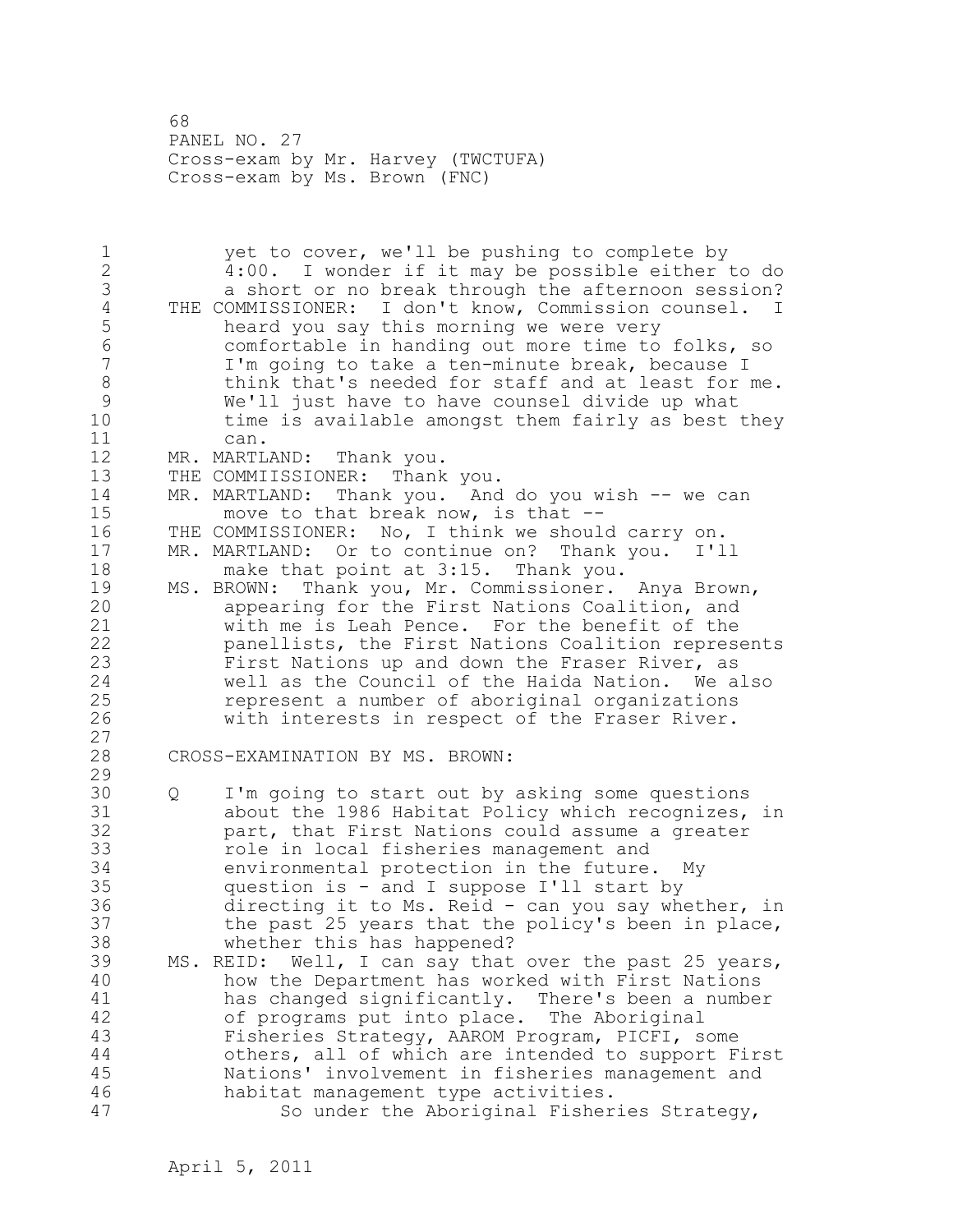yet to cover, we'll be pushing to complete by 4:00. I wonder if it may be possible either to do a short or no break through the afternoon session?

THE COMMISSIONER: I don't know, Commission counsel. I heard you say this morning we were very comfortable in handing out more time to folks, so I'm going to take a ten-minute break, because I think that's needed for staff and at least for me. We'll just have to have counsel divide up what time is available amongst them fairly as best they can.

MR. MARTLAND: Thank you.

THE COMMIISSIONER: Thank you.

MR. MARTLAND: Thank you. And do you wish -- we can move to that break now, is that --

THE COMMISSIONER: No, I think we should carry on.

MR. MARTLAND: Or to continue on? Thank you. I'll make that point at 3:15. Thank you.

MS. BROWN: Thank you, Mr. Commissioner. Anya Brown, appearing for the First Nations Coalition, and with me is Leah Pence. For the benefit of the panellists, the First Nations Coalition represents First Nations up and down the Fraser River, as well as the Council of the Haida Nation. We also represent a number of aboriginal organizations with interests in respect of the Fraser River.

CROSS-EXAMINATION BY MS. BROWN:

Q I'm going to start out by asking some questions about the 1986 Habitat Policy which recognizes, in part, that First Nations could assume a greater role in local fisheries management and environmental protection in the future. My question is - and I suppose I'll start by directing it to Ms. Reid - can you say whether, in the past 25 years that the policy's been in place, whether this has happened?

MS. REID: Well, I can say that over the past 25 years, how the Department has worked with First Nations has changed significantly. There's been a number of programs put into place. The Aboriginal Fisheries Strategy, AAROM Program, PICFI, some others, all of which are intended to support First Nations' involvement in fisheries management and habitat management type activities.

So under the Aboriginal Fisheries Strategy,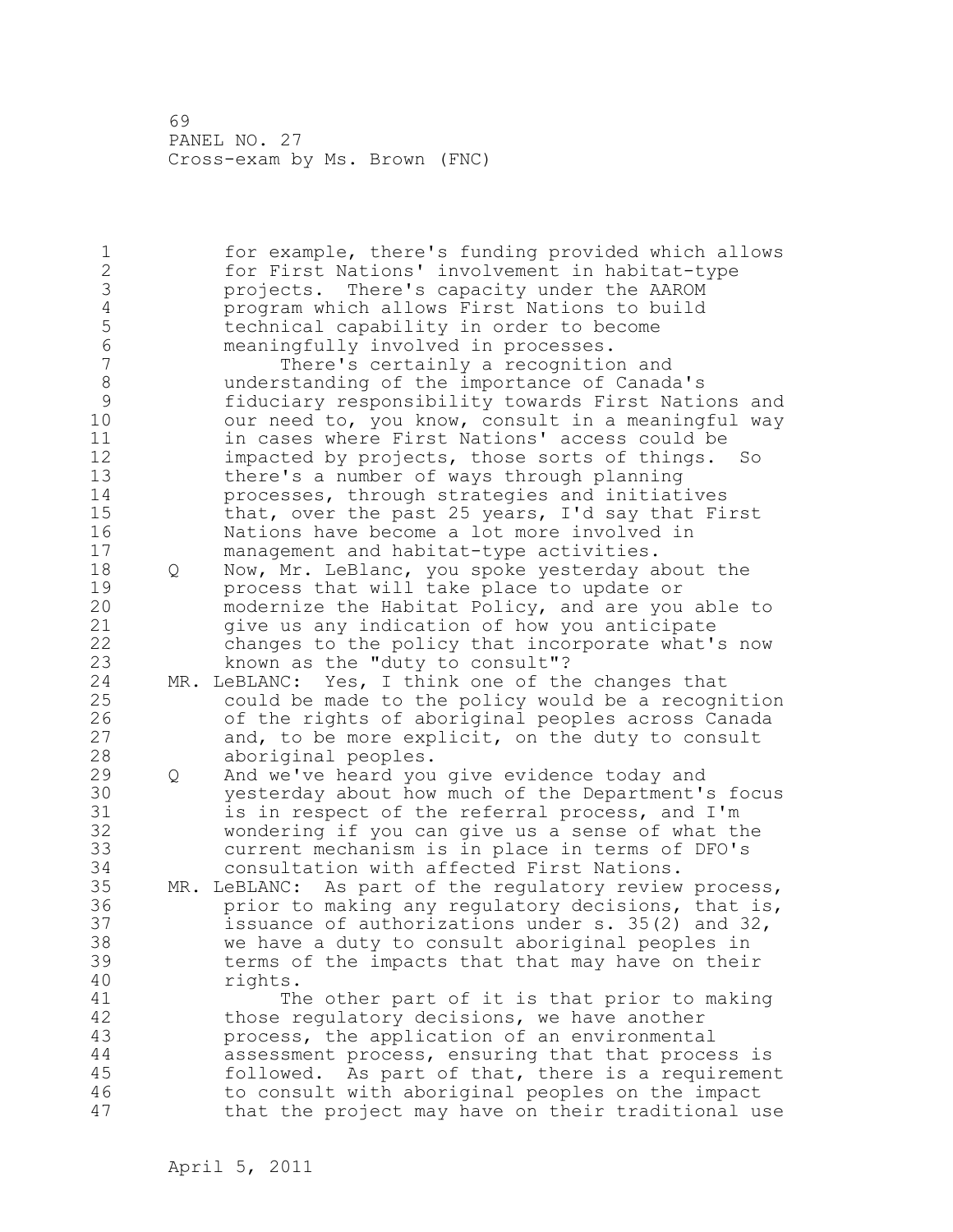for example, there's funding provided which allows for First Nations' involvement in habitat-type projects. There's capacity under the AAROM program which allows First Nations to build technical capability in order to become meaningfully involved in processes.

There's certainly a recognition and understanding of the importance of Canada's fiduciary responsibility towards First Nations and our need to, you know, consult in a meaningful way in cases where First Nations' access could be impacted by projects, those sorts of things. So there's a number of ways through planning processes, through strategies and initiatives that, over the past 25 years, I'd say that First Nations have become a lot more involved in management and habitat-type activities.

Q Now, Mr. LeBlanc, you spoke yesterday about the process that will take place to update or modernize the Habitat Policy, and are you able to give us any indication of how you anticipate changes to the policy that incorporate what's now known as the "duty to consult"?

MR. LeBLANC: Yes, I think one of the changes that could be made to the policy would be a recognition of the rights of aboriginal peoples across Canada and, to be more explicit, on the duty to consult aboriginal peoples.

Q And we've heard you give evidence today and yesterday about how much of the Department's focus is in respect of the referral process, and I'm wondering if you can give us a sense of what the current mechanism is in place in terms of DFO's consultation with affected First Nations.

MR. LeBLANC: As part of the regulatory review process, prior to making any regulatory decisions, that is, issuance of authorizations under s. 35(2) and 32, we have a duty to consult aboriginal peoples in terms of the impacts that that may have on their rights.

The other part of it is that prior to making those regulatory decisions, we have another process, the application of an environmental assessment process, ensuring that that process is followed. As part of that, there is a requirement to consult with aboriginal peoples on the impact that the project may have on their traditional use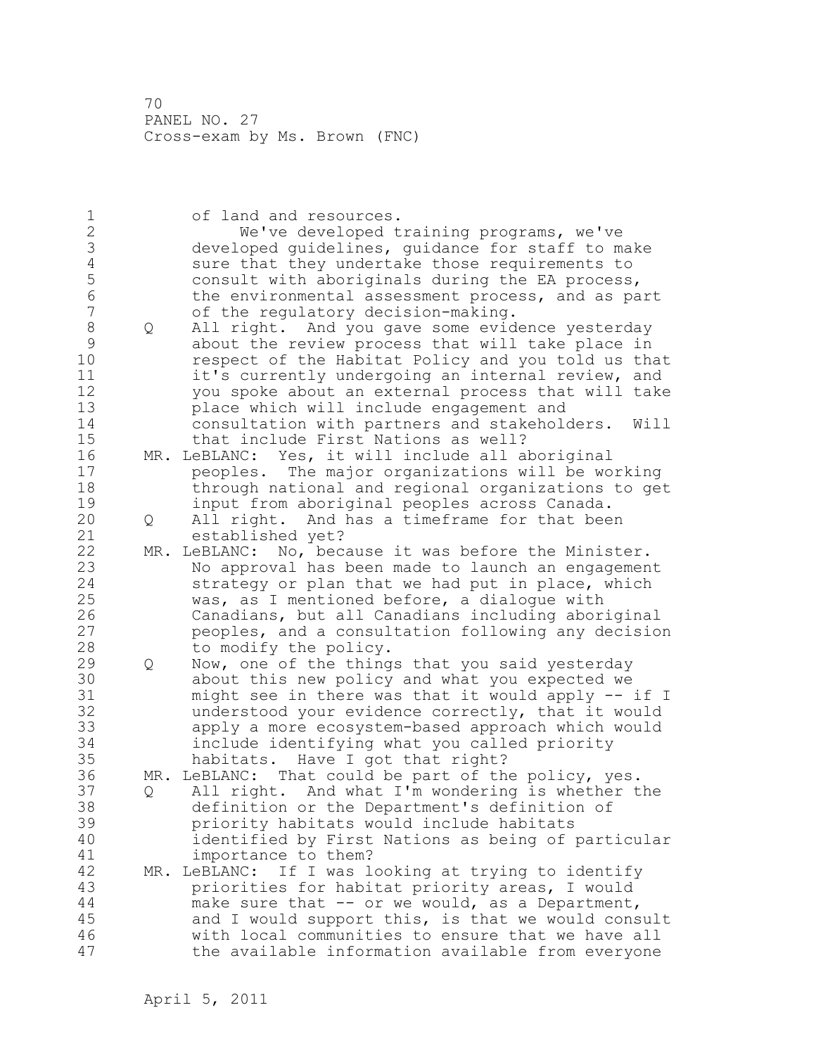of land and resources.

We've developed training programs, we've developed guidelines, guidance for staff to make sure that they undertake those requirements to consult with aboriginals during the EA process, the environmental assessment process, and as part of the regulatory decision-making.

Q All right. And you gave some evidence yesterday about the review process that will take place in respect of the Habitat Policy and you told us that it's currently undergoing an internal review, and you spoke about an external process that will take place which will include engagement and consultation with partners and stakeholders. Will that include First Nations as well?

MR. LeBLANC: Yes, it will include all aboriginal peoples. The major organizations will be working through national and regional organizations to get input from aboriginal peoples across Canada.

Q All right. And has a timeframe for that been established yet?

MR. LeBLANC: No, because it was before the Minister. No approval has been made to launch an engagement strategy or plan that we had put in place, which was, as I mentioned before, a dialogue with Canadians, but all Canadians including aboriginal peoples, and a consultation following any decision to modify the policy.

Q Now, one of the things that you said yesterday about this new policy and what you expected we might see in there was that it would apply -- if I understood your evidence correctly, that it would apply a more ecosystem-based approach which would include identifying what you called priority habitats. Have I got that right?

MR. LeBLANC: That could be part of the policy, yes.

Q All right. And what I'm wondering is whether the definition or the Department's definition of priority habitats would include habitats identified by First Nations as being of particular importance to them?

MR. LeBLANC: If I was looking at trying to identify priorities for habitat priority areas, I would make sure that -- or we would, as a Department, and I would support this, is that we would consult with local communities to ensure that we have all the available information available from everyone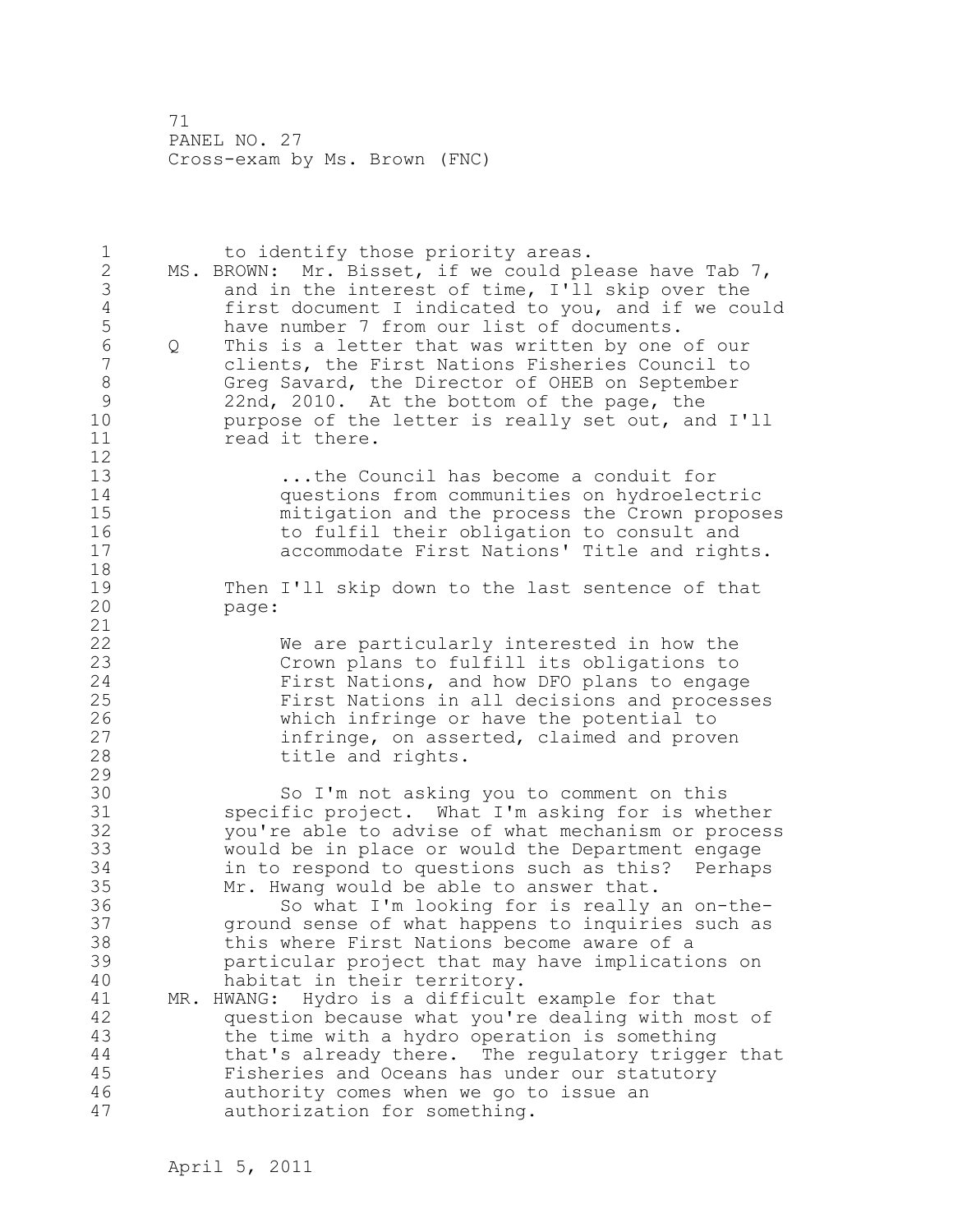to identify those priority areas.

MS. BROWN: Mr. Bisset, if we could please have Tab 7, and in the interest of time, I'll skip over the first document I indicated to you, and if we could have number 7 from our list of documents.

Q This is a letter that was written by one of our clients, the First Nations Fisheries Council to Greg Savard, the Director of OHEB on September 22nd, 2010. At the bottom of the page, the purpose of the letter is really set out, and I'll read it there.

> ...the Council has become a conduit for questions from communities on hydroelectric mitigation and the process the Crown proposes to fulfil their obligation to consult and accommodate First Nations' Title and rights.

Then I'll skip down to the last sentence of that page:

> We are particularly interested in how the Crown plans to fulfill its obligations to First Nations, and how DFO plans to engage First Nations in all decisions and processes which infringe or have the potential to infringe, on asserted, claimed and proven title and rights.

So I'm not asking you to comment on this specific project. What I'm asking for is whether you're able to advise of what mechanism or process would be in place or would the Department engage in to respond to questions such as this? Perhaps Mr. Hwang would be able to answer that.

So what I'm looking for is really an on-the-ground sense of what happens to inquiries such as this where First Nations become aware of a particular project that may have implications on habitat in their territory.

MR. HWANG: Hydro is a difficult example for that question because what you're dealing with most of the time with a hydro operation is something that's already there. The regulatory trigger that Fisheries and Oceans has under our statutory authority comes when we go to issue an authorization for something.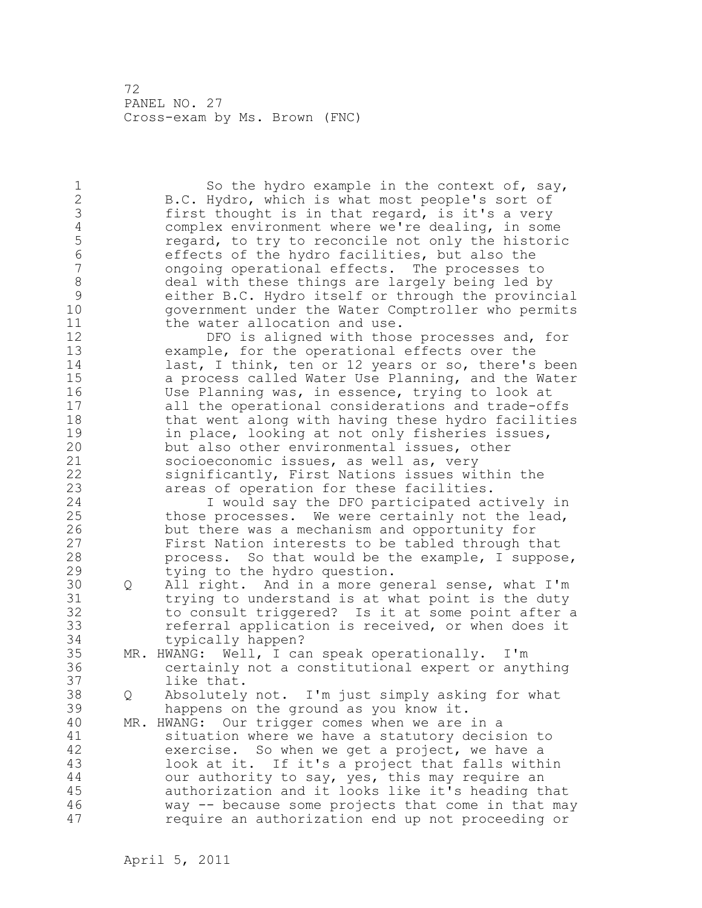So the hydro example in the context of, say, B.C. Hydro, which is what most people's sort of first thought is in that regard, is it's a very complex environment where we're dealing, in some regard, to try to reconcile not only the historic effects of the hydro facilities, but also the ongoing operational effects. The processes to deal with these things are largely being led by either B.C. Hydro itself or through the provincial government under the Water Comptroller who permits the water allocation and use.

DFO is aligned with those processes and, for example, for the operational effects over the last, I think, ten or 12 years or so, there's been a process called Water Use Planning, and the Water Use Planning was, in essence, trying to look at all the operational considerations and trade-offs that went along with having these hydro facilities in place, looking at not only fisheries issues, but also other environmental issues, other socioeconomic issues, as well as, very significantly, First Nations issues within the areas of operation for these facilities.

I would say the DFO participated actively in those processes. We were certainly not the lead, but there was a mechanism and opportunity for First Nation interests to be tabled through that process. So that would be the example, I suppose, tying to the hydro question.

Q All right. And in a more general sense, what I'm trying to understand is at what point is the duty to consult triggered? Is it at some point after a referral application is received, or when does it typically happen?

MR. HWANG: Well, I can speak operationally. I'm certainly not a constitutional expert or anything like that.

Q Absolutely not. I'm just simply asking for what happens on the ground as you know it.

MR. HWANG: Our trigger comes when we are in a situation where we have a statutory decision to exercise. So when we get a project, we have a look at it. If it's a project that falls within our authority to say, yes, this may require an authorization and it looks like it's heading that way -- because some projects that come in that may require an authorization end up not proceeding or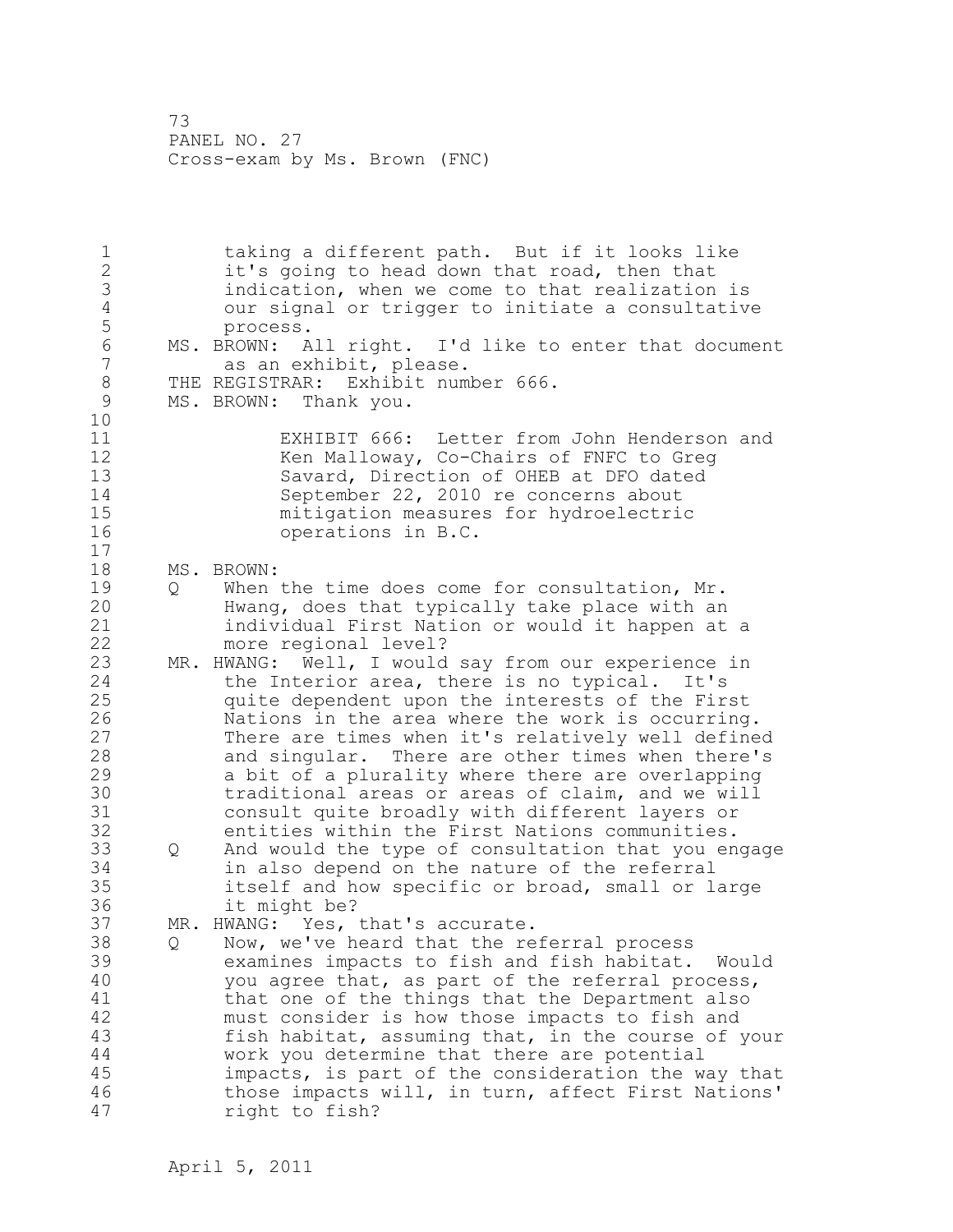taking a different path. But if it looks like it's going to head down that road, then that indication, when we come to that realization is our signal or trigger to initiate a consultative process.

MS. BROWN: All right. I'd like to enter that document as an exhibit, please.

THE REGISTRAR: Exhibit number 666.

MS. BROWN: Thank you.

EXHIBIT 666: Letter from John Henderson and Ken Malloway, Co-Chairs of FNFC to Greg Savard, Direction of OHEB at DFO dated September 22, 2010 re concerns about mitigation measures for hydroelectric operations in B.C.

MS. BROWN:

Q When the time does come for consultation, Mr. Hwang, does that typically take place with an individual First Nation or would it happen at a more regional level?

MR. HWANG: Well, I would say from our experience in the Interior area, there is no typical. It's quite dependent upon the interests of the First Nations in the area where the work is occurring. There are times when it's relatively well defined and singular. There are other times when there's a bit of a plurality where there are overlapping traditional areas or areas of claim, and we will consult quite broadly with different layers or entities within the First Nations communities.

Q And would the type of consultation that you engage in also depend on the nature of the referral itself and how specific or broad, small or large it might be?

MR. HWANG: Yes, that's accurate.

Q Now, we've heard that the referral process examines impacts to fish and fish habitat. Would you agree that, as part of the referral process, that one of the things that the Department also must consider is how those impacts to fish and fish habitat, assuming that, in the course of your work you determine that there are potential impacts, is part of the consideration the way that those impacts will, in turn, affect First Nations' right to fish?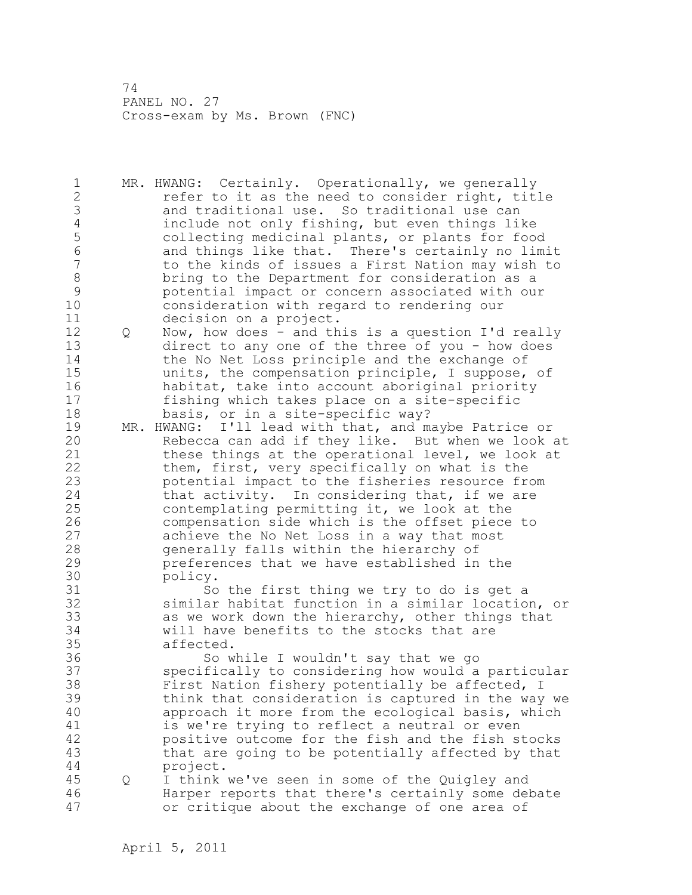MR. HWANG: Certainly. Operationally, we generally refer to it as the need to consider right, title and traditional use. So traditional use can include not only fishing, but even things like collecting medicinal plants, or plants for food and things like that. There's certainly no limit to the kinds of issues a First Nation may wish to bring to the Department for consideration as a potential impact or concern associated with our consideration with regard to rendering our decision on a project.

Q Now, how does - and this is a question I'd really direct to any one of the three of you - how does the No Net Loss principle and the exchange of units, the compensation principle, I suppose, of habitat, take into account aboriginal priority fishing which takes place on a site-specific basis, or in a site-specific way?

MR. HWANG: I'll lead with that, and maybe Patrice or Rebecca can add if they like. But when we look at these things at the operational level, we look at them, first, very specifically on what is the potential impact to the fisheries resource from that activity. In considering that, if we are contemplating permitting it, we look at the compensation side which is the offset piece to achieve the No Net Loss in a way that most generally falls within the hierarchy of preferences that we have established in the policy.

So the first thing we try to do is get a similar habitat function in a similar location, or as we work down the hierarchy, other things that will have benefits to the stocks that are affected.

So while I wouldn't say that we go specifically to considering how would a particular First Nation fishery potentially be affected, I think that consideration is captured in the way we approach it more from the ecological basis, which is we're trying to reflect a neutral or even positive outcome for the fish and the fish stocks that are going to be potentially affected by that project.

Q I think we've seen in some of the Quigley and Harper reports that there's certainly some debate or critique about the exchange of one area of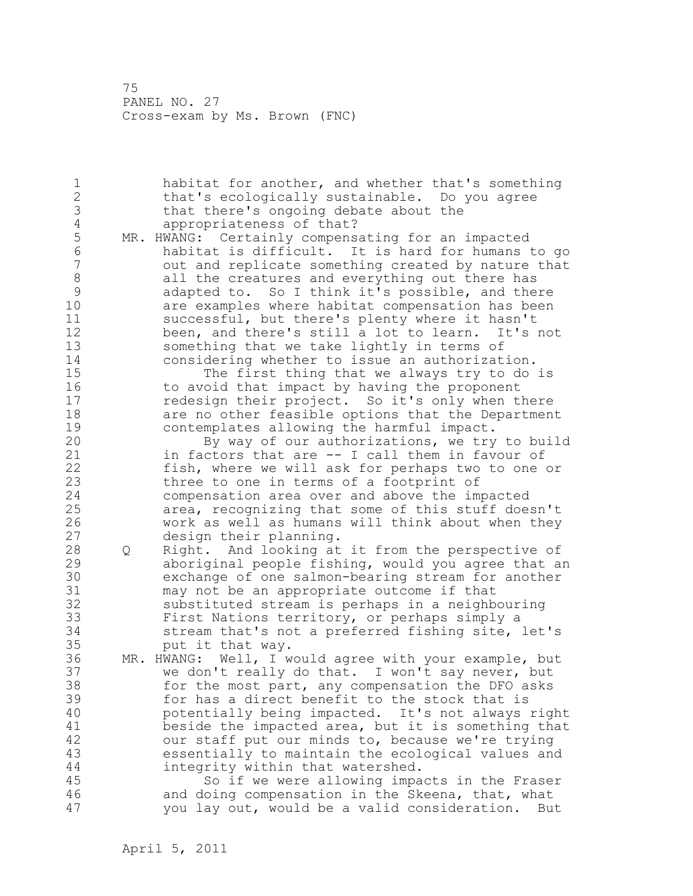habitat for another, and whether that's something that's ecologically sustainable. Do you agree that there's ongoing debate about the appropriateness of that?

MR. HWANG: Certainly compensating for an impacted habitat is difficult. It is hard for humans to go out and replicate something created by nature that all the creatures and everything out there has adapted to. So I think it's possible, and there are examples where habitat compensation has been successful, but there's plenty where it hasn't been, and there's still a lot to learn. It's not something that we take lightly in terms of considering whether to issue an authorization.

The first thing that we always try to do is to avoid that impact by having the proponent redesign their project. So it's only when there are no other feasible options that the Department contemplates allowing the harmful impact.

By way of our authorizations, we try to build in factors that are -- I call them in favour of fish, where we will ask for perhaps two to one or three to one in terms of a footprint of compensation area over and above the impacted area, recognizing that some of this stuff doesn't work as well as humans will think about when they design their planning.

Q Right. And looking at it from the perspective of aboriginal people fishing, would you agree that an exchange of one salmon-bearing stream for another may not be an appropriate outcome if that substituted stream is perhaps in a neighbouring First Nations territory, or perhaps simply a stream that's not a preferred fishing site, let's put it that way.

MR. HWANG: Well, I would agree with your example, but we don't really do that. I won't say never, but for the most part, any compensation the DFO asks for has a direct benefit to the stock that is potentially being impacted. It's not always right beside the impacted area, but it is something that our staff put our minds to, because we're trying essentially to maintain the ecological values and integrity within that watershed.

So if we were allowing impacts in the Fraser and doing compensation in the Skeena, that, what you lay out, would be a valid consideration. But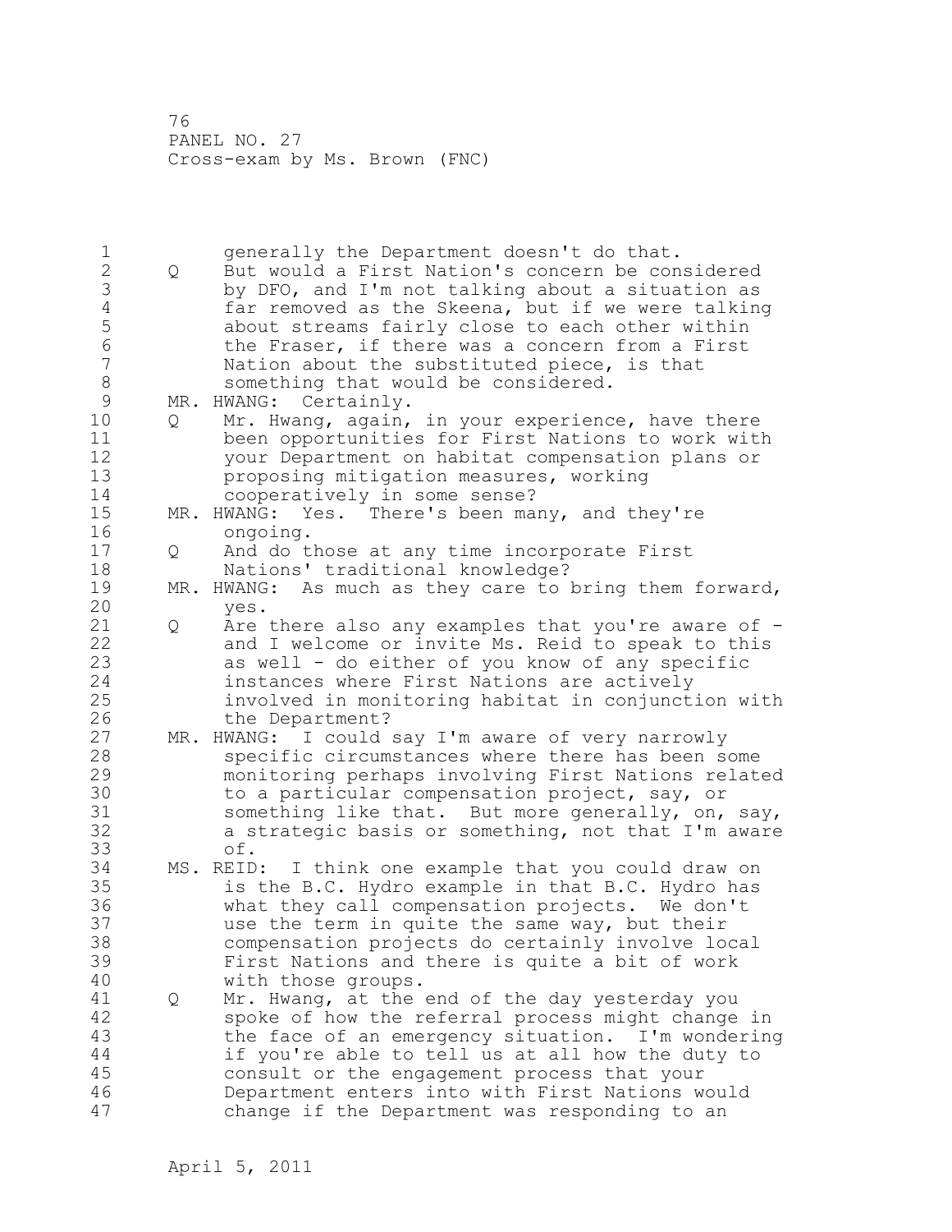generally the Department doesn't do that.

Q But would a First Nation's concern be considered by DFO, and I'm not talking about a situation as far removed as the Skeena, but if we were talking about streams fairly close to each other within the Fraser, if there was a concern from a First Nation about the substituted piece, is that something that would be considered.

MR. HWANG: Certainly.

Q Mr. Hwang, again, in your experience, have there been opportunities for First Nations to work with your Department on habitat compensation plans or proposing mitigation measures, working cooperatively in some sense?

MR. HWANG: Yes. There's been many, and they're ongoing.

Q And do those at any time incorporate First Nations' traditional knowledge?

MR. HWANG: As much as they care to bring them forward, yes.

Q Are there also any examples that you're aware of - and I welcome or invite Ms. Reid to speak to this as well - do either of you know of any specific instances where First Nations are actively involved in monitoring habitat in conjunction with the Department?

MR. HWANG: I could say I'm aware of very narrowly specific circumstances where there has been some monitoring perhaps involving First Nations related to a particular compensation project, say, or something like that. But more generally, on, say, a strategic basis or something, not that I'm aware of.

MS. REID: I think one example that you could draw on is the B.C. Hydro example in that B.C. Hydro has what they call compensation projects. We don't use the term in quite the same way, but their compensation projects do certainly involve local First Nations and there is quite a bit of work with those groups.

Q Mr. Hwang, at the end of the day yesterday you spoke of how the referral process might change in the face of an emergency situation. I'm wondering if you're able to tell us at all how the duty to consult or the engagement process that your Department enters into with First Nations would change if the Department was responding to an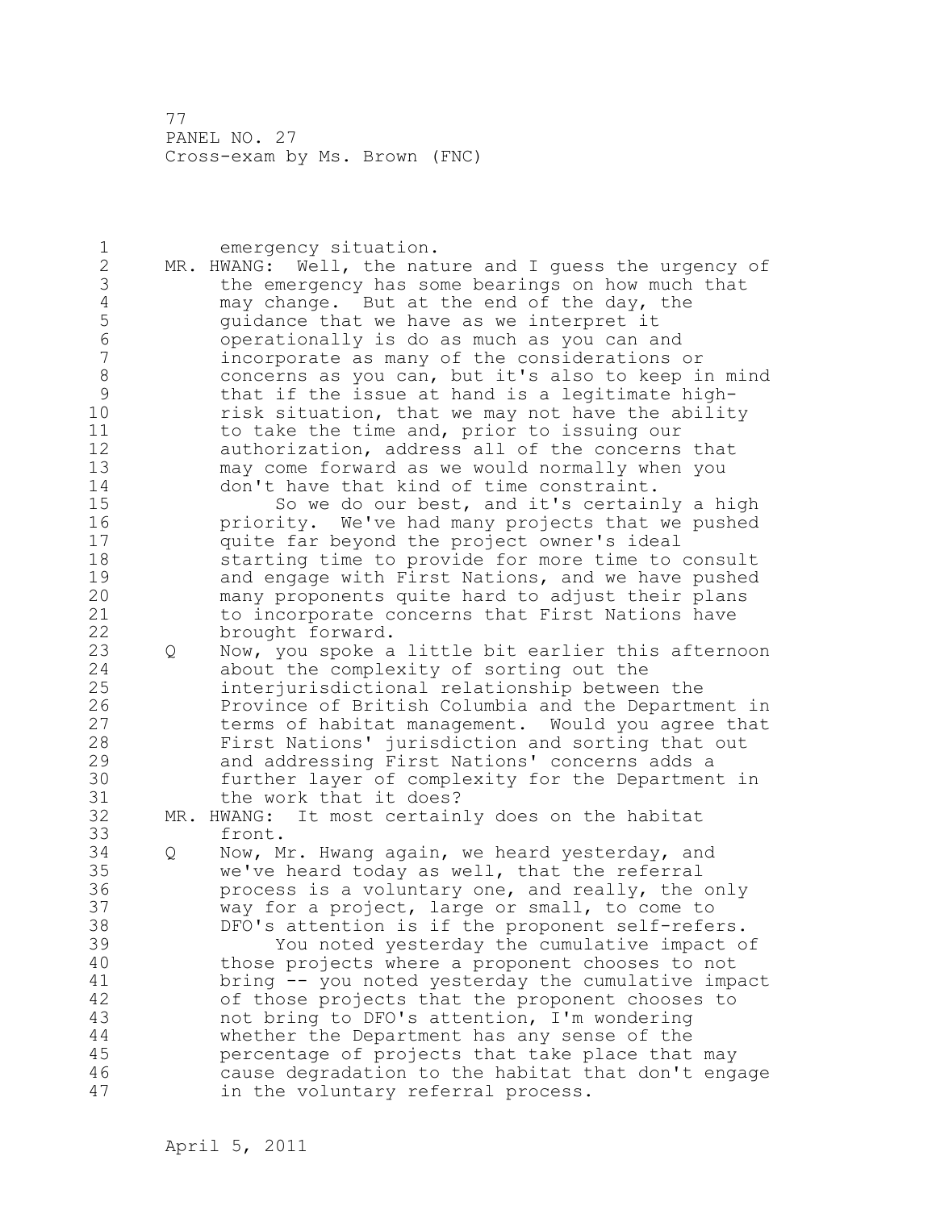emergency situation.

MR. HWANG: Well, the nature and I guess the urgency of the emergency has some bearings on how much that may change. But at the end of the day, the guidance that we have as we interpret it operationally is do as much as you can and incorporate as many of the considerations or concerns as you can, but it's also to keep in mind that if the issue at hand is a legitimate high-risk situation, that we may not have the ability to take the time and, prior to issuing our authorization, address all of the concerns that may come forward as we would normally when you don't have that kind of time constraint.

So we do our best, and it's certainly a high priority. We've had many projects that we pushed quite far beyond the project owner's ideal starting time to provide for more time to consult and engage with First Nations, and we have pushed many proponents quite hard to adjust their plans to incorporate concerns that First Nations have brought forward.

Q Now, you spoke a little bit earlier this afternoon about the complexity of sorting out the interjurisdictional relationship between the Province of British Columbia and the Department in terms of habitat management. Would you agree that First Nations' jurisdiction and sorting that out and addressing First Nations' concerns adds a further layer of complexity for the Department in the work that it does?

MR. HWANG: It most certainly does on the habitat front.

Q Now, Mr. Hwang again, we heard yesterday, and we've heard today as well, that the referral process is a voluntary one, and really, the only way for a project, large or small, to come to DFO's attention is if the proponent self-refers.

You noted yesterday the cumulative impact of those projects where a proponent chooses to not bring -- you noted yesterday the cumulative impact of those projects that the proponent chooses to not bring to DFO's attention, I'm wondering whether the Department has any sense of the percentage of projects that take place that may cause degradation to the habitat that don't engage in the voluntary referral process.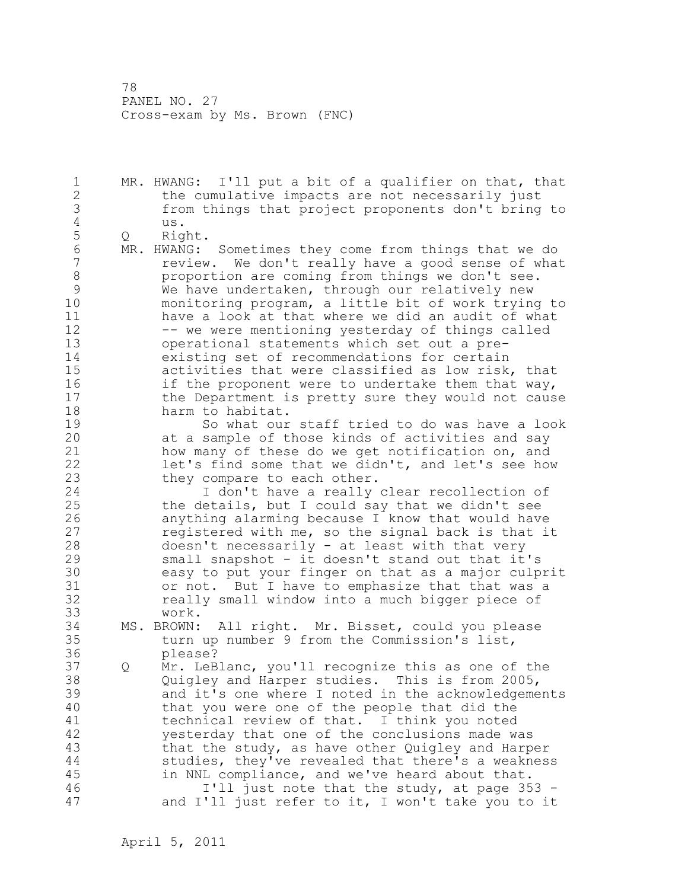MR. HWANG: I'll put a bit of a qualifier on that, that the cumulative impacts are not necessarily just from things that project proponents don't bring to us.

Q Right.

MR. HWANG: Sometimes they come from things that we do review. We don't really have a good sense of what proportion are coming from things we don't see. We have undertaken, through our relatively new monitoring program, a little bit of work trying to have a look at that where we did an audit of what -- we were mentioning yesterday of things called operational statements which set out a pre-existing set of recommendations for certain activities that were classified as low risk, that if the proponent were to undertake them that way, the Department is pretty sure they would not cause harm to habitat.

So what our staff tried to do was have a look at a sample of those kinds of activities and say how many of these do we get notification on, and let's find some that we didn't, and let's see how they compare to each other.

I don't have a really clear recollection of the details, but I could say that we didn't see anything alarming because I know that would have registered with me, so the signal back is that it doesn't necessarily - at least with that very small snapshot - it doesn't stand out that it's easy to put your finger on that as a major culprit or not. But I have to emphasize that that was a really small window into a much bigger piece of work.

MS. BROWN: All right. Mr. Bisset, could you please turn up number 9 from the Commission's list, please?

Q Mr. LeBlanc, you'll recognize this as one of the Quigley and Harper studies. This is from 2005, and it's one where I noted in the acknowledgements that you were one of the people that did the technical review of that. I think you noted yesterday that one of the conclusions made was that the study, as have other Quigley and Harper studies, they've revealed that there's a weakness in NNL compliance, and we've heard about that.

I'll just note that the study, at page 353 - and I'll just refer to it, I won't take you to it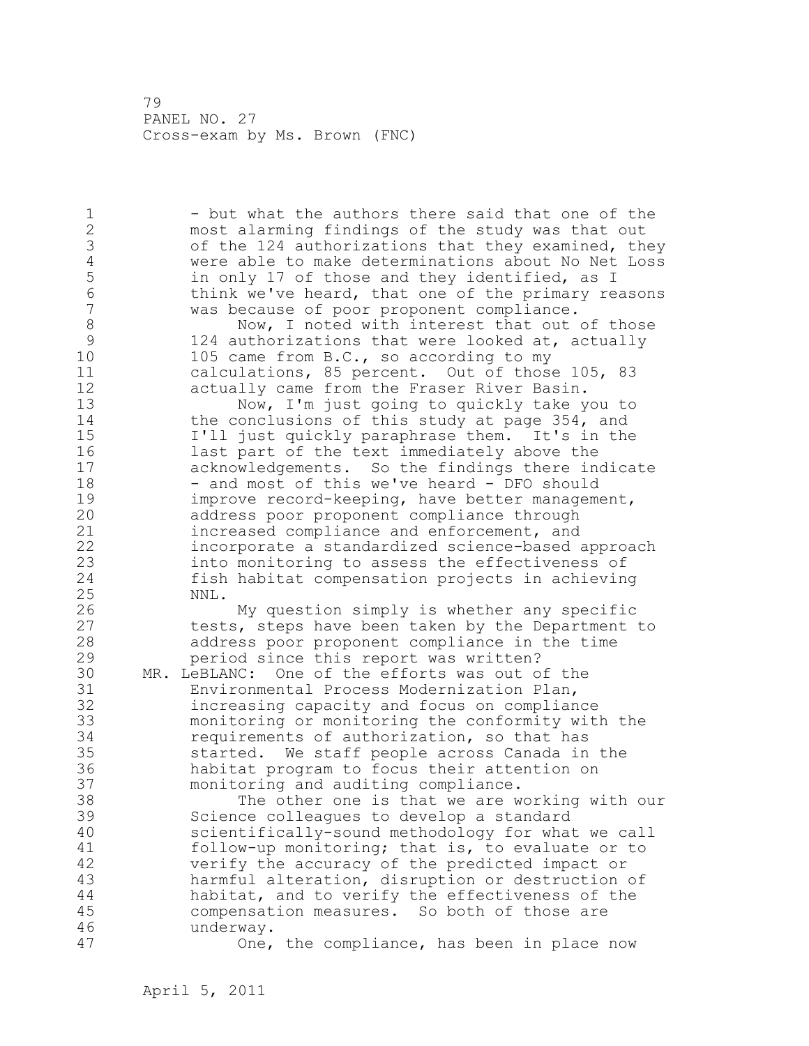- but what the authors there said that one of the most alarming findings of the study was that out of the 124 authorizations that they examined, they were able to make determinations about No Net Loss in only 17 of those and they identified, as I think we've heard, that one of the primary reasons was because of poor proponent compliance.

Now, I noted with interest that out of those 124 authorizations that were looked at, actually 105 came from B.C., so according to my calculations, 85 percent. Out of those 105, 83 actually came from the Fraser River Basin.

Now, I'm just going to quickly take you to the conclusions of this study at page 354, and I'll just quickly paraphrase them. It's in the last part of the text immediately above the acknowledgements. So the findings there indicate - and most of this we've heard - DFO should improve record-keeping, have better management, address poor proponent compliance through increased compliance and enforcement, and incorporate a standardized science-based approach into monitoring to assess the effectiveness of fish habitat compensation projects in achieving NNL.

My question simply is whether any specific tests, steps have been taken by the Department to address poor proponent compliance in the time period since this report was written?

MR. LeBLANC: One of the efforts was out of the Environmental Process Modernization Plan, increasing capacity and focus on compliance monitoring or monitoring the conformity with the requirements of authorization, so that has started. We staff people across Canada in the habitat program to focus their attention on monitoring and auditing compliance.

The other one is that we are working with our Science colleagues to develop a standard scientifically-sound methodology for what we call follow-up monitoring; that is, to evaluate or to verify the accuracy of the predicted impact or harmful alteration, disruption or destruction of habitat, and to verify the effectiveness of the compensation measures. So both of those are underway.

One, the compliance, has been in place now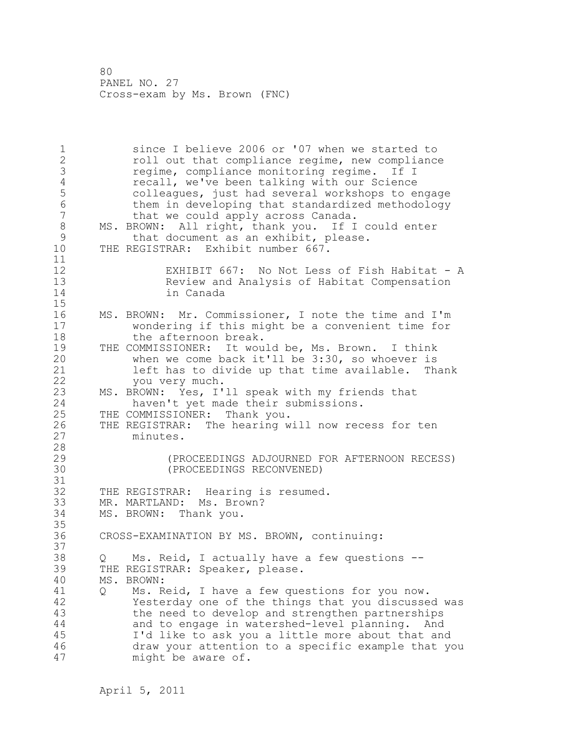since I believe 2006 or '07 when we started to roll out that compliance regime, new compliance regime, compliance monitoring regime. If I recall, we've been talking with our Science colleagues, just had several workshops to engage them in developing that standardized methodology that we could apply across Canada.

MS. BROWN: All right, thank you. If I could enter that document as an exhibit, please.

THE REGISTRAR: Exhibit number 667.

EXHIBIT 667: No Not Less of Fish Habitat - A Review and Analysis of Habitat Compensation in Canada

MS. BROWN: Mr. Commissioner, I note the time and I'm wondering if this might be a convenient time for the afternoon break.

THE COMMISSIONER: It would be, Ms. Brown. I think when we come back it'll be 3:30, so whoever is left has to divide up that time available. Thank you very much.

MS. BROWN: Yes, I'll speak with my friends that haven't yet made their submissions.

THE COMMISSIONER: Thank you.

THE REGISTRAR: The hearing will now recess for ten minutes.

(PROCEEDINGS ADJOURNED FOR AFTERNOON RECESS)
(PROCEEDINGS RECONVENED)

THE REGISTRAR: Hearing is resumed.

MR. MARTLAND: Ms. Brown?

MS. BROWN: Thank you.

CROSS-EXAMINATION BY MS. BROWN, continuing:

Q Ms. Reid, I actually have a few questions --

THE REGISTRAR: Speaker, please.

MS. BROWN:

Q Ms. Reid, I have a few questions for you now. Yesterday one of the things that you discussed was the need to develop and strengthen partnerships and to engage in watershed-level planning. And I'd like to ask you a little more about that and draw your attention to a specific example that you might be aware of.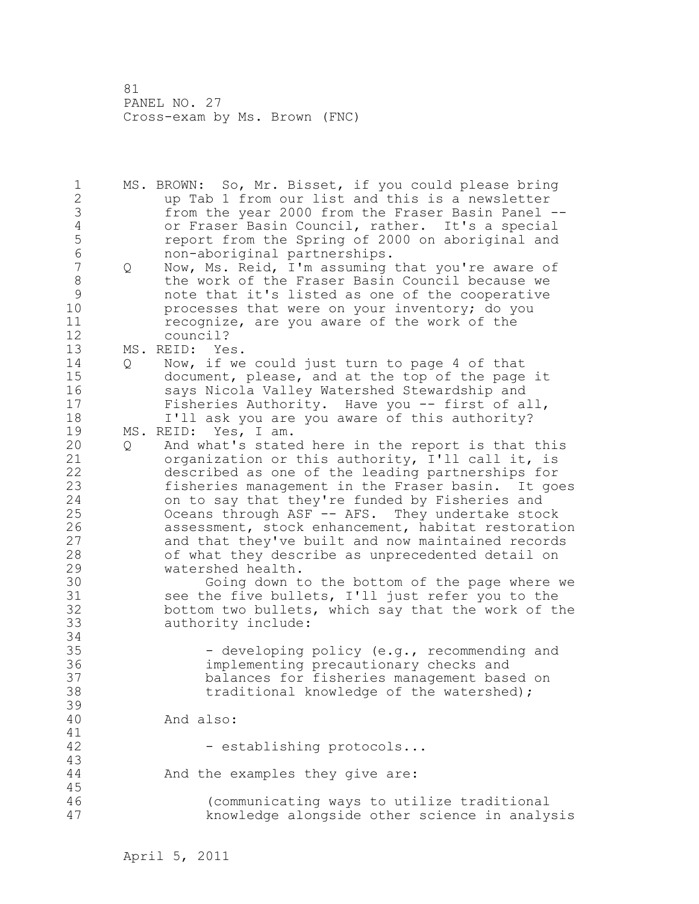MS. BROWN: So, Mr. Bisset, if you could please bring up Tab 1 from our list and this is a newsletter from the year 2000 from the Fraser Basin Panel -- or Fraser Basin Council, rather. It's a special report from the Spring of 2000 on aboriginal and non-aboriginal partnerships.

Q Now, Ms. Reid, I'm assuming that you're aware of the work of the Fraser Basin Council because we note that it's listed as one of the cooperative processes that were on your inventory; do you recognize, are you aware of the work of the council?

MS. REID: Yes.

Q Now, if we could just turn to page 4 of that document, please, and at the top of the page it says Nicola Valley Watershed Stewardship and Fisheries Authority. Have you -- first of all, I'll ask you are you aware of this authority?

MS. REID: Yes, I am.

Q And what's stated here in the report is that this organization or this authority, I'll call it, is described as one of the leading partnerships for fisheries management in the Fraser basin. It goes on to say that they're funded by Fisheries and Oceans through ASF -- AFS. They undertake stock assessment, stock enhancement, habitat restoration and that they've built and now maintained records of what they describe as unprecedented detail on watershed health.

Going down to the bottom of the page where we see the five bullets, I'll just refer you to the bottom two bullets, which say that the work of the authority include:

> - developing policy (e.g., recommending and implementing precautionary checks and balances for fisheries management based on traditional knowledge of the watershed);

And also:

> - establishing protocols...

And the examples they give are:

> (communicating ways to utilize traditional knowledge alongside other science in analysis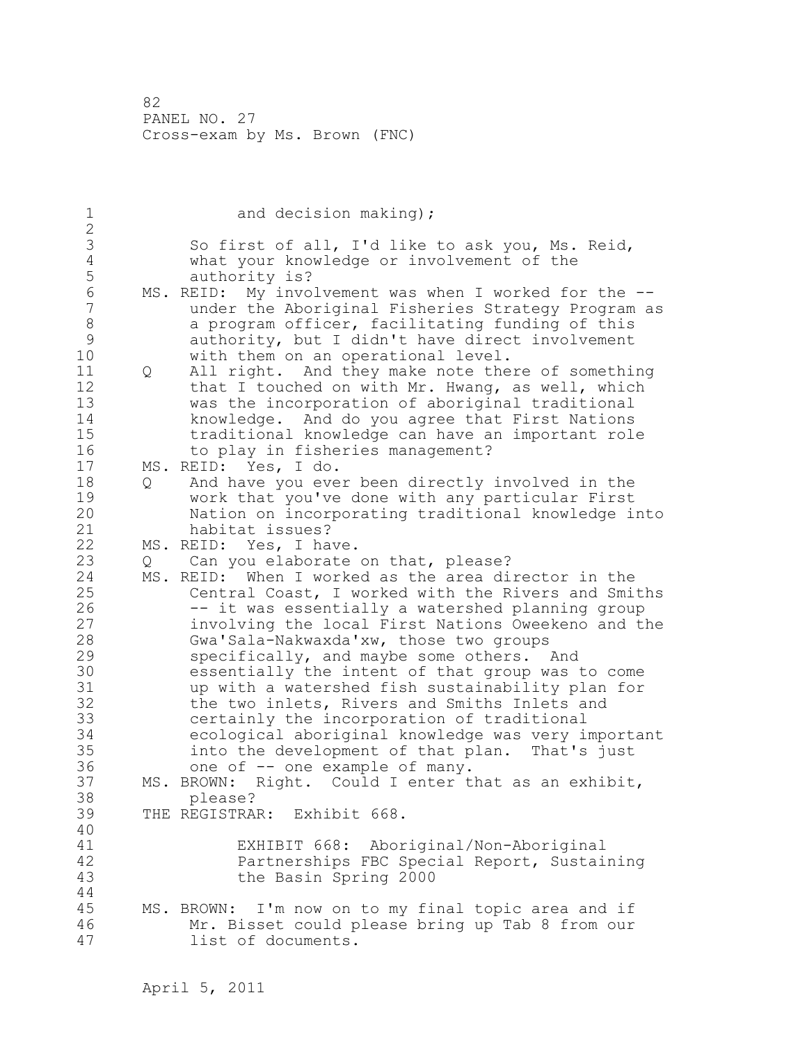and decision making);

So first of all, I'd like to ask you, Ms. Reid, what your knowledge or involvement of the authority is?

MS. REID: My involvement was when I worked for the -- under the Aboriginal Fisheries Strategy Program as a program officer, facilitating funding of this authority, but I didn't have direct involvement with them on an operational level.

Q All right. And they make note there of something that I touched on with Mr. Hwang, as well, which was the incorporation of aboriginal traditional knowledge. And do you agree that First Nations traditional knowledge can have an important role to play in fisheries management?

MS. REID: Yes, I do.

Q And have you ever been directly involved in the work that you've done with any particular First Nation on incorporating traditional knowledge into habitat issues?

MS. REID: Yes, I have.

Q Can you elaborate on that, please?

MS. REID: When I worked as the area director in the Central Coast, I worked with the Rivers and Smiths -- it was essentially a watershed planning group involving the local First Nations Oweekeno and the Gwa'Sala-Nakwaxda'xw, those two groups specifically, and maybe some others. And essentially the intent of that group was to come up with a watershed fish sustainability plan for the two inlets, Rivers and Smiths Inlets and certainly the incorporation of traditional ecological aboriginal knowledge was very important into the development of that plan. That's just one of -- one example of many.

MS. BROWN: Right. Could I enter that as an exhibit, please?

THE REGISTRAR: Exhibit 668.

EXHIBIT 668: Aboriginal/Non-Aboriginal Partnerships FBC Special Report, Sustaining the Basin Spring 2000

MS. BROWN: I'm now on to my final topic area and if Mr. Bisset could please bring up Tab 8 from our list of documents.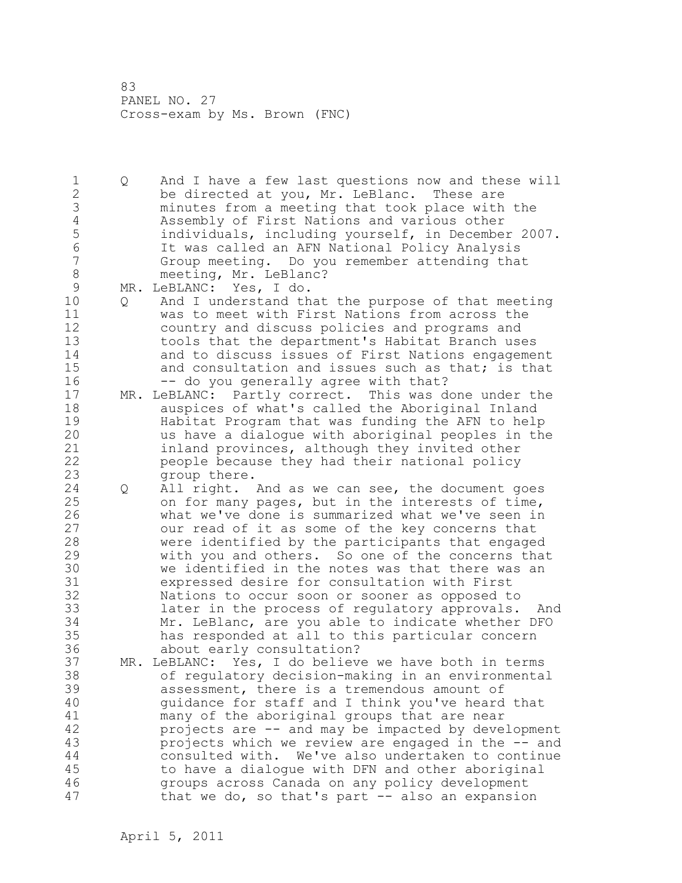Q And I have a few last questions now and these will be directed at you, Mr. LeBlanc. These are minutes from a meeting that took place with the Assembly of First Nations and various other individuals, including yourself, in December 2007. It was called an AFN National Policy Analysis Group meeting. Do you remember attending that meeting, Mr. LeBlanc?

MR. LeBLANC: Yes, I do.

Q And I understand that the purpose of that meeting was to meet with First Nations from across the country and discuss policies and programs and tools that the department's Habitat Branch uses and to discuss issues of First Nations engagement and consultation and issues such as that; is that -- do you generally agree with that?

MR. LeBLANC: Partly correct. This was done under the auspices of what's called the Aboriginal Inland Habitat Program that was funding the AFN to help us have a dialogue with aboriginal peoples in the inland provinces, although they invited other people because they had their national policy group there.

Q All right. And as we can see, the document goes on for many pages, but in the interests of time, what we've done is summarized what we've seen in our read of it as some of the key concerns that were identified by the participants that engaged with you and others. So one of the concerns that we identified in the notes was that there was an expressed desire for consultation with First Nations to occur soon or sooner as opposed to later in the process of regulatory approvals. And Mr. LeBlanc, are you able to indicate whether DFO has responded at all to this particular concern about early consultation?

MR. LeBLANC: Yes, I do believe we have both in terms of regulatory decision-making in an environmental assessment, there is a tremendous amount of guidance for staff and I think you've heard that many of the aboriginal groups that are near projects are -- and may be impacted by development projects which we review are engaged in the -- and consulted with. We've also undertaken to continue to have a dialogue with DFN and other aboriginal groups across Canada on any policy development that we do, so that's part -- also an expansion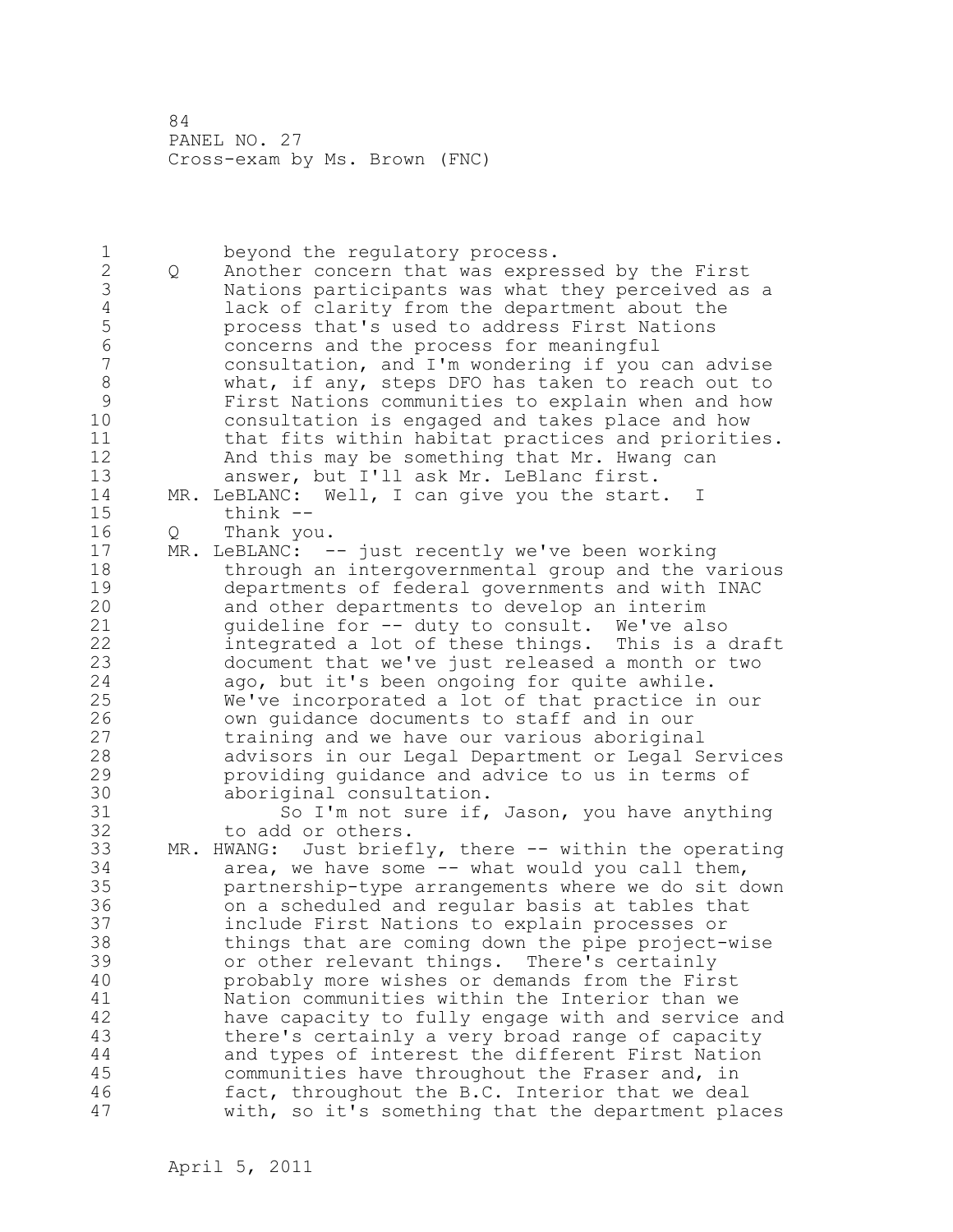beyond the regulatory process.

Q Another concern that was expressed by the First Nations participants was what they perceived as a lack of clarity from the department about the process that's used to address First Nations concerns and the process for meaningful consultation, and I'm wondering if you can advise what, if any, steps DFO has taken to reach out to First Nations communities to explain when and how consultation is engaged and takes place and how that fits within habitat practices and priorities. And this may be something that Mr. Hwang can answer, but I'll ask Mr. LeBlanc first.

MR. LeBLANC: Well, I can give you the start. I think --

Q Thank you.

MR. LeBLANC: -- just recently we've been working through an intergovernmental group and the various departments of federal governments and with INAC and other departments to develop an interim guideline for -- duty to consult. We've also integrated a lot of these things. This is a draft document that we've just released a month or two ago, but it's been ongoing for quite awhile. We've incorporated a lot of that practice in our own guidance documents to staff and in our training and we have our various aboriginal advisors in our Legal Department or Legal Services providing guidance and advice to us in terms of aboriginal consultation.

So I'm not sure if, Jason, you have anything to add or others.

MR. HWANG: Just briefly, there -- within the operating area, we have some -- what would you call them, partnership-type arrangements where we do sit down on a scheduled and regular basis at tables that include First Nations to explain processes or things that are coming down the pipe project-wise or other relevant things. There's certainly probably more wishes or demands from the First Nation communities within the Interior than we have capacity to fully engage with and service and there's certainly a very broad range of capacity and types of interest the different First Nation communities have throughout the Fraser and, in fact, throughout the B.C. Interior that we deal with, so it's something that the department places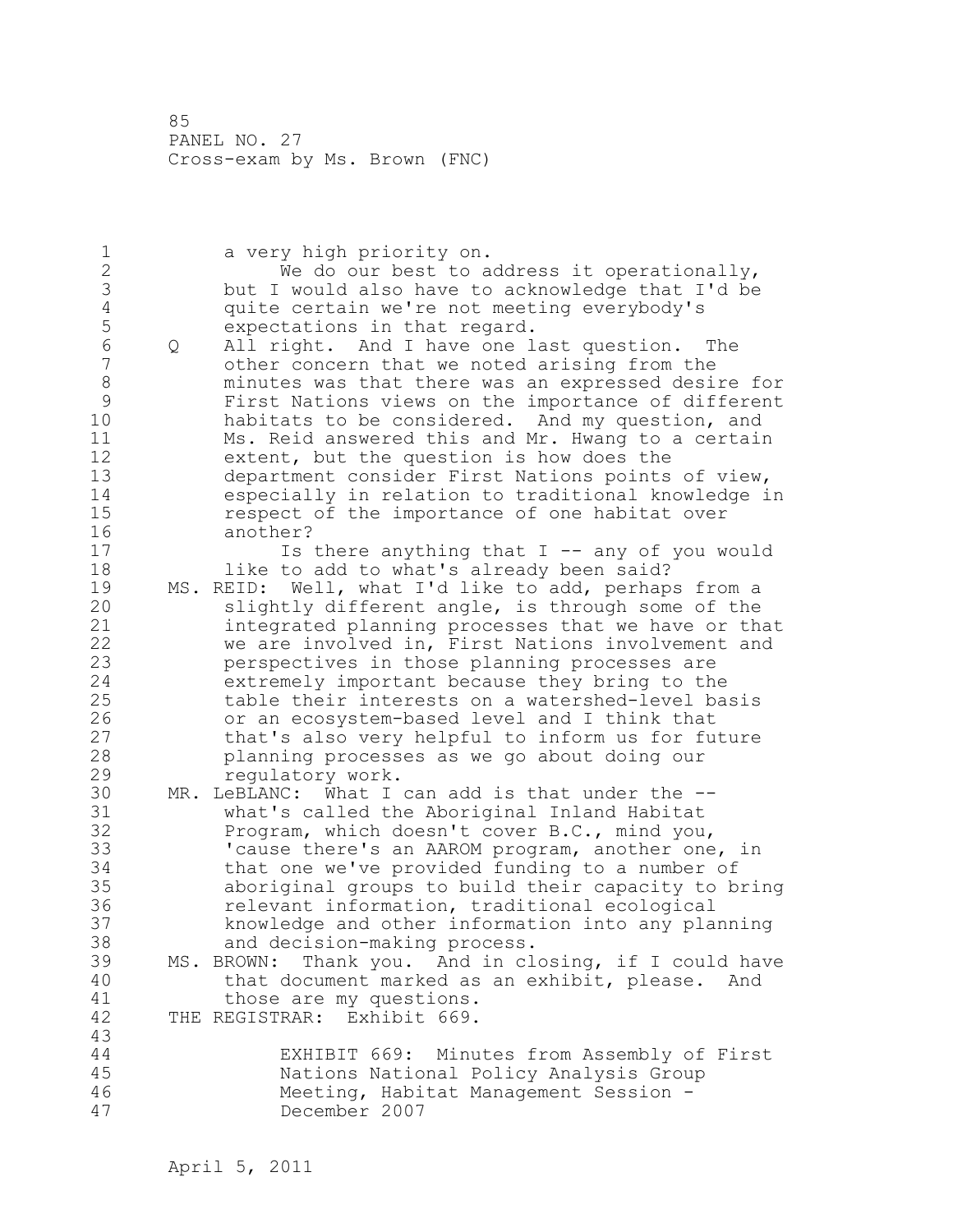a very high priority on.

We do our best to address it operationally, but I would also have to acknowledge that I'd be quite certain we're not meeting everybody's expectations in that regard.

Q All right. And I have one last question. The other concern that we noted arising from the minutes was that there was an expressed desire for First Nations views on the importance of different habitats to be considered. And my question, and Ms. Reid answered this and Mr. Hwang to a certain extent, but the question is how does the department consider First Nations points of view, especially in relation to traditional knowledge in respect of the importance of one habitat over another?

Is there anything that I -- any of you would like to add to what's already been said?

MS. REID: Well, what I'd like to add, perhaps from a slightly different angle, is through some of the integrated planning processes that we have or that we are involved in, First Nations involvement and perspectives in those planning processes are extremely important because they bring to the table their interests on a watershed-level basis or an ecosystem-based level and I think that that's also very helpful to inform us for future planning processes as we go about doing our regulatory work.

MR. LeBLANC: What I can add is that under the -- what's called the Aboriginal Inland Habitat Program, which doesn't cover B.C., mind you, 'cause there's an AAROM program, another one, in that one we've provided funding to a number of aboriginal groups to build their capacity to bring relevant information, traditional ecological knowledge and other information into any planning and decision-making process.

MS. BROWN: Thank you. And in closing, if I could have that document marked as an exhibit, please. And those are my questions.

THE REGISTRAR: Exhibit 669.

EXHIBIT 669: Minutes from Assembly of First Nations National Policy Analysis Group Meeting, Habitat Management Session - December 2007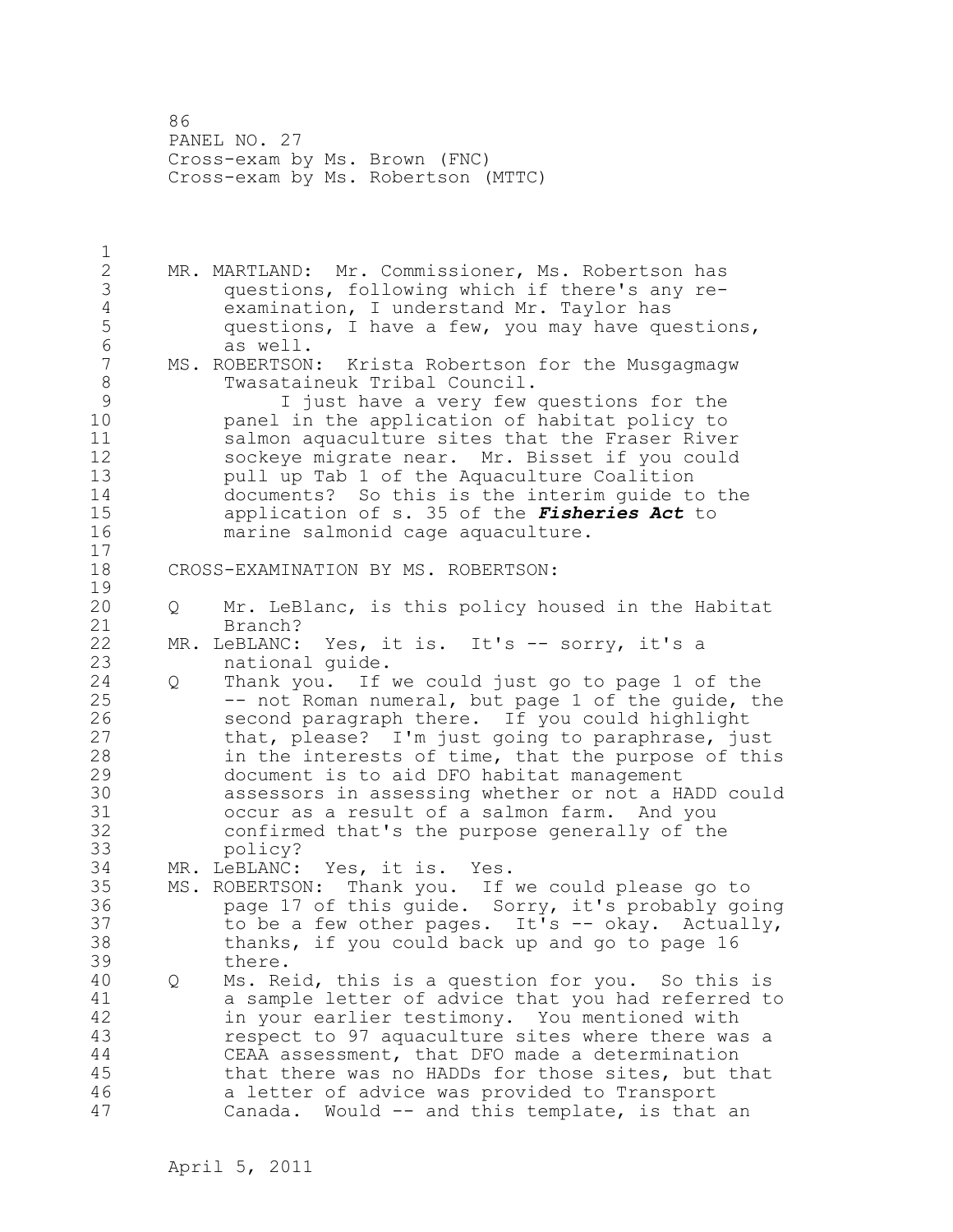MR. MARTLAND: Mr. Commissioner, Ms. Robertson has questions, following which if there's any re-examination, I understand Mr. Taylor has questions, I have a few, you may have questions, as well.

MS. ROBERTSON: Krista Robertson for the Musgagmagw Twasataineuk Tribal Council.

I just have a very few questions for the panel in the application of habitat policy to salmon aquaculture sites that the Fraser River sockeye migrate near. Mr. Bisset if you could pull up Tab 1 of the Aquaculture Coalition documents? So this is the interim guide to the application of s. 35 of the ***Fisheries Act*** to marine salmonid cage aquaculture.

CROSS-EXAMINATION BY MS. ROBERTSON:

Q Mr. LeBlanc, is this policy housed in the Habitat Branch?

MR. LeBLANC: Yes, it is. It's -- sorry, it's a national guide.

Q Thank you. If we could just go to page 1 of the -- not Roman numeral, but page 1 of the guide, the second paragraph there. If you could highlight that, please? I'm just going to paraphrase, just in the interests of time, that the purpose of this document is to aid DFO habitat management assessors in assessing whether or not a HADD could occur as a result of a salmon farm. And you confirmed that's the purpose generally of the policy?

MR. LeBLANC: Yes, it is. Yes.

MS. ROBERTSON: Thank you. If we could please go to page 17 of this guide. Sorry, it's probably going to be a few other pages. It's -- okay. Actually, thanks, if you could back up and go to page 16 there.

Q Ms. Reid, this is a question for you. So this is a sample letter of advice that you had referred to in your earlier testimony. You mentioned with respect to 97 aquaculture sites where there was a CEAA assessment, that DFO made a determination that there was no HADDs for those sites, but that a letter of advice was provided to Transport Canada. Would -- and this template, is that an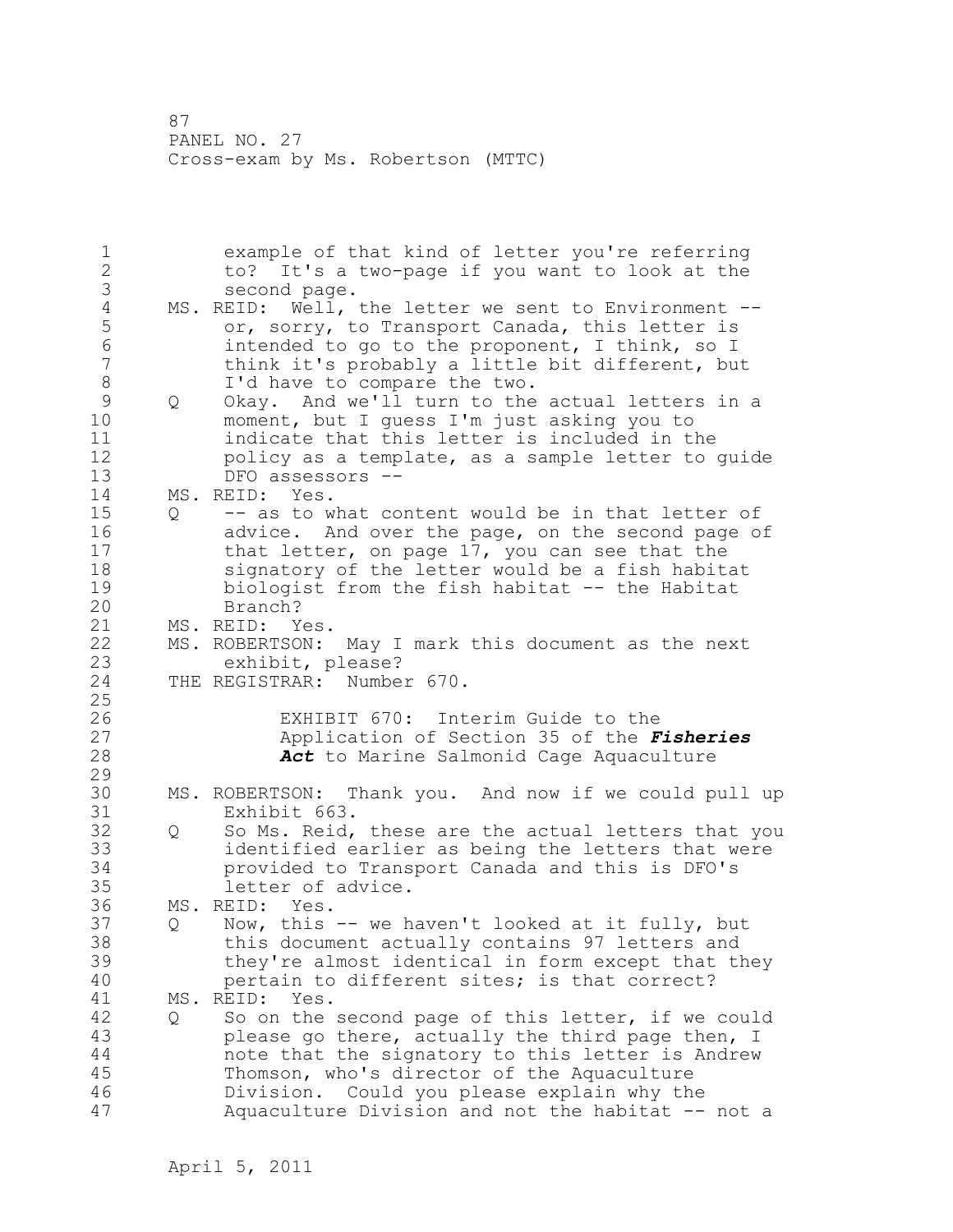example of that kind of letter you're referring to? It's a two-page if you want to look at the second page.

MS. REID: Well, the letter we sent to Environment -- or, sorry, to Transport Canada, this letter is intended to go to the proponent, I think, so I think it's probably a little bit different, but I'd have to compare the two.

Q Okay. And we'll turn to the actual letters in a moment, but I guess I'm just asking you to indicate that this letter is included in the policy as a template, as a sample letter to guide DFO assessors --

MS. REID: Yes.

Q -- as to what content would be in that letter of advice. And over the page, on the second page of that letter, on page 17, you can see that the signatory of the letter would be a fish habitat biologist from the fish habitat -- the Habitat Branch?

MS. REID: Yes.

MS. ROBERTSON: May I mark this document as the next exhibit, please?

THE REGISTRAR: Number 670.

EXHIBIT 670: Interim Guide to the Application of Section 35 of the ***Fisheries Act*** to Marine Salmonid Cage Aquaculture

MS. ROBERTSON: Thank you. And now if we could pull up Exhibit 663.

Q So Ms. Reid, these are the actual letters that you identified earlier as being the letters that were provided to Transport Canada and this is DFO's letter of advice.

MS. REID: Yes.

Q Now, this -- we haven't looked at it fully, but this document actually contains 97 letters and they're almost identical in form except that they pertain to different sites; is that correct?

MS. REID: Yes.

Q So on the second page of this letter, if we could please go there, actually the third page then, I note that the signatory to this letter is Andrew Thomson, who's director of the Aquaculture Division. Could you please explain why the Aquaculture Division and not the habitat -- not a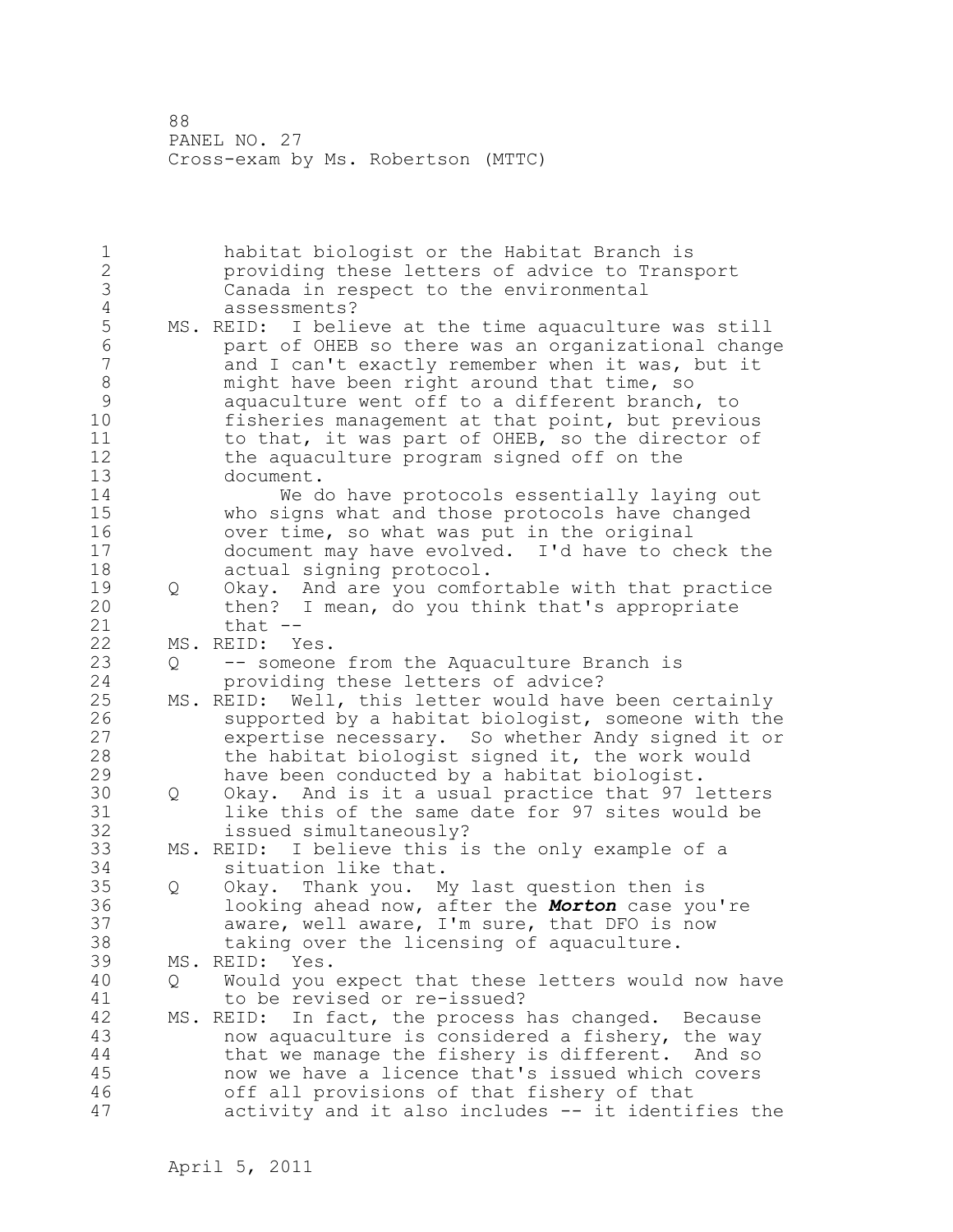habitat biologist or the Habitat Branch is providing these letters of advice to Transport Canada in respect to the environmental assessments?

MS. REID: I believe at the time aquaculture was still part of OHEB so there was an organizational change and I can't exactly remember when it was, but it might have been right around that time, so aquaculture went off to a different branch, to fisheries management at that point, but previous to that, it was part of OHEB, so the director of the aquaculture program signed off on the document.

We do have protocols essentially laying out who signs what and those protocols have changed over time, so what was put in the original document may have evolved. I'd have to check the actual signing protocol.

Q Okay. And are you comfortable with that practice then? I mean, do you think that's appropriate that --

MS. REID: Yes.

Q -- someone from the Aquaculture Branch is providing these letters of advice?

MS. REID: Well, this letter would have been certainly supported by a habitat biologist, someone with the expertise necessary. So whether Andy signed it or the habitat biologist signed it, the work would have been conducted by a habitat biologist.

Q Okay. And is it a usual practice that 97 letters like this of the same date for 97 sites would be issued simultaneously?

MS. REID: I believe this is the only example of a situation like that.

Q Okay. Thank you. My last question then is looking ahead now, after the ***Morton*** case you're aware, well aware, I'm sure, that DFO is now taking over the licensing of aquaculture.

MS. REID: Yes.

Q Would you expect that these letters would now have to be revised or re-issued?

MS. REID: In fact, the process has changed. Because now aquaculture is considered a fishery, the way that we manage the fishery is different. And so now we have a licence that's issued which covers off all provisions of that fishery of that activity and it also includes -- it identifies the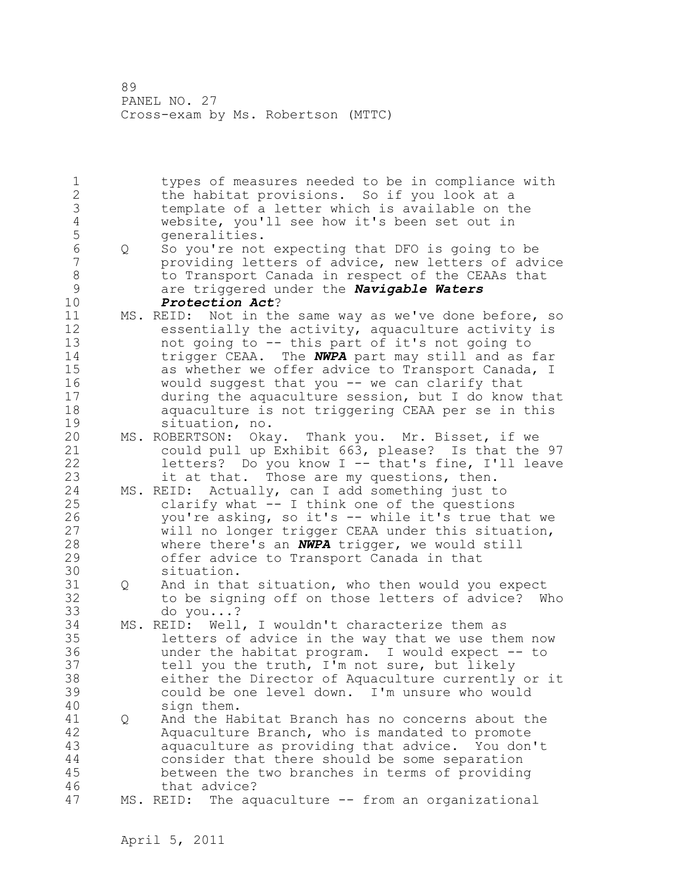types of measures needed to be in compliance with the habitat provisions. So if you look at a template of a letter which is available on the website, you'll see how it's been set out in generalities.

Q So you're not expecting that DFO is going to be providing letters of advice, new letters of advice to Transport Canada in respect of the CEAAs that are triggered under the ***Navigable Waters Protection Act***?

MS. REID: Not in the same way as we've done before, so essentially the activity, aquaculture activity is not going to -- this part of it's not going to trigger CEAA. The ***NWPA*** part may still and as far as whether we offer advice to Transport Canada, I would suggest that you -- we can clarify that during the aquaculture session, but I do know that aquaculture is not triggering CEAA per se in this situation, no.

MS. ROBERTSON: Okay. Thank you. Mr. Bisset, if we could pull up Exhibit 663, please? Is that the 97 letters? Do you know I -- that's fine, I'll leave it at that. Those are my questions, then.

MS. REID: Actually, can I add something just to clarify what -- I think one of the questions you're asking, so it's -- while it's true that we will no longer trigger CEAA under this situation, where there's an ***NWPA*** trigger, we would still offer advice to Transport Canada in that situation.

Q And in that situation, who then would you expect to be signing off on those letters of advice? Who do you...?

MS. REID: Well, I wouldn't characterize them as letters of advice in the way that we use them now under the habitat program. I would expect -- to tell you the truth, I'm not sure, but likely either the Director of Aquaculture currently or it could be one level down. I'm unsure who would sign them.

Q And the Habitat Branch has no concerns about the Aquaculture Branch, who is mandated to promote aquaculture as providing that advice. You don't consider that there should be some separation between the two branches in terms of providing that advice?

MS. REID: The aquaculture -- from an organizational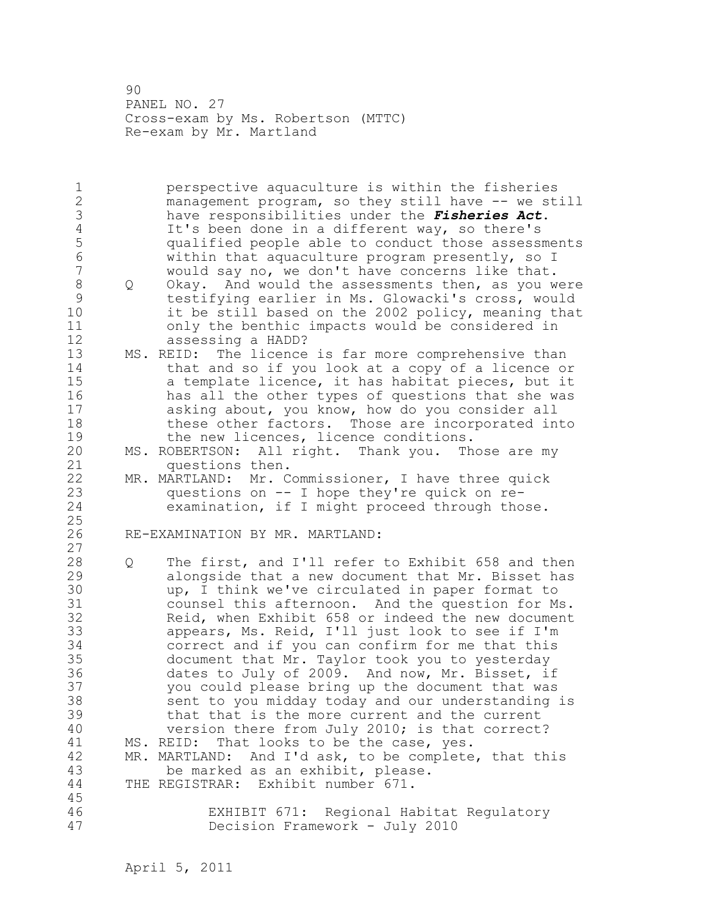perspective aquaculture is within the fisheries management program, so they still have -- we still have responsibilities under the ***Fisheries Act***. It's been done in a different way, so there's qualified people able to conduct those assessments within that aquaculture program presently, so I would say no, we don't have concerns like that.

Q Okay. And would the assessments then, as you were testifying earlier in Ms. Glowacki's cross, would it be still based on the 2002 policy, meaning that only the benthic impacts would be considered in assessing a HADD?

MS. REID: The licence is far more comprehensive than that and so if you look at a copy of a licence or a template licence, it has habitat pieces, but it has all the other types of questions that she was asking about, you know, how do you consider all these other factors. Those are incorporated into the new licences, licence conditions.

MS. ROBERTSON: All right. Thank you. Those are my questions then.

MR. MARTLAND: Mr. Commissioner, I have three quick questions on -- I hope they're quick on re-examination, if I might proceed through those.

RE-EXAMINATION BY MR. MARTLAND:

Q The first, and I'll refer to Exhibit 658 and then alongside that a new document that Mr. Bisset has up, I think we've circulated in paper format to counsel this afternoon. And the question for Ms. Reid, when Exhibit 658 or indeed the new document appears, Ms. Reid, I'll just look to see if I'm correct and if you can confirm for me that this document that Mr. Taylor took you to yesterday dates to July of 2009. And now, Mr. Bisset, if you could please bring up the document that was sent to you midday today and our understanding is that that is the more current and the current version there from July 2010; is that correct?

MS. REID: That looks to be the case, yes.

MR. MARTLAND: And I'd ask, to be complete, that this be marked as an exhibit, please.

THE REGISTRAR: Exhibit number 671.

EXHIBIT 671: Regional Habitat Regulatory Decision Framework - July 2010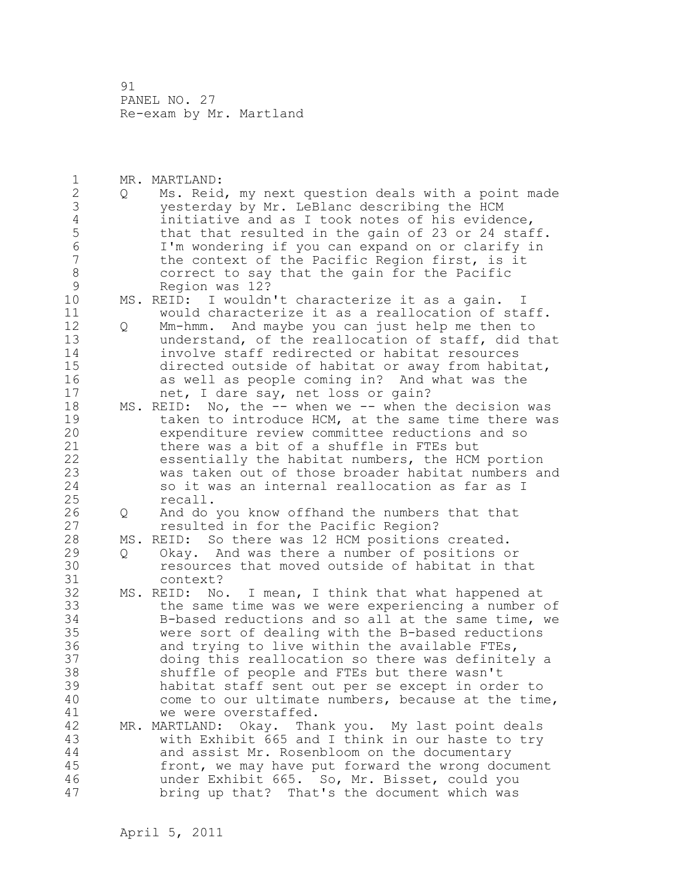MR. MARTLAND:

Q Ms. Reid, my next question deals with a point made yesterday by Mr. LeBlanc describing the HCM initiative and as I took notes of his evidence, that that resulted in the gain of 23 or 24 staff. I'm wondering if you can expand on or clarify in the context of the Pacific Region first, is it correct to say that the gain for the Pacific Region was 12?

MS. REID: I wouldn't characterize it as a gain. I would characterize it as a reallocation of staff.

Q Mm-hmm. And maybe you can just help me then to understand, of the reallocation of staff, did that involve staff redirected or habitat resources directed outside of habitat or away from habitat, as well as people coming in? And what was the net, I dare say, net loss or gain?

MS. REID: No, the -- when we -- when the decision was taken to introduce HCM, at the same time there was expenditure review committee reductions and so there was a bit of a shuffle in FTEs but essentially the habitat numbers, the HCM portion was taken out of those broader habitat numbers and so it was an internal reallocation as far as I recall.

Q And do you know offhand the numbers that that resulted in for the Pacific Region?

MS. REID: So there was 12 HCM positions created.

Q Okay. And was there a number of positions or resources that moved outside of habitat in that context?

MS. REID: No. I mean, I think that what happened at the same time was we were experiencing a number of B-based reductions and so all at the same time, we were sort of dealing with the B-based reductions and trying to live within the available FTEs, doing this reallocation so there was definitely a shuffle of people and FTEs but there wasn't habitat staff sent out per se except in order to come to our ultimate numbers, because at the time, we were overstaffed.

MR. MARTLAND: Okay. Thank you. My last point deals with Exhibit 665 and I think in our haste to try and assist Mr. Rosenbloom on the documentary front, we may have put forward the wrong document under Exhibit 665. So, Mr. Bisset, could you bring up that? That's the document which was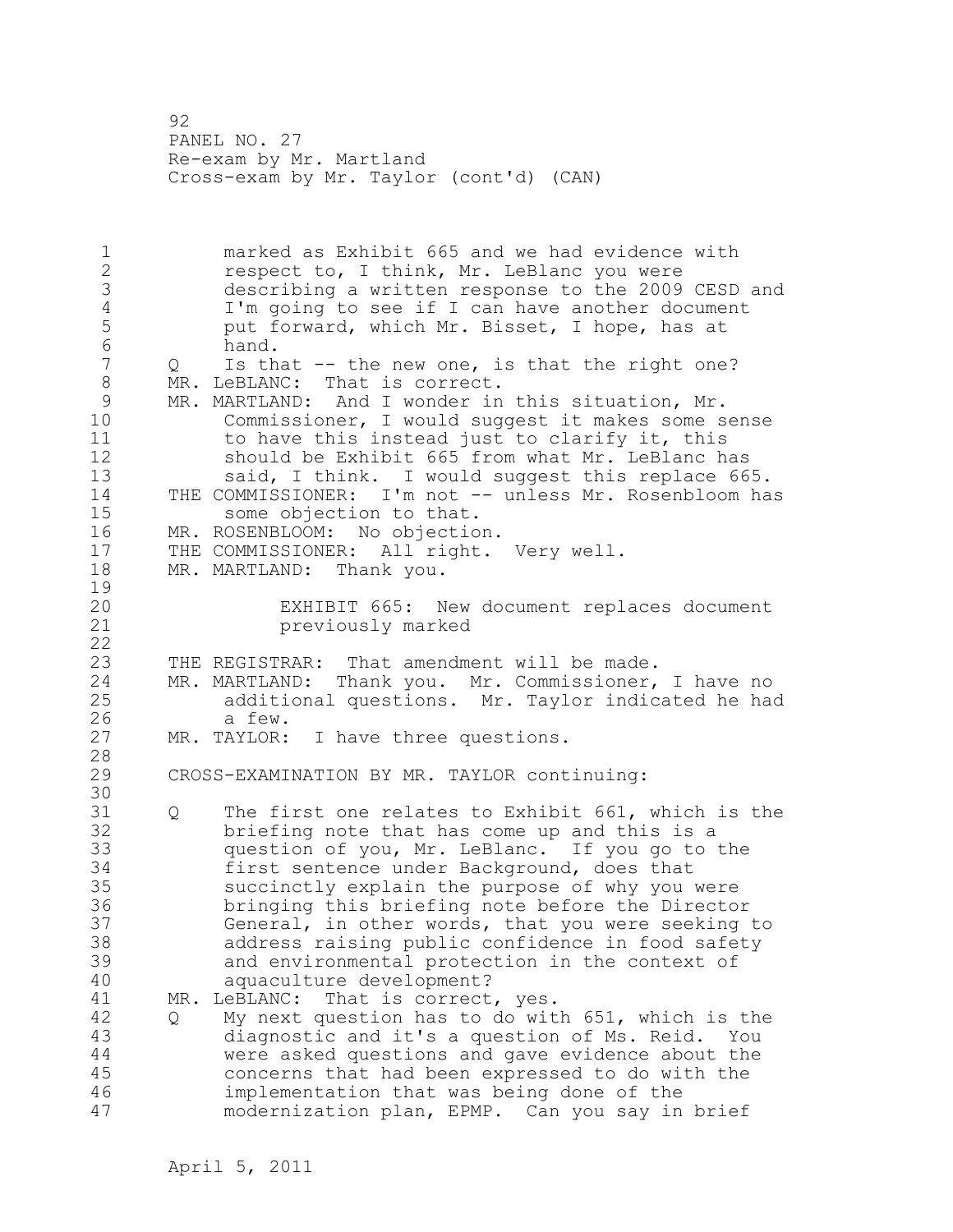marked as Exhibit 665 and we had evidence with respect to, I think, Mr. LeBlanc you were describing a written response to the 2009 CESD and I'm going to see if I can have another document put forward, which Mr. Bisset, I hope, has at hand.

Q Is that -- the new one, is that the right one?

MR. LeBLANC: That is correct.

MR. MARTLAND: And I wonder in this situation, Mr. Commissioner, I would suggest it makes some sense to have this instead just to clarify it, this should be Exhibit 665 from what Mr. LeBlanc has said, I think. I would suggest this replace 665.

THE COMMISSIONER: I'm not -- unless Mr. Rosenbloom has some objection to that.

MR. ROSENBLOOM: No objection.

THE COMMISSIONER: All right. Very well.

MR. MARTLAND: Thank you.

EXHIBIT 665: New document replaces document previously marked

THE REGISTRAR: That amendment will be made.

MR. MARTLAND: Thank you. Mr. Commissioner, I have no additional questions. Mr. Taylor indicated he had a few.

MR. TAYLOR: I have three questions.

CROSS-EXAMINATION BY MR. TAYLOR continuing:

Q The first one relates to Exhibit 661, which is the briefing note that has come up and this is a question of you, Mr. LeBlanc. If you go to the first sentence under Background, does that succinctly explain the purpose of why you were bringing this briefing note before the Director General, in other words, that you were seeking to address raising public confidence in food safety and environmental protection in the context of aquaculture development?

MR. LeBLANC: That is correct, yes.

Q My next question has to do with 651, which is the diagnostic and it's a question of Ms. Reid. You were asked questions and gave evidence about the concerns that had been expressed to do with the implementation that was being done of the modernization plan, EPMP. Can you say in brief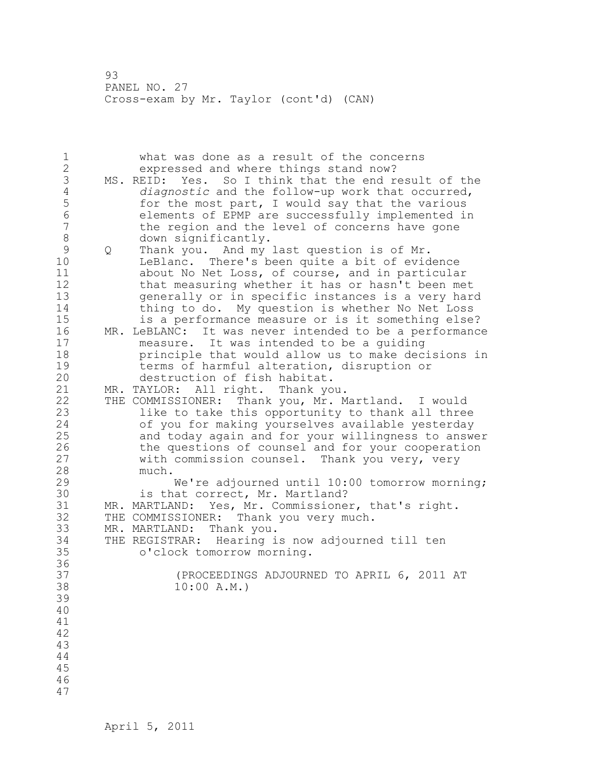what was done as a result of the concerns expressed and where things stand now?

MS. REID: Yes. So I think that the end result of the *diagnostic* and the follow-up work that occurred, for the most part, I would say that the various elements of EPMP are successfully implemented in the region and the level of concerns have gone down significantly.

Q Thank you. And my last question is of Mr. LeBlanc. There's been quite a bit of evidence about No Net Loss, of course, and in particular that measuring whether it has or hasn't been met generally or in specific instances is a very hard thing to do. My question is whether No Net Loss is a performance measure or is it something else?

MR. LeBLANC: It was never intended to be a performance measure. It was intended to be a guiding principle that would allow us to make decisions in terms of harmful alteration, disruption or destruction of fish habitat.

MR. TAYLOR: All right. Thank you.

THE COMMISSIONER: Thank you, Mr. Martland. I would like to take this opportunity to thank all three of you for making yourselves available yesterday and today again and for your willingness to answer the questions of counsel and for your cooperation with commission counsel. Thank you very, very much.

We're adjourned until 10:00 tomorrow morning; is that correct, Mr. Martland?

MR. MARTLAND: Yes, Mr. Commissioner, that's right.

THE COMMISSIONER: Thank you very much.

MR. MARTLAND: Thank you.

THE REGISTRAR: Hearing is now adjourned till ten o'clock tomorrow morning.

(PROCEEDINGS ADJOURNED TO APRIL 6, 2011 AT 10:00 A.M.)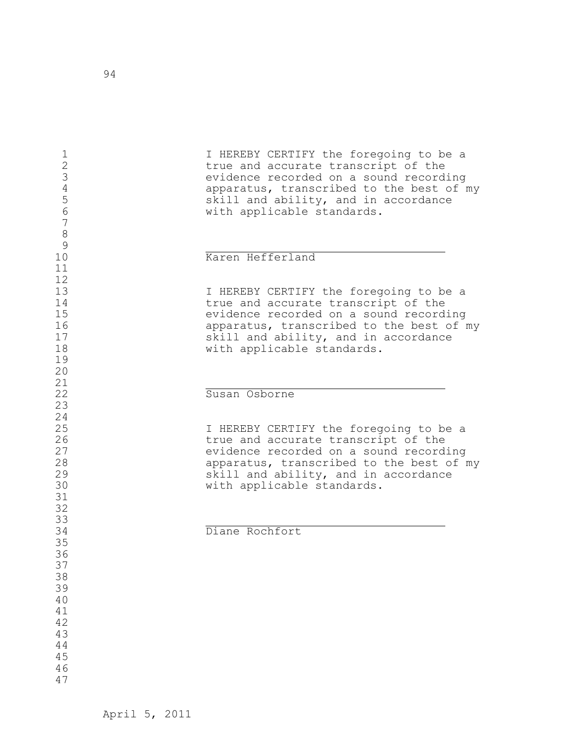I HEREBY CERTIFY the foregoing to be a true and accurate transcript of the evidence recorded on a sound recording apparatus, transcribed to the best of my skill and ability, and in accordance with applicable standards.

\_\_\_\_\_\_\_\_\_\_\_\_\_\_\_\_\_\_\_\_\_\_\_\_\_\_\_\_\_\_\_\_\_\_\_

Karen Hefferland

I HEREBY CERTIFY the foregoing to be a true and accurate transcript of the evidence recorded on a sound recording apparatus, transcribed to the best of my skill and ability, and in accordance with applicable standards.

\_\_\_\_\_\_\_\_\_\_\_\_\_\_\_\_\_\_\_\_\_\_\_\_\_\_\_\_\_\_\_\_\_\_\_

Susan Osborne

I HEREBY CERTIFY the foregoing to be a true and accurate transcript of the evidence recorded on a sound recording apparatus, transcribed to the best of my skill and ability, and in accordance with applicable standards.

\_\_\_\_\_\_\_\_\_\_\_\_\_\_\_\_\_\_\_\_\_\_\_\_\_\_\_\_\_\_\_\_\_\_\_

Diane Rochfort